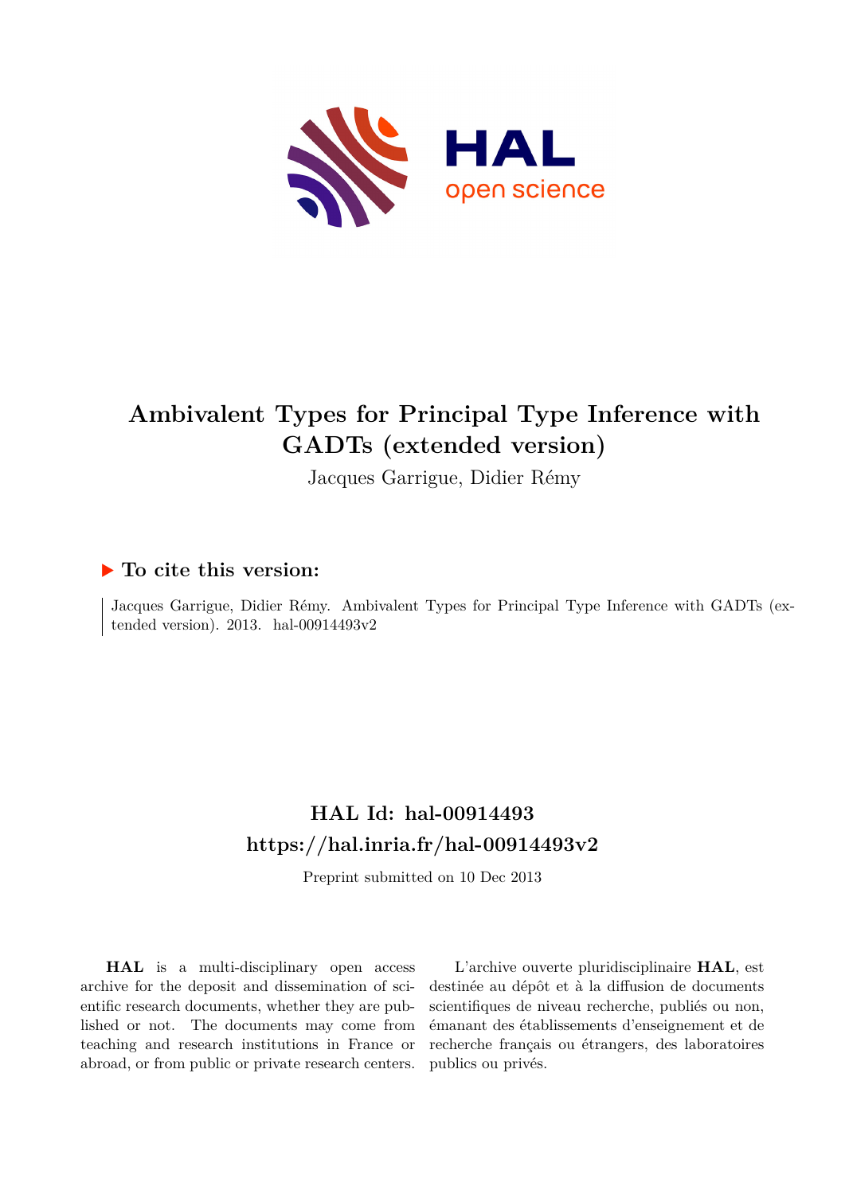# Ambivalent Types for Principal Type Inference with GADTs (extended version)

Jacques Garrigue, Didier Rémy

## To cite this version:

Jacques Garrigue, Didier Rémy. Ambivalent Types for Principal Type Inference with GADTs (extended version). 2013. hal-00914493v2

## HAL Id: hal-00914493

## https://hal.inria.fr/hal-00914493v2

Preprint submitted on 10 Dec 2013

**HAL** is a multi-disciplinary open access archive for the deposit and dissemination of scientific research documents, whether they are published or not. The documents may come from teaching and research institutions in France or abroad, or from public or private research centers.

L'archive ouverte pluridisciplinaire **HAL**, est destinée au dépôt et à la diffusion de documents scientifiques de niveau recherche, publiés ou non, émanant des établissements d'enseignement et de recherche français ou étrangers, des laboratoires publics ou privés.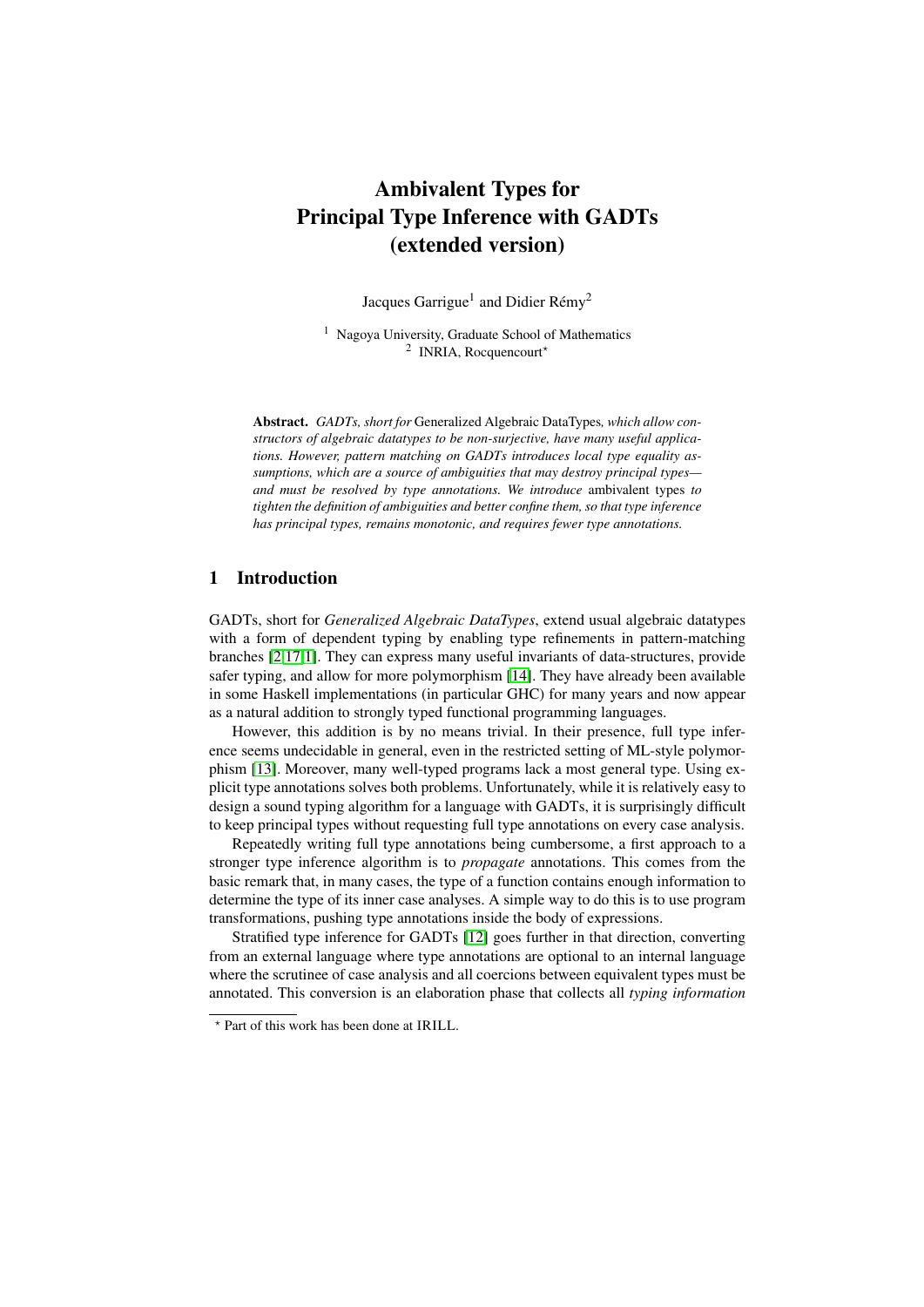# Ambivalent Types for Principal Type Inference with GADTs (extended version)

Jacques Garrigue[1] and Didier Rémy[2]

[1] Nagoya University, Graduate School of Mathematics
[2] INRIA, Rocquencourt*

**Abstract.** *GADTs, short for* Generalized Algebraic DataTypes*, which allow constructors of algebraic datatypes to be non-surjective, have many useful applications. However, pattern matching on GADTs introduces local type equality assumptions, which are a source of ambiguities that may destroy principal types—and must be resolved by type annotations. We introduce* ambivalent types *to tighten the definition of ambiguities and better confine them, so that type inference has principal types, remains monotonic, and requires fewer type annotations.*

## 1 Introduction

GADTs, short for *Generalized Algebraic DataTypes*, extend usual algebraic datatypes with a form of dependent typing by enabling type refinements in pattern-matching branches [2,17,1]. They can express many useful invariants of data-structures, provide safer typing, and allow for more polymorphism [14]. They have already been available in some Haskell implementations (in particular GHC) for many years and now appear as a natural addition to strongly typed functional programming languages.

However, this addition is by no means trivial. In their presence, full type inference seems undecidable in general, even in the restricted setting of ML-style polymorphism [13]. Moreover, many well-typed programs lack a most general type. Using explicit type annotations solves both problems. Unfortunately, while it is relatively easy to design a sound typing algorithm for a language with GADTs, it is surprisingly difficult to keep principal types without requesting full type annotations on every case analysis.

Repeatedly writing full type annotations being cumbersome, a first approach to a stronger type inference algorithm is to *propagate* annotations. This comes from the basic remark that, in many cases, the type of a function contains enough information to determine the type of its inner case analyses. A simple way to do this is to use program transformations, pushing type annotations inside the body of expressions.

Stratified type inference for GADTs [12] goes further in that direction, converting from an external language where type annotations are optional to an internal language where the scrutinee of case analysis and all coercions between equivalent types must be annotated. This conversion is an elaboration phase that collects all *typing information*

* Part of this work has been done at IRILL.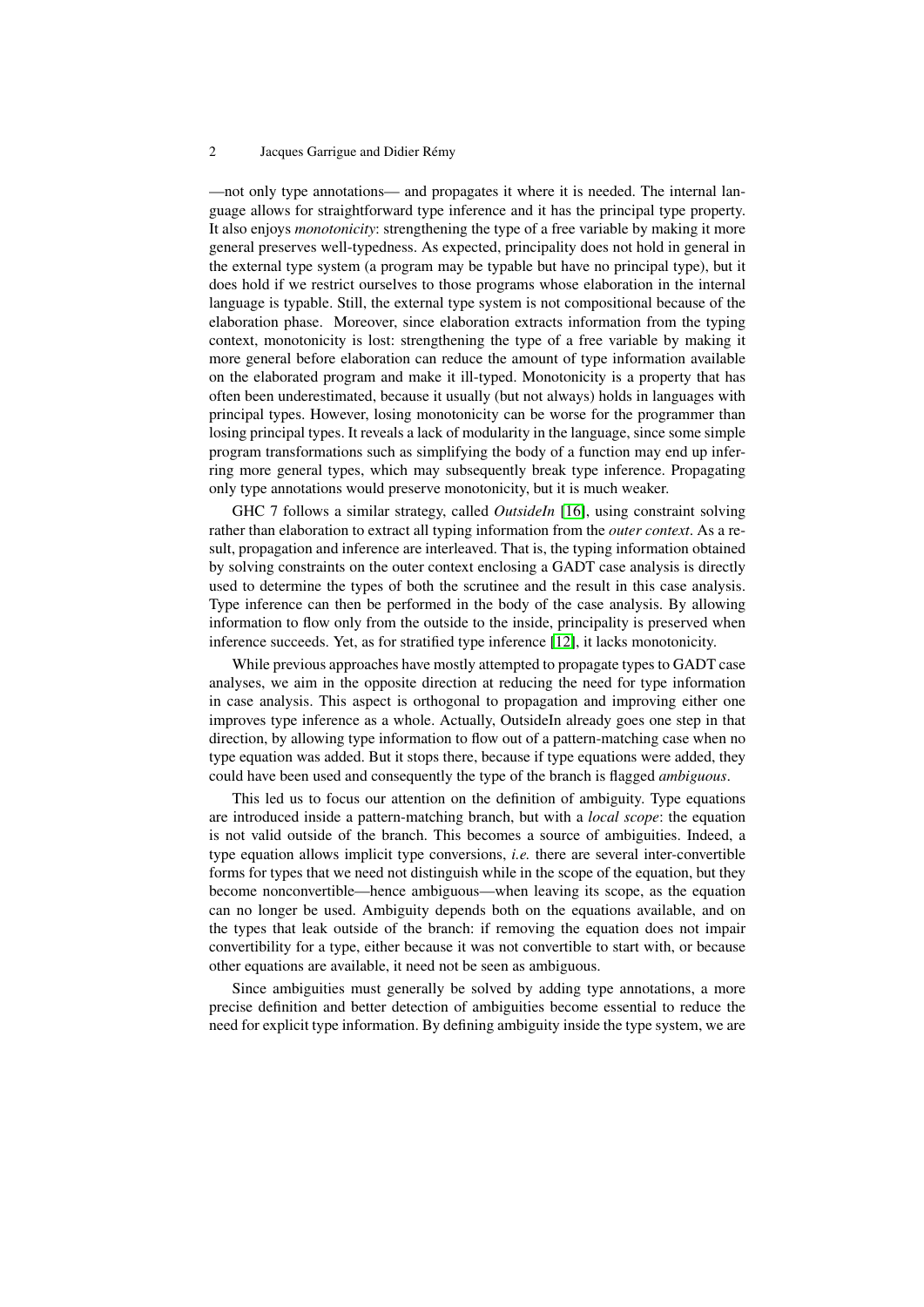—not only type annotations— and propagates it where it is needed. The internal language allows for straightforward type inference and it has the principal type property. It also enjoys *monotonicity*: strengthening the type of a free variable by making it more general preserves well-typedness. As expected, principality does not hold in general in the external type system (a program may be typable but have no principal type), but it does hold if we restrict ourselves to those programs whose elaboration in the internal language is typable. Still, the external type system is not compositional because of the elaboration phase. Moreover, since elaboration extracts information from the typing context, monotonicity is lost: strengthening the type of a free variable by making it more general before elaboration can reduce the amount of type information available on the elaborated program and make it ill-typed. Monotonicity is a property that has often been underestimated, because it usually (but not always) holds in languages with principal types. However, losing monotonicity can be worse for the programmer than losing principal types. It reveals a lack of modularity in the language, since some simple program transformations such as simplifying the body of a function may end up inferring more general types, which may subsequently break type inference. Propagating only type annotations would preserve monotonicity, but it is much weaker.

GHC 7 follows a similar strategy, called *OutsideIn* [16], using constraint solving rather than elaboration to extract all typing information from the *outer context*. As a result, propagation and inference are interleaved. That is, the typing information obtained by solving constraints on the outer context enclosing a GADT case analysis is directly used to determine the types of both the scrutinee and the result in this case analysis. Type inference can then be performed in the body of the case analysis. By allowing information to flow only from the outside to the inside, principality is preserved when inference succeeds. Yet, as for stratified type inference [12], it lacks monotonicity.

While previous approaches have mostly attempted to propagate types to GADT case analyses, we aim in the opposite direction at reducing the need for type information in case analysis. This aspect is orthogonal to propagation and improving either one improves type inference as a whole. Actually, OutsideIn already goes one step in that direction, by allowing type information to flow out of a pattern-matching case when no type equation was added. But it stops there, because if type equations were added, they could have been used and consequently the type of the branch is flagged *ambiguous*.

This led us to focus our attention on the definition of ambiguity. Type equations are introduced inside a pattern-matching branch, but with a *local scope*: the equation is not valid outside of the branch. This becomes a source of ambiguities. Indeed, a type equation allows implicit type conversions, *i.e.* there are several inter-convertible forms for types that we need not distinguish while in the scope of the equation, but they become nonconvertible—hence ambiguous—when leaving its scope, as the equation can no longer be used. Ambiguity depends both on the equations available, and on the types that leak outside of the branch: if removing the equation does not impair convertibility for a type, either because it was not convertible to start with, or because other equations are available, it need not be seen as ambiguous.

Since ambiguities must generally be solved by adding type annotations, a more precise definition and better detection of ambiguities become essential to reduce the need for explicit type information. By defining ambiguity inside the type system, we are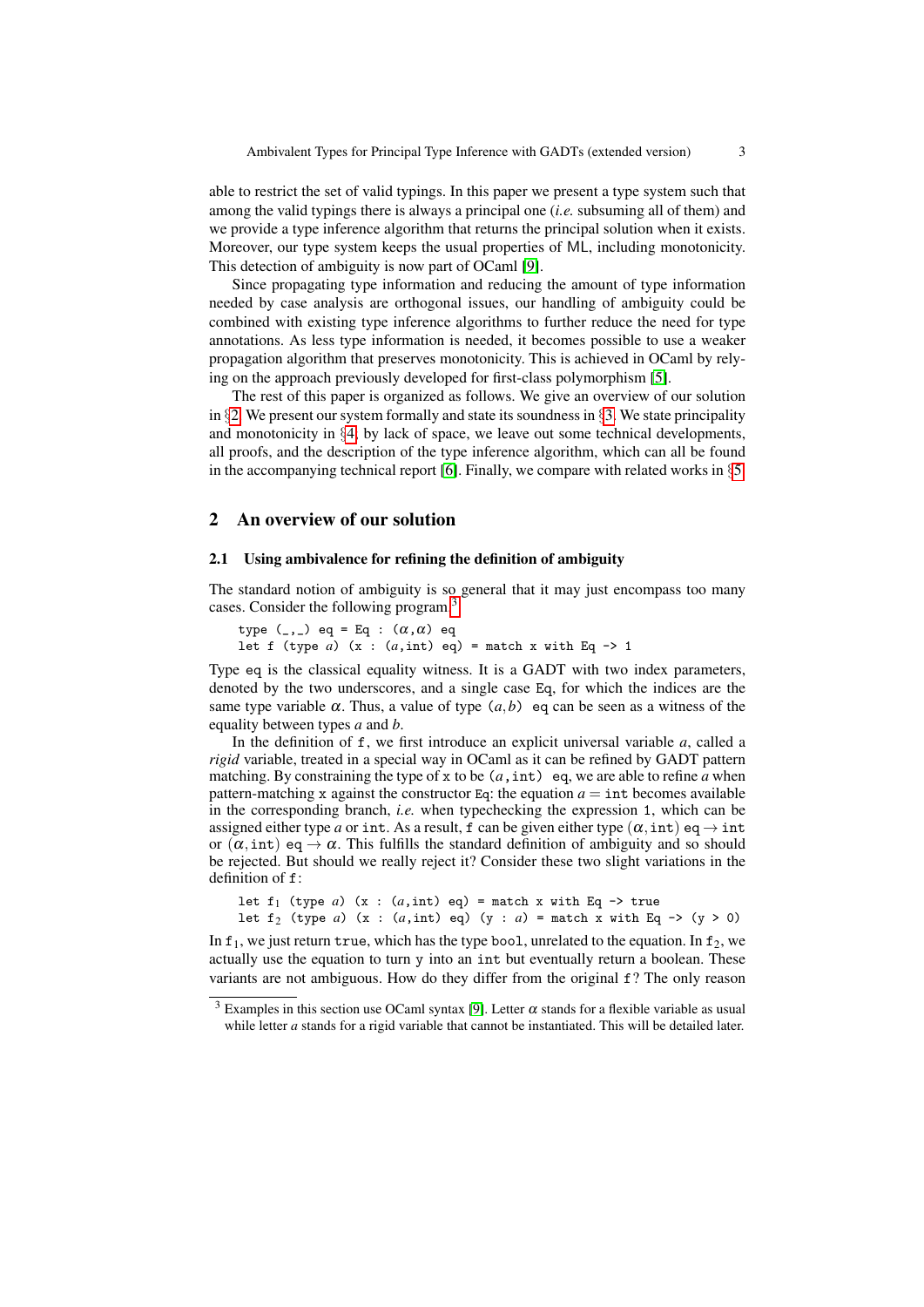able to restrict the set of valid typings. In this paper we present a type system such that among the valid typings there is always a principal one (*i.e.* subsuming all of them) and we provide a type inference algorithm that returns the principal solution when it exists. Moreover, our type system keeps the usual properties of ML, including monotonicity. This detection of ambiguity is now part of OCaml [9].

Since propagating type information and reducing the amount of type information needed by case analysis are orthogonal issues, our handling of ambiguity could be combined with existing type inference algorithms to further reduce the need for type annotations. As less type information is needed, it becomes possible to use a weaker propagation algorithm that preserves monotonicity. This is achieved in OCaml by relying on the approach previously developed for first-class polymorphism [5].

The rest of this paper is organized as follows. We give an overview of our solution in §2. We present our system formally and state its soundness in §3. We state principality and monotonicity in §4; by lack of space, we leave out some technical developments, all proofs, and the description of the type inference algorithm, which can all be found in the accompanying technical report [6]. Finally, we compare with related works in §5.

## 2 An overview of our solution

### 2.1 Using ambivalence for refining the definition of ambiguity

The standard notion of ambiguity is so general that it may just encompass too many cases. Consider the following program.[3]

```
type (_,_) eq = Eq : (α,α) eq
let f (type a) (x : (a,int) eq) = match x with Eq -> 1
```

Type `eq` is the classical equality witness. It is a GADT with two index parameters, denoted by the two underscores, and a single case `Eq`, for which the indices are the same type variable $\alpha$. Thus, a value of type $(a,b)$ `eq` can be seen as a witness of the equality between types $a$ and $b$.

In the definition of `f`, we first introduce an explicit universal variable $a$, called a *rigid* variable, treated in a special way in OCaml as it can be refined by GADT pattern matching. By constraining the type of `x` to be $(a,$ `int`$)$ `eq`, we are able to refine $a$ when pattern-matching `x` against the constructor `Eq`: the equation $a =$ `int` becomes available in the corresponding branch, *i.e.* when typechecking the expression `1`, which can be assigned either type $a$ or `int`. As a result, `f` can be given either type $(\alpha,$ `int`$)$ `eq` $\rightarrow$ `int` or $(\alpha,$ `int`$)$ `eq` $\rightarrow \alpha$. This fulfills the standard definition of ambiguity and so should be rejected. But should we really reject it? Consider these two slight variations in the definition of `f`:

```
let f1 (type a) (x : (a,int) eq) = match x with Eq -> true
let f2 (type a) (x : (a,int) eq) (y : a) = match x with Eq -> (y > 0)
```

In $\texttt{f}_1$, we just return `true`, which has the type `bool`, unrelated to the equation. In $\texttt{f}_2$, we actually use the equation to turn `y` into an `int` but eventually return a boolean. These variants are not ambiguous. How do they differ from the original `f`? The only reason

[3] Examples in this section use OCaml syntax [9]. Letter $\alpha$ stands for a flexible variable as usual while letter $a$ stands for a rigid variable that cannot be instantiated. This will be detailed later.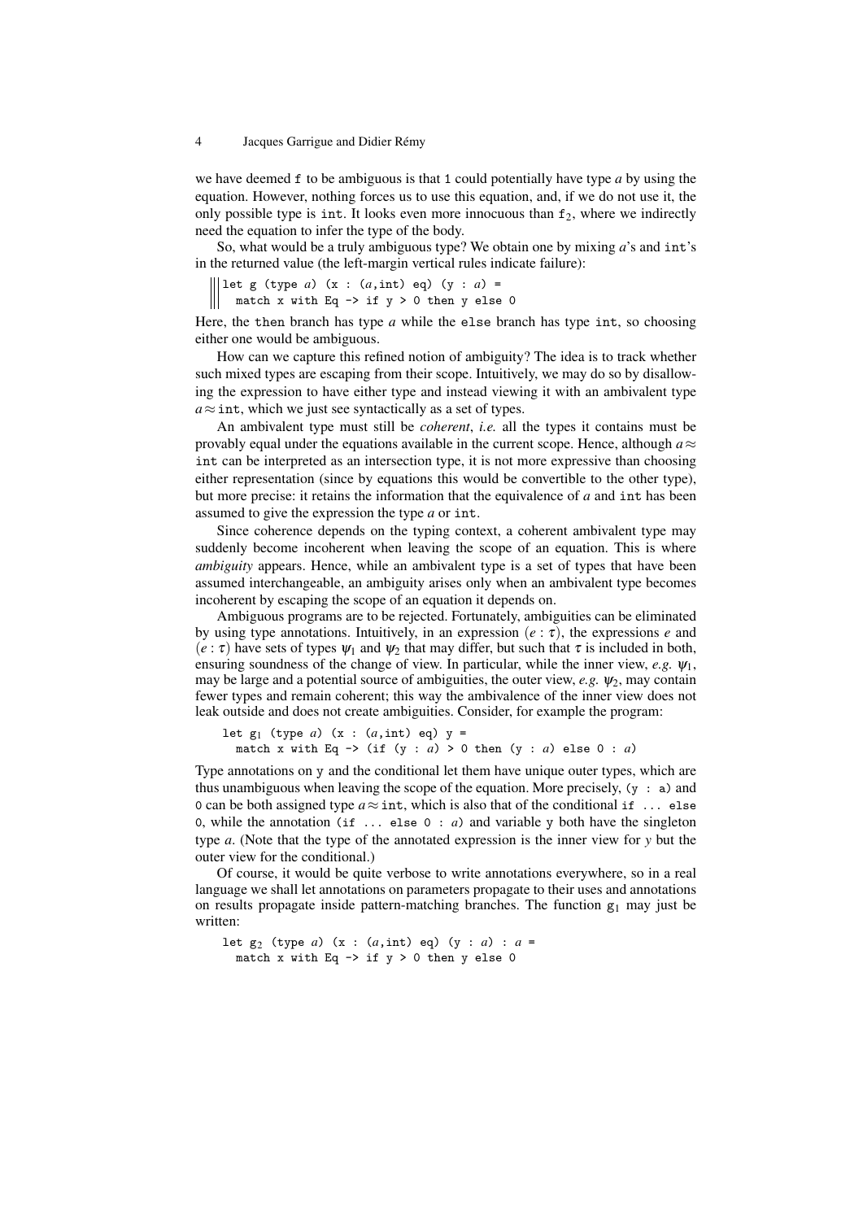we have deemed `f` to be ambiguous is that `1` could potentially have type $a$ by using the equation. However, nothing forces us to use this equation, and, if we do not use it, the only possible type is `int`. It looks even more innocuous than $f_2$, where we indirectly need the equation to infer the type of the body.

So, what would be a truly ambiguous type? We obtain one by mixing $a$'s and `int`'s in the returned value (the left-margin vertical rules indicate failure):

```
let g (type a) (x : (a,int) eq) (y : a) =
  match x with Eq -> if y > 0 then y else 0
```

Here, the `then` branch has type $a$ while the `else` branch has type `int`, so choosing either one would be ambiguous.

How can we capture this refined notion of ambiguity? The idea is to track whether such mixed types are escaping from their scope. Intuitively, we may do so by disallowing the expression to have either type and instead viewing it with an ambivalent type $a \approx$ `int`, which we just see syntactically as a set of types.

An ambivalent type must still be *coherent*, *i.e.* all the types it contains must be provably equal under the equations available in the current scope. Hence, although $a \approx$ `int` can be interpreted as an intersection type, it is not more expressive than choosing either representation (since by equations this would be convertible to the other type), but more precise: it retains the information that the equivalence of $a$ and `int` has been assumed to give the expression the type $a$ or `int`.

Since coherence depends on the typing context, a coherent ambivalent type may suddenly become incoherent when leaving the scope of an equation. This is where *ambiguity* appears. Hence, while an ambivalent type is a set of types that have been assumed interchangeable, an ambiguity arises only when an ambivalent type becomes incoherent by escaping the scope of an equation it depends on.

Ambiguous programs are to be rejected. Fortunately, ambiguities can be eliminated by using type annotations. Intuitively, in an expression $(e : \tau)$, the expressions $e$ and $(e : \tau)$ have sets of types $\psi_1$ and $\psi_2$ that may differ, but such that $\tau$ is included in both, ensuring soundness of the change of view. In particular, while the inner view, *e.g.* $\psi_1$, may be large and a potential source of ambiguities, the outer view, *e.g.* $\psi_2$, may contain fewer types and remain coherent; this way the ambivalence of the inner view does not leak outside and does not create ambiguities. Consider, for example the program:

```
let g1 (type a) (x : (a,int) eq) y =
  match x with Eq -> (if (y : a) > 0 then (y : a) else 0 : a)
```

Type annotations on `y` and the conditional let them have unique outer types, which are thus unambiguous when leaving the scope of the equation. More precisely, `(y : a)` and `0` can be both assigned type $a \approx$ `int`, which is also that of the conditional `if ... else 0`, while the annotation `(if ... else 0 : a)` and variable `y` both have the singleton type $a$. (Note that the type of the annotated expression is the inner view for $y$ but the outer view for the conditional.)

Of course, it would be quite verbose to write annotations everywhere, so in a real language we shall let annotations on parameters propagate to their uses and annotations on results propagate inside pattern-matching branches. The function $g_1$ may just be written:

```
let g2 (type a) (x : (a,int) eq) (y : a) : a =
  match x with Eq -> if y > 0 then y else 0
```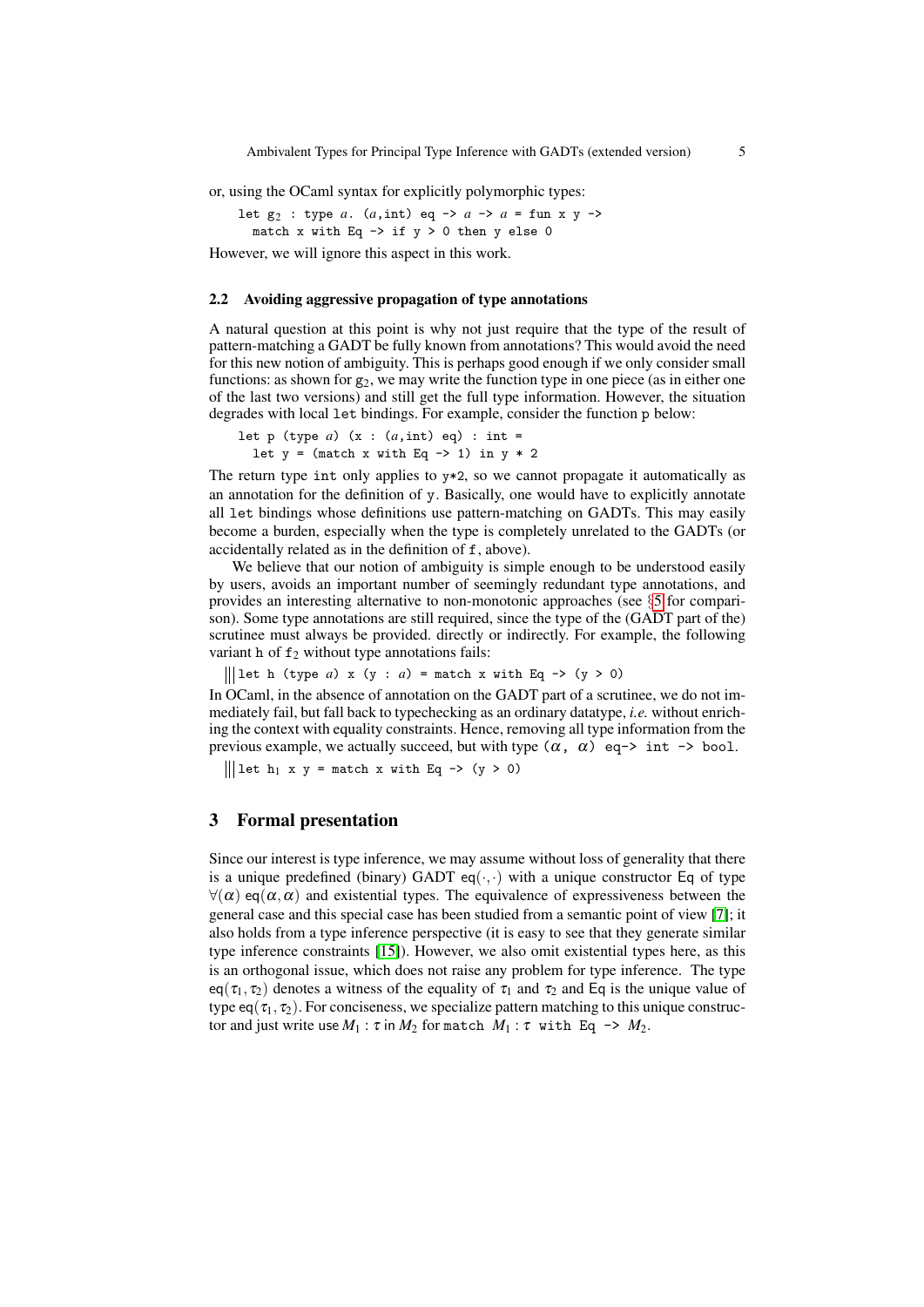or, using the OCaml syntax for explicitly polymorphic types:

```
let g2 : type a. (a,int) eq -> a -> a = fun x y ->
  match x with Eq -> if y > 0 then y else 0
```

However, we will ignore this aspect in this work.

### 2.2 Avoiding aggressive propagation of type annotations

A natural question at this point is why not just require that the type of the result of pattern-matching a GADT be fully known from annotations? This would avoid the need for this new notion of ambiguity. This is perhaps good enough if we only consider small functions: as shown for $g_2$, we may write the function type in one piece (as in either one of the last two versions) and still get the full type information. However, the situation degrades with local `let` bindings. For example, consider the function `p` below:

```
let p (type a) (x : (a,int) eq) : int =
  let y = (match x with Eq -> 1) in y * 2
```

The return type `int` only applies to `y*2`, so we cannot propagate it automatically as an annotation for the definition of `y`. Basically, one would have to explicitly annotate all `let` bindings whose definitions use pattern-matching on GADTs. This may easily become a burden, especially when the type is completely unrelated to the GADTs (or accidentally related as in the definition of `f`, above).

We believe that our notion of ambiguity is simple enough to be understood easily by users, avoids an important number of seemingly redundant type annotations, and provides an interesting alternative to non-monotonic approaches (see §5 for comparison). Some type annotations are still required, since the type of the (GADT part of the) scrutinee must always be provided. directly or indirectly. For example, the following variant `h` of $f_2$ without type annotations fails:

```
let h (type a) x (y : a) = match x with Eq -> (y > 0)
```

In OCaml, in the absence of annotation on the GADT part of a scrutinee, we do not immediately fail, but fall back to typechecking as an ordinary datatype, *i.e.* without enriching the context with equality constraints. Hence, removing all type information from the previous example, we actually succeed, but with type `(α, α) eq-> int -> bool`.

```
let h1 x y = match x with Eq -> (y > 0)
```

## 3 Formal presentation

Since our interest is type inference, we may assume without loss of generality that there is a unique predefined (binary) GADT $\mathsf{eq}(\cdot,\cdot)$ with a unique constructor $\mathsf{Eq}$ of type $\forall(\alpha)\ \mathsf{eq}(\alpha,\alpha)$ and existential types. The equivalence of expressiveness between the general case and this special case has been studied from a semantic point of view [7]; it also holds from a type inference perspective (it is easy to see that they generate similar type inference constraints [15]). However, we also omit existential types here, as this is an orthogonal issue, which does not raise any problem for type inference. The type $\mathsf{eq}(\tau_1,\tau_2)$ denotes a witness of the equality of $\tau_1$ and $\tau_2$ and $\mathsf{Eq}$ is the unique value of type $\mathsf{eq}(\tau_1,\tau_2)$. For conciseness, we specialize pattern matching to this unique constructor and just write $\mathsf{use}\ M_1 : \tau\ \mathsf{in}\ M_2$ for `match` $M_1 : \tau$ `with Eq ->` $M_2$.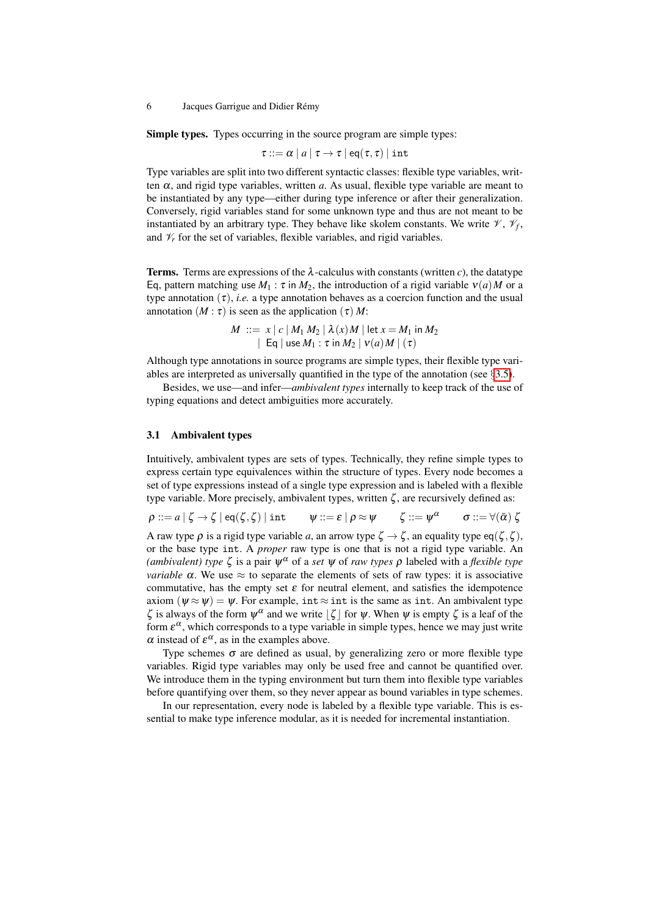**Simple types.** Types occurring in the source program are simple types:

$$\tau ::= \alpha \mid a \mid \tau \to \tau \mid \mathsf{eq}(\tau, \tau) \mid \mathtt{int}$$

Type variables are split into two different syntactic classes: flexible type variables, written $\alpha$, and rigid type variables, written $a$. As usual, flexible type variable are meant to be instantiated by any type—either during type inference or after their generalization. Conversely, rigid variables stand for some unknown type and thus are not meant to be instantiated by an arbitrary type. They behave like skolem constants. We write $\mathscr{V}$, $\mathscr{V}_f$, and $\mathscr{V}_r$ for the set of variables, flexible variables, and rigid variables.

**Terms.** Terms are expressions of the $\lambda$-calculus with constants (written $c$), the datatype Eq, pattern matching use $M_1 : \tau$ in $M_2$, the introduction of a rigid variable $\nu(a)M$ or a type annotation $(\tau)$, *i.e.* a type annotation behaves as a coercion function and the usual annotation $(M : \tau)$ is seen as the application $(\tau)\, M$:

$$\begin{aligned} M \; ::= \; & x \mid c \mid M_1\, M_2 \mid \lambda(x)M \mid \mathsf{let}\; x = M_1 \;\mathsf{in}\; M_2 \\ \mid \; & \mathsf{Eq} \mid \mathsf{use}\; M_1 : \tau \;\mathsf{in}\; M_2 \mid \nu(a)M \mid (\tau) \end{aligned}$$

Although type annotations in source programs are simple types, their flexible type variables are interpreted as universally quantified in the type of the annotation (see §3.5).

Besides, we use—and infer—*ambivalent types* internally to keep track of the use of typing equations and detect ambiguities more accurately.

### 3.1 Ambivalent types

Intuitively, ambivalent types are sets of types. Technically, they refine simple types to express certain type equivalences within the structure of types. Every node becomes a set of type expressions instead of a single type expression and is labeled with a flexible type variable. More precisely, ambivalent types, written $\zeta$, are recursively defined as:

$$\rho ::= a \mid \zeta \to \zeta \mid \mathsf{eq}(\zeta, \zeta) \mid \mathtt{int} \qquad \psi ::= \varepsilon \mid \rho \approx \psi \qquad \zeta ::= \psi^\alpha \qquad \sigma ::= \forall(\bar{\alpha})\, \zeta$$

A raw type $\rho$ is a rigid type variable $a$, an arrow type $\zeta \to \zeta$, an equality type $\mathsf{eq}(\zeta, \zeta)$, or the base type int. A *proper* raw type is one that is not a rigid type variable. An *(ambivalent) type* $\zeta$ is a pair $\psi^\alpha$ of a *set* $\psi$ of *raw types* $\rho$ labeled with a *flexible type variable* $\alpha$. We use $\approx$ to separate the elements of sets of raw types: it is associative commutative, has the empty set $\varepsilon$ for neutral element, and satisfies the idempotence axiom $(\psi \approx \psi) = \psi$. For example, $\mathtt{int} \approx \mathtt{int}$ is the same as int. An ambivalent type $\zeta$ is always of the form $\psi^\alpha$ and we write $\lfloor \zeta \rfloor$ for $\psi$. When $\psi$ is empty $\zeta$ is a leaf of the form $\varepsilon^\alpha$, which corresponds to a type variable in simple types, hence we may just write $\alpha$ instead of $\varepsilon^\alpha$, as in the examples above.

Type schemes $\sigma$ are defined as usual, by generalizing zero or more flexible type variables. Rigid type variables may only be used free and cannot be quantified over. We introduce them in the typing environment but turn them into flexible type variables before quantifying over them, so they never appear as bound variables in type schemes.

In our representation, every node is labeled by a flexible type variable. This is essential to make type inference modular, as it is needed for incremental instantiation.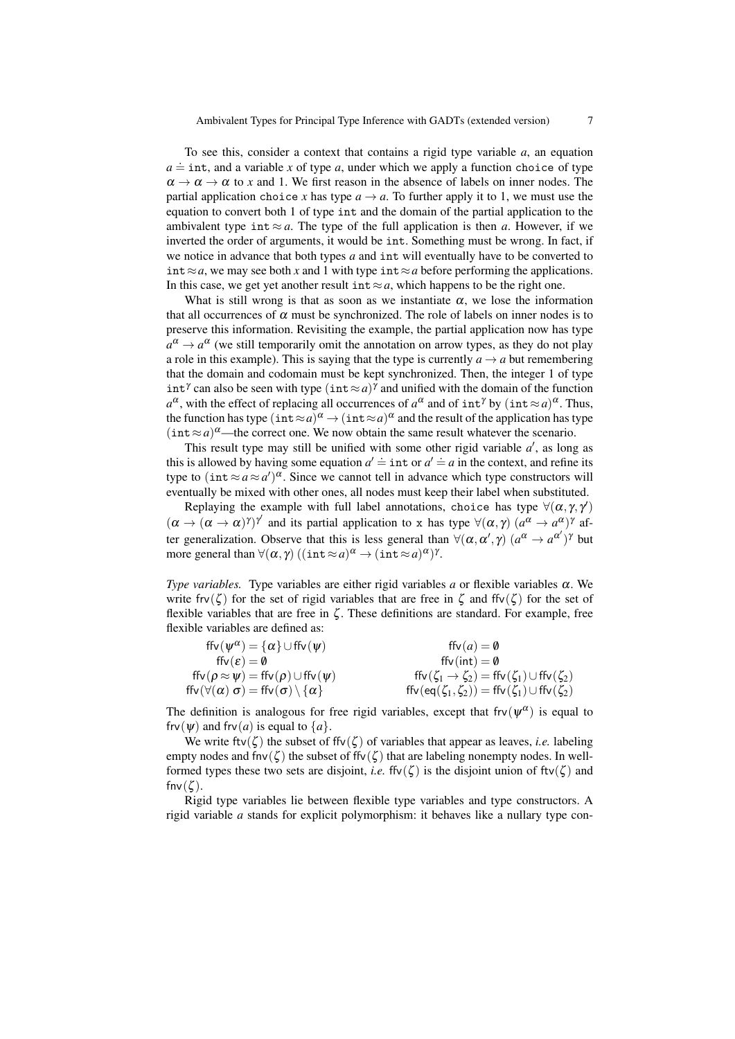To see this, consider a context that contains a rigid type variable $a$, an equation $a \doteq \texttt{int}$, and a variable $x$ of type $a$, under which we apply a function `choice` of type $\alpha \to \alpha \to \alpha$ to $x$ and 1. We first reason in the absence of labels on inner nodes. The partial application `choice` $x$ has type $a \to a$. To further apply it to 1, we must use the equation to convert both 1 of type `int` and the domain of the partial application to the ambivalent type $\texttt{int} \approx a$. The type of the full application is then $a$. However, if we inverted the order of arguments, it would be `int`. Something must be wrong. In fact, if we notice in advance that both types $a$ and `int` will eventually have to be converted to $\texttt{int} \approx a$, we may see both $x$ and 1 with type $\texttt{int} \approx a$ before performing the applications. In this case, we get yet another result $\texttt{int} \approx a$, which happens to be the right one.

What is still wrong is that as soon as we instantiate $\alpha$, we lose the information that all occurrences of $\alpha$ must be synchronized. The role of labels on inner nodes is to preserve this information. Revisiting the example, the partial application now has type $a^\alpha \to a^\alpha$ (we still temporarily omit the annotation on arrow types, as they do not play a role in this example). This is saying that the type is currently $a \to a$ but remembering that the domain and codomain must be kept synchronized. Then, the integer 1 of type $\texttt{int}^\gamma$ can also be seen with type $(\texttt{int} \approx a)^\gamma$ and unified with the domain of the function $a^\alpha$, with the effect of replacing all occurrences of $a^\alpha$ and of $\texttt{int}^\gamma$ by $(\texttt{int} \approx a)^\alpha$. Thus, the function has type $(\texttt{int} \approx a)^\alpha \to (\texttt{int} \approx a)^\alpha$ and the result of the application has type $(\texttt{int} \approx a)^\alpha$—the correct one. We now obtain the same result whatever the scenario.

This result type may still be unified with some other rigid variable $a'$, as long as this is allowed by having some equation $a' \doteq \texttt{int}$ or $a' \doteq a$ in the context, and refine its type to $(\texttt{int} \approx a \approx a')^\alpha$. Since we cannot tell in advance which type constructors will eventually be mixed with other ones, all nodes must keep their label when substituted.

Replaying the example with full label annotations, `choice` has type $\forall(\alpha, \gamma, \gamma')$ $(\alpha \to (\alpha \to \alpha)^\gamma)^{\gamma'}$ and its partial application to `x` has type $\forall(\alpha, \gamma)\ (a^\alpha \to a^\alpha)^\gamma$ after generalization. Observe that this is less general than $\forall(\alpha, \alpha', \gamma)\ (a^\alpha \to a^{\alpha'})^\gamma$ but more general than $\forall(\alpha, \gamma)\ ((\texttt{int} \approx a)^\alpha \to (\texttt{int} \approx a)^\alpha)^\gamma$.

*Type variables.* Type variables are either rigid variables $a$ or flexible variables $\alpha$. We write $\mathsf{frv}(\zeta)$ for the set of rigid variables that are free in $\zeta$ and $\mathsf{ffv}(\zeta)$ for the set of flexible variables that are free in $\zeta$. These definitions are standard. For example, free flexible variables are defined as:

$$
\begin{array}{ll}
\mathsf{ffv}(\psi^\alpha) = \{\alpha\} \cup \mathsf{ffv}(\psi) & \mathsf{ffv}(a) = \emptyset \\
\mathsf{ffv}(\varepsilon) = \emptyset & \mathsf{ffv}(\mathsf{int}) = \emptyset \\
\mathsf{ffv}(\rho \approx \psi) = \mathsf{ffv}(\rho) \cup \mathsf{ffv}(\psi) & \mathsf{ffv}(\zeta_1 \to \zeta_2) = \mathsf{ffv}(\zeta_1) \cup \mathsf{ffv}(\zeta_2) \\
\mathsf{ffv}(\forall(\alpha)\ \sigma) = \mathsf{ffv}(\sigma) \setminus \{\alpha\} & \mathsf{ffv}(\mathsf{eq}(\zeta_1, \zeta_2)) = \mathsf{ffv}(\zeta_1) \cup \mathsf{ffv}(\zeta_2)
\end{array}
$$

The definition is analogous for free rigid variables, except that $\mathsf{frv}(\psi^\alpha)$ is equal to $\mathsf{frv}(\psi)$ and $\mathsf{frv}(a)$ is equal to $\{a\}$.

We write $\mathsf{ftv}(\zeta)$ the subset of $\mathsf{ffv}(\zeta)$ of variables that appear as leaves, *i.e.* labeling empty nodes and $\mathsf{fnv}(\zeta)$ the subset of $\mathsf{ffv}(\zeta)$ that are labeling nonempty nodes. In well-formed types these two sets are disjoint, *i.e.* $\mathsf{ffv}(\zeta)$ is the disjoint union of $\mathsf{ftv}(\zeta)$ and $\mathsf{fnv}(\zeta)$.

Rigid type variables lie between flexible type variables and type constructors. A rigid variable $a$ stands for explicit polymorphism: it behaves like a nullary type con-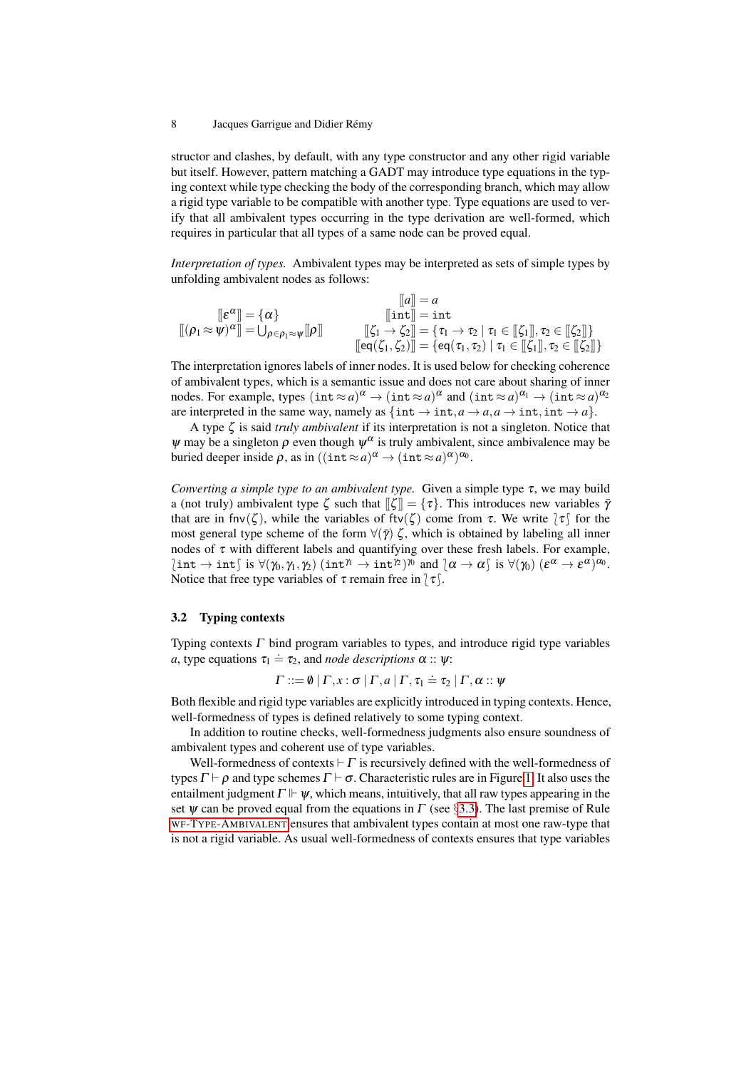structor and clashes, by default, with any type constructor and any other rigid variable but itself. However, pattern matching a GADT may introduce type equations in the typing context while type checking the body of the corresponding branch, which may allow a rigid type variable to be compatible with another type. Type equations are used to verify that all ambivalent types occurring in the type derivation are well-formed, which requires in particular that all types of a same node can be proved equal.

*Interpretation of types.* Ambivalent types may be interpreted as sets of simple types by unfolding ambivalent nodes as follows:

$$
\begin{array}{ll}
 & [\![a]\!] = a \\
[\![\varepsilon^\alpha]\!] = \{\alpha\} & [\![\mathtt{int}]\!] = \mathtt{int} \\
[\![(\rho_1 \approx \psi)^\alpha]\!] = \bigcup_{\rho \in \rho_1 \approx \psi} [\![\rho]\!] & [\![\zeta_1 \to \zeta_2]\!] = \{\tau_1 \to \tau_2 \mid \tau_1 \in [\![\zeta_1]\!], \tau_2 \in [\![\zeta_2]\!]\} \\
 & [\![\mathsf{eq}(\zeta_1, \zeta_2)]\!] = \{\mathsf{eq}(\tau_1, \tau_2) \mid \tau_1 \in [\![\zeta_1]\!], \tau_2 \in [\![\zeta_2]\!]\}
\end{array}
$$

The interpretation ignores labels of inner nodes. It is used below for checking coherence of ambivalent types, which is a semantic issue and does not care about sharing of inner nodes. For example, types $(\mathtt{int} \approx a)^\alpha \to (\mathtt{int} \approx a)^\alpha$ and $(\mathtt{int} \approx a)^{\alpha_1} \to (\mathtt{int} \approx a)^{\alpha_2}$ are interpreted in the same way, namely as $\{\mathtt{int} \to \mathtt{int}, a \to a, a \to \mathtt{int}, \mathtt{int} \to a\}$.

A type $\zeta$ is said *truly ambivalent* if its interpretation is not a singleton. Notice that $\psi$ may be a singleton $\rho$ even though $\psi^\alpha$ is truly ambivalent, since ambivalence may be buried deeper inside $\rho$, as in $((\mathtt{int} \approx a)^\alpha \to (\mathtt{int} \approx a)^\alpha)^{\alpha_0}$.

*Converting a simple type to an ambivalent type.* Given a simple type $\tau$, we may build a (not truly) ambivalent type $\zeta$ such that $[\![\zeta]\!] = \{\tau\}$. This introduces new variables $\bar{\gamma}$ that are in $\mathsf{fnv}(\zeta)$, while the variables of $\mathsf{ftv}(\zeta)$ come from $\tau$. We write $\wr \tau \int$ for the most general type scheme of the form $\forall(\bar{\gamma})\ \zeta$, which is obtained by labeling all inner nodes of $\tau$ with different labels and quantifying over these fresh labels. For example, $\wr \mathtt{int} \to \mathtt{int} \int$ is $\forall(\gamma_0, \gamma_1, \gamma_2)\ (\mathtt{int}^{\gamma_1} \to \mathtt{int}^{\gamma_2})^{\gamma_0}$ and $\wr \alpha \to \alpha \int$ is $\forall(\gamma_0)\ (\varepsilon^\alpha \to \varepsilon^\alpha)^{\gamma_0}$. Notice that free type variables of $\tau$ remain free in $\wr \tau \int$.

### 3.2 Typing contexts

Typing contexts $\Gamma$ bind program variables to types, and introduce rigid type variables $a$, type equations $\tau_1 \doteq \tau_2$, and *node descriptions* $\alpha :: \psi$:

$$
\Gamma ::= \emptyset \mid \Gamma, x : \sigma \mid \Gamma, a \mid \Gamma, \tau_1 \doteq \tau_2 \mid \Gamma, \alpha :: \psi
$$

Both flexible and rigid type variables are explicitly introduced in typing contexts. Hence, well-formedness of types is defined relatively to some typing context.

In addition to routine checks, well-formedness judgments also ensure soundness of ambivalent types and coherent use of type variables.

Well-formedness of contexts $\vdash \Gamma$ is recursively defined with the well-formedness of types $\Gamma \vdash \rho$ and type schemes $\Gamma \vdash \sigma$. Characteristic rules are in Figure 1. It also uses the entailment judgment $\Gamma \Vdash \psi$, which means, intuitively, that all raw types appearing in the set $\psi$ can be proved equal from the equations in $\Gamma$ (see §3.3). The last premise of Rule WF-TYPE-AMBIVALENT ensures that ambivalent types contain at most one raw-type that is not a rigid variable. As usual well-formedness of contexts ensures that type variables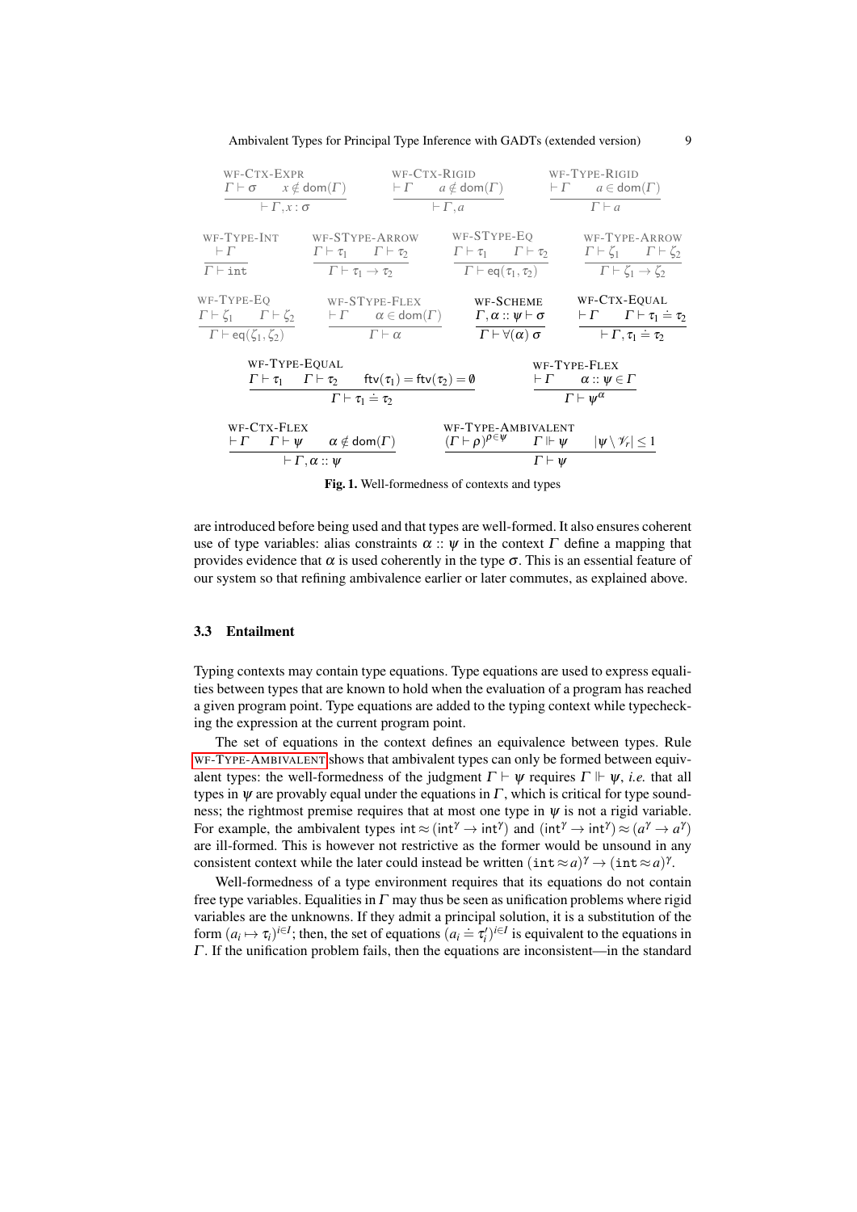$$\frac{\Gamma \vdash \sigma \qquad x \notin \mathsf{dom}(\Gamma)}{\vdash \Gamma, x : \sigma}\ \textsc{wf-Ctx-Expr} \qquad \frac{\vdash \Gamma \qquad a \notin \mathsf{dom}(\Gamma)}{\vdash \Gamma, a}\ \textsc{wf-Ctx-Rigid} \qquad \frac{\vdash \Gamma \qquad a \in \mathsf{dom}(\Gamma)}{\Gamma \vdash a}\ \textsc{wf-Type-Rigid}$$

$$\frac{\vdash \Gamma}{\Gamma \vdash \mathtt{int}}\ \textsc{wf-Type-Int} \qquad \frac{\Gamma \vdash \tau_1 \qquad \Gamma \vdash \tau_2}{\Gamma \vdash \tau_1 \to \tau_2}\ \textsc{wf-SType-Arrow} \qquad \frac{\Gamma \vdash \tau_1 \qquad \Gamma \vdash \tau_2}{\Gamma \vdash \mathsf{eq}(\tau_1, \tau_2)}\ \textsc{wf-SType-Eq} \qquad \frac{\Gamma \vdash \zeta_1 \qquad \Gamma \vdash \zeta_2}{\Gamma \vdash \zeta_1 \to \zeta_2}\ \textsc{wf-Type-Arrow}$$

$$\frac{\Gamma \vdash \zeta_1 \qquad \Gamma \vdash \zeta_2}{\Gamma \vdash \mathsf{eq}(\zeta_1, \zeta_2)}\ \textsc{wf-Type-Eq} \qquad \frac{\vdash \Gamma \qquad \alpha \in \mathsf{dom}(\Gamma)}{\Gamma \vdash \alpha}\ \textsc{wf-SType-Flex} \qquad \frac{\Gamma, \alpha :: \psi \vdash \sigma}{\Gamma \vdash \forall(\alpha)\, \sigma}\ \textsc{wf-Scheme} \qquad \frac{\vdash \Gamma \qquad \Gamma \vdash \tau_1 \doteq \tau_2}{\vdash \Gamma, \tau_1 \doteq \tau_2}\ \textsc{wf-Ctx-Equal}$$

$$\frac{\Gamma \vdash \tau_1 \qquad \Gamma \vdash \tau_2 \qquad \mathsf{ftv}(\tau_1) = \mathsf{ftv}(\tau_2) = \emptyset}{\Gamma \vdash \tau_1 \doteq \tau_2}\ \textsc{wf-Type-Equal} \qquad \frac{\vdash \Gamma \qquad \alpha :: \psi \in \Gamma}{\Gamma \vdash \psi^\alpha}\ \textsc{wf-Type-Flex}$$

$$\frac{\vdash \Gamma \qquad \Gamma \vdash \psi \qquad \alpha \notin \mathsf{dom}(\Gamma)}{\vdash \Gamma, \alpha :: \psi}\ \textsc{wf-Ctx-Flex} \qquad \frac{(\Gamma \vdash \rho)^{\rho \in \psi} \qquad \Gamma \Vdash \psi \qquad |\psi \setminus \mathscr{V}_r| \leq 1}{\Gamma \vdash \psi}\ \textsc{wf-Type-Ambivalent}$$

**Fig. 1.** Well-formedness of contexts and types

are introduced before being used and that types are well-formed. It also ensures coherent use of type variables: alias constraints $\alpha :: \psi$ in the context $\Gamma$ define a mapping that provides evidence that $\alpha$ is used coherently in the type $\sigma$. This is an essential feature of our system so that refining ambivalence earlier or later commutes, as explained above.

### 3.3 Entailment

Typing contexts may contain type equations. Type equations are used to express equalities between types that are known to hold when the evaluation of a program has reached a given program point. Type equations are added to the typing context while typechecking the expression at the current program point.

The set of equations in the context defines an equivalence between types. Rule WF-TYPE-AMBIVALENT shows that ambivalent types can only be formed between equivalent types: the well-formedness of the judgment $\Gamma \vdash \psi$ requires $\Gamma \Vdash \psi$, *i.e.* that all types in $\psi$ are provably equal under the equations in $\Gamma$, which is critical for type soundness; the rightmost premise requires that at most one type in $\psi$ is not a rigid variable. For example, the ambivalent types $\mathtt{int} \approx (\mathtt{int}^\gamma \to \mathtt{int}^\gamma)$ and $(\mathtt{int}^\gamma \to \mathtt{int}^\gamma) \approx (a^\gamma \to a^\gamma)$ are ill-formed. This is however not restrictive as the former would be unsound in any consistent context while the later could instead be written $(\mathtt{int} \approx a)^\gamma \to (\mathtt{int} \approx a)^\gamma$.

Well-formedness of a type environment requires that its equations do not contain free type variables. Equalities in $\Gamma$ may thus be seen as unification problems where rigid variables are the unknowns. If they admit a principal solution, it is a substitution of the form $(a_i \mapsto \tau_i)^{i \in I}$; then, the set of equations $(a_i \doteq \tau_i')^{i \in I}$ is equivalent to the equations in $\Gamma$. If the unification problem fails, then the equations are inconsistent—in the standard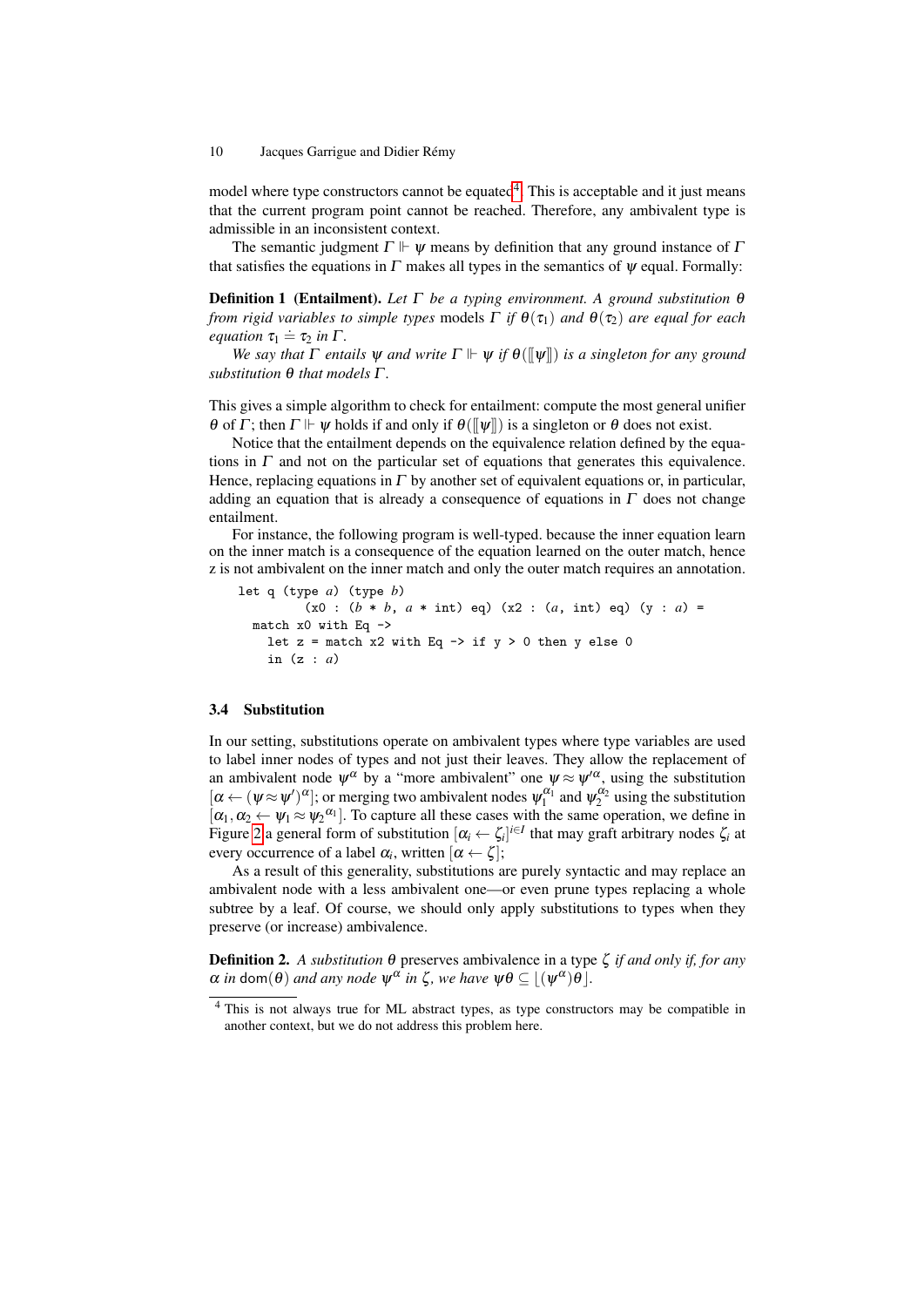model where type constructors cannot be equated[4]. This is acceptable and it just means that the current program point cannot be reached. Therefore, any ambivalent type is admissible in an inconsistent context.

The semantic judgment $\Gamma \Vdash \psi$ means by definition that any ground instance of $\Gamma$ that satisfies the equations in $\Gamma$ makes all types in the semantics of $\psi$ equal. Formally:

**Definition 1 (Entailment).** *Let $\Gamma$ be a typing environment. A ground substitution $\theta$ from rigid variables to simple types* models *$\Gamma$ if $\theta(\tau_1)$ and $\theta(\tau_2)$ are equal for each equation $\tau_1 \doteq \tau_2$ in $\Gamma$.*

*We say that $\Gamma$ entails $\psi$ and write $\Gamma \Vdash \psi$ if $\theta([\![\psi]\!])$ is a singleton for any ground substitution $\theta$ that models $\Gamma$.*

This gives a simple algorithm to check for entailment: compute the most general unifier $\theta$ of $\Gamma$; then $\Gamma \Vdash \psi$ holds if and only if $\theta([\![\psi]\!])$ is a singleton or $\theta$ does not exist.

Notice that the entailment depends on the equivalence relation defined by the equations in $\Gamma$ and not on the particular set of equations that generates this equivalence. Hence, replacing equations in $\Gamma$ by another set of equivalent equations or, in particular, adding an equation that is already a consequence of equations in $\Gamma$ does not change entailment.

For instance, the following program is well-typed. because the inner equation learn on the inner match is a consequence of the equation learned on the outer match, hence z is not ambivalent on the inner match and only the outer match requires an annotation.

```
let q (type a) (type b)
        (x0 : (b * b, a * int) eq) (x2 : (a, int) eq) (y : a) =
  match x0 with Eq ->
    let z = match x2 with Eq -> if y > 0 then y else 0
    in (z : a)
```

### 3.4 Substitution

In our setting, substitutions operate on ambivalent types where type variables are used to label inner nodes of types and not just their leaves. They allow the replacement of an ambivalent node $\psi^\alpha$ by a "more ambivalent" one $\psi \approx \psi'^\alpha$, using the substitution $[\alpha \leftarrow (\psi \approx \psi')^\alpha]$; or merging two ambivalent nodes $\psi_1^{\alpha_1}$ and $\psi_2^{\alpha_2}$ using the substitution $[\alpha_1, \alpha_2 \leftarrow \psi_1 \approx \psi_2{}^{\alpha_1}]$. To capture all these cases with the same operation, we define in Figure 2 a general form of substitution $[\alpha_i \leftarrow \zeta_i]^{i \in I}$ that may graft arbitrary nodes $\zeta_i$ at every occurrence of a label $\alpha_i$, written $[\alpha \leftarrow \zeta]$;

As a result of this generality, substitutions are purely syntactic and may replace an ambivalent node with a less ambivalent one—or even prune types replacing a whole subtree by a leaf. Of course, we should only apply substitutions to types when they preserve (or increase) ambivalence.

**Definition 2.** *A substitution $\theta$* preserves ambivalence *in a type $\zeta$ if and only if, for any $\alpha$ in $\mathsf{dom}(\theta)$ and any node $\psi^\alpha$ in $\zeta$, we have $\psi\theta \subseteq \lfloor (\psi^\alpha)\theta \rfloor$.*

---

[4] This is not always true for ML abstract types, as type constructors may be compatible in another context, but we do not address this problem here.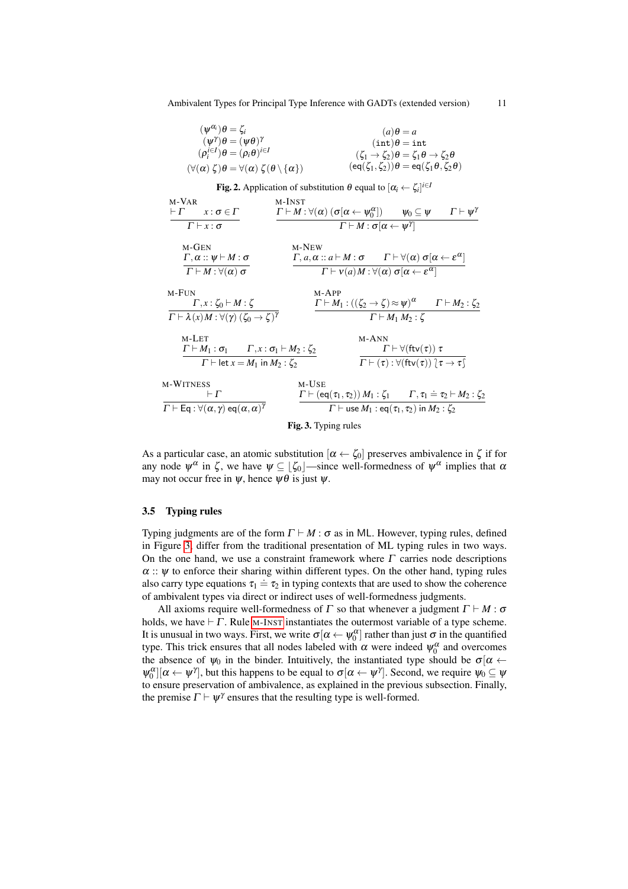$$(\psi^{\alpha_i})\theta = \zeta_i \qquad (a)\theta = a$$
$$(\psi^{\gamma})\theta = (\psi\theta)^{\gamma} \qquad (\texttt{int})\theta = \texttt{int}$$
$$(\rho_i^{i \in I})\theta = (\rho_i\theta)^{i \in I} \qquad (\zeta_1 \to \zeta_2)\theta = \zeta_1\theta \to \zeta_2\theta$$
$$(\forall(\alpha)\, \zeta)\theta = \forall(\alpha)\, \zeta(\theta \setminus \{\alpha\}) \qquad (\mathsf{eq}(\zeta_1, \zeta_2))\theta = \mathsf{eq}(\zeta_1\theta, \zeta_2\theta)$$

**Fig. 2.** Application of substitution $\theta$ equal to $[\alpha_i \leftarrow \zeta_i]^{i \in I}$

M-VAR
$$\frac{\vdash \Gamma \qquad x : \sigma \in \Gamma}{\Gamma \vdash x : \sigma}$$

M-INST
$$\frac{\Gamma \vdash M : \forall(\alpha)\, (\sigma[\alpha \leftarrow \psi_0^{\alpha}]) \qquad \psi_0 \subseteq \psi \qquad \Gamma \vdash \psi^{\gamma}}{\Gamma \vdash M : \sigma[\alpha \leftarrow \psi^{\gamma}]}$$

M-GEN
$$\frac{\Gamma, \alpha :: \psi \vdash M : \sigma}{\Gamma \vdash M : \forall(\alpha)\, \sigma}$$

M-NEW
$$\frac{\Gamma, a, \alpha :: a \vdash M : \sigma \qquad \Gamma \vdash \forall(\alpha)\, \sigma[\alpha \leftarrow \varepsilon^{\alpha}]}{\Gamma \vdash \nu(a) M : \forall(\alpha)\, \sigma[\alpha \leftarrow \varepsilon^{\alpha}]}$$

M-FUN
$$\frac{\Gamma, x : \zeta_0 \vdash M : \zeta}{\Gamma \vdash \lambda(x) M : \forall(\gamma)\, (\zeta_0 \to \zeta)^{\gamma}}$$

M-APP
$$\frac{\Gamma \vdash M_1 : ((\zeta_2 \to \zeta) \approx \psi)^{\alpha} \qquad \Gamma \vdash M_2 : \zeta_2}{\Gamma \vdash M_1\, M_2 : \zeta}$$

M-LET
$$\frac{\Gamma \vdash M_1 : \sigma_1 \qquad \Gamma, x : \sigma_1 \vdash M_2 : \zeta_2}{\Gamma \vdash \mathsf{let}\ x = M_1\ \mathsf{in}\ M_2 : \zeta_2}$$

M-ANN
$$\frac{\Gamma \vdash \forall(\mathsf{ftv}(\tau))\, \tau}{\Gamma \vdash (\tau) : \forall(\mathsf{ftv}(\tau))\, \wr \tau \to \tau \wr}$$

M-WITNESS
$$\frac{\vdash \Gamma}{\Gamma \vdash \mathsf{Eq} : \forall(\alpha, \gamma)\, \mathsf{eq}(\alpha, \alpha)^{\gamma}}$$

M-USE
$$\frac{\Gamma \vdash (\mathsf{eq}(\tau_1, \tau_2))\, M_1 : \zeta_1 \qquad \Gamma, \tau_1 \doteq \tau_2 \vdash M_2 : \zeta_2}{\Gamma \vdash \mathsf{use}\ M_1 : \mathsf{eq}(\tau_1, \tau_2)\ \mathsf{in}\ M_2 : \zeta_2}$$

**Fig. 3.** Typing rules

As a particular case, an atomic substitution $[\alpha \leftarrow \zeta_0]$ preserves ambivalence in $\zeta$ if for any node $\psi^{\alpha}$ in $\zeta$, we have $\psi \subseteq \lfloor \zeta_0 \rfloor$—since well-formedness of $\psi^{\alpha}$ implies that $\alpha$ may not occur free in $\psi$, hence $\psi\theta$ is just $\psi$.

### 3.5 Typing rules

Typing judgments are of the form $\Gamma \vdash M : \sigma$ as in ML. However, typing rules, defined in Figure 3, differ from the traditional presentation of ML typing rules in two ways. On the one hand, we use a constraint framework where $\Gamma$ carries node descriptions $\alpha :: \psi$ to enforce their sharing within different types. On the other hand, typing rules also carry type equations $\tau_1 \doteq \tau_2$ in typing contexts that are used to show the coherence of ambivalent types via direct or indirect uses of well-formedness judgments.

All axioms require well-formedness of $\Gamma$ so that whenever a judgment $\Gamma \vdash M : \sigma$ holds, we have $\vdash \Gamma$. Rule M-INST instantiates the outermost variable of a type scheme. It is unusual in two ways. First, we write $\sigma[\alpha \leftarrow \psi_0^{\alpha}]$ rather than just $\sigma$ in the quantified type. This trick ensures that all nodes labeled with $\alpha$ were indeed $\psi_0^{\alpha}$ and overcomes the absence of $\psi_0$ in the binder. Intuitively, the instantiated type should be $\sigma[\alpha \leftarrow \psi_0^{\alpha}][\alpha \leftarrow \psi^{\gamma}]$, but this happens to be equal to $\sigma[\alpha \leftarrow \psi^{\gamma}]$. Second, we require $\psi_0 \subseteq \psi$ to ensure preservation of ambivalence, as explained in the previous subsection. Finally, the premise $\Gamma \vdash \psi^{\gamma}$ ensures that the resulting type is well-formed.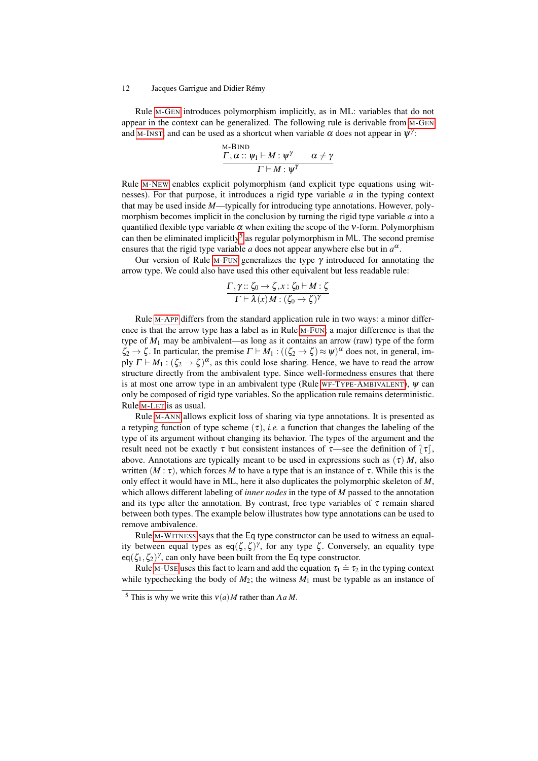Rule M-GEN introduces polymorphism implicitly, as in ML: variables that do not appear in the context can be generalized. The following rule is derivable from M-GEN and M-INST, and can be used as a shortcut when variable $\alpha$ does not appear in $\psi^\gamma$:

$$\text{M-BIND} \quad \frac{\Gamma, \alpha :: \psi_1 \vdash M : \psi^\gamma \qquad \alpha \neq \gamma}{\Gamma \vdash M : \psi^\gamma}$$

Rule M-NEW enables explicit polymorphism (and explicit type equations using witnesses). For that purpose, it introduces a rigid type variable $a$ in the typing context that may be used inside $M$—typically for introducing type annotations. However, polymorphism becomes implicit in the conclusion by turning the rigid type variable $a$ into a quantified flexible type variable $\alpha$ when exiting the scope of the $\nu$-form. Polymorphism can then be eliminated implicitly[5] as regular polymorphism in ML. The second premise ensures that the rigid type variable $a$ does not appear anywhere else but in $a^\alpha$.

Our version of Rule M-FUN generalizes the type $\gamma$ introduced for annotating the arrow type. We could also have used this other equivalent but less readable rule:

$$\frac{\Gamma, \gamma :: \zeta_0 \to \zeta, x : \zeta_0 \vdash M : \zeta}{\Gamma \vdash \lambda(x)\, M : (\zeta_0 \to \zeta)^\gamma}$$

Rule M-APP differs from the standard application rule in two ways: a minor difference is that the arrow type has a label as in Rule M-FUN; a major difference is that the type of $M_1$ may be ambivalent—as long as it contains an arrow (raw) type of the form $\zeta_2 \to \zeta$. In particular, the premise $\Gamma \vdash M_1 : ((\zeta_2 \to \zeta) \approx \psi)^\alpha$ does not, in general, imply $\Gamma \vdash M_1 : (\zeta_2 \to \zeta)^\alpha$, as this could lose sharing. Hence, we have to read the arrow structure directly from the ambivalent type. Since well-formedness ensures that there is at most one arrow type in an ambivalent type (Rule WF-TYPE-AMBIVALENT), $\psi$ can only be composed of rigid type variables. So the application rule remains deterministic. Rule M-LET is as usual.

Rule M-ANN allows explicit loss of sharing via type annotations. It is presented as a retyping function of type scheme $(\tau)$, *i.e.* a function that changes the labeling of the type of its argument without changing its behavior. The types of the argument and the result need not be exactly $\tau$ but consistent instances of $\tau$—see the definition of $\wr \tau \wr$, above. Annotations are typically meant to be used in expressions such as $(\tau)\, M$, also written $(M : \tau)$, which forces $M$ to have a type that is an instance of $\tau$. While this is the only effect it would have in ML, here it also duplicates the polymorphic skeleton of $M$, which allows different labeling of *inner nodes* in the type of $M$ passed to the annotation and its type after the annotation. By contrast, free type variables of $\tau$ remain shared between both types. The example below illustrates how type annotations can be used to remove ambivalence.

Rule M-WITNESS says that the Eq type constructor can be used to witness an equality between equal types as $\mathsf{eq}(\zeta, \zeta)^\gamma$, for any type $\zeta$. Conversely, an equality type $\mathsf{eq}(\zeta_1, \zeta_2)^\gamma$, can only have been built from the Eq type constructor.

Rule M-USE uses this fact to learn and add the equation $\tau_1 \doteq \tau_2$ in the typing context while typechecking the body of $M_2$; the witness $M_1$ must be typable as an instance of

[5] This is why we write this $\nu(a)\, M$ rather than $\Lambda a\, M$.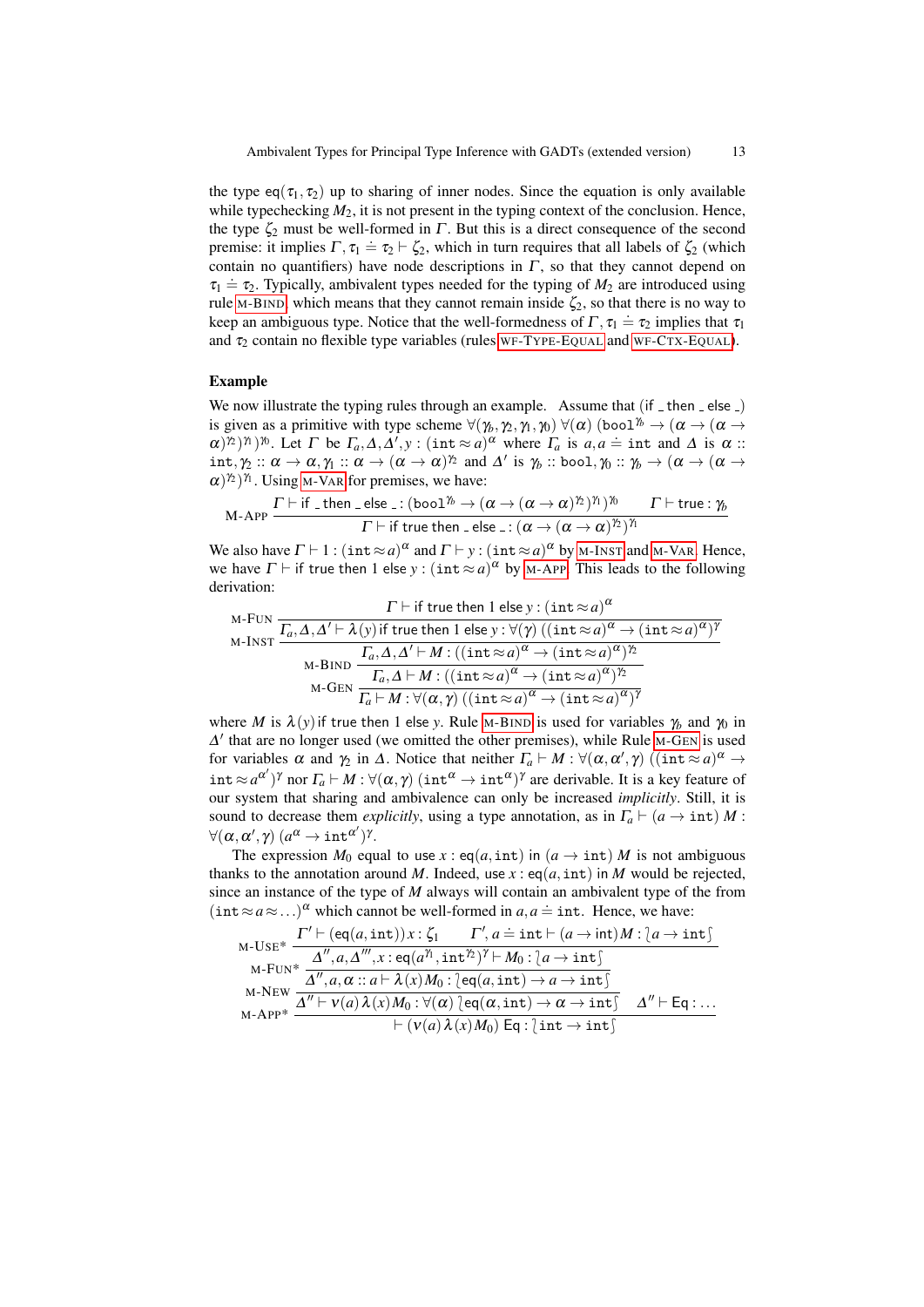the type $\mathsf{eq}(\tau_1, \tau_2)$ up to sharing of inner nodes. Since the equation is only available while typechecking $M_2$, it is not present in the typing context of the conclusion. Hence, the type $\zeta_2$ must be well-formed in $\Gamma$. But this is a direct consequence of the second premise: it implies $\Gamma, \tau_1 \doteq \tau_2 \vdash \zeta_2$, which in turn requires that all labels of $\zeta_2$ (which contain no quantifiers) have node descriptions in $\Gamma$, so that they cannot depend on $\tau_1 \doteq \tau_2$. Typically, ambivalent types needed for the typing of $M_2$ are introduced using rule M-BIND, which means that they cannot remain inside $\zeta_2$, so that there is no way to keep an ambiguous type. Notice that the well-formedness of $\Gamma, \tau_1 \doteq \tau_2$ implies that $\tau_1$ and $\tau_2$ contain no flexible type variables (rules WF-TYPE-EQUAL and WF-CTX-EQUAL).

### Example

We now illustrate the typing rules through an example. Assume that (if _ then _ else _) is given as a primitive with type scheme $\forall(\gamma_b, \gamma_2, \gamma_1, \gamma_0)\ \forall(\alpha)\ (\mathtt{bool}^{\gamma_b} \to (\alpha \to (\alpha \to \alpha)^{\gamma_2})^{\gamma_1})^{\gamma_0}$. Let $\Gamma$ be $\Gamma_a, \Delta, \Delta', y : (\mathtt{int} \approx a)^\alpha$ where $\Gamma_a$ is $a, a \doteq \mathtt{int}$ and $\Delta$ is $\alpha :: \mathtt{int}, \gamma_2 :: \alpha \to \alpha, \gamma_1 :: \alpha \to (\alpha \to \alpha)^{\gamma_2}$ and $\Delta'$ is $\gamma_b :: \mathtt{bool}, \gamma_0 :: \gamma_b \to (\alpha \to (\alpha \to \alpha)^{\gamma_2})^{\gamma_1}$. Using M-VAR for premises, we have:

$$\text{M-APP}\ \frac{\Gamma \vdash \mathsf{if\ \_\ then\ \_\ else\ \_} : (\mathtt{bool}^{\gamma_b} \to (\alpha \to (\alpha \to \alpha)^{\gamma_2})^{\gamma_1})^{\gamma_0} \qquad \Gamma \vdash \mathsf{true} : \gamma_b}{\Gamma \vdash \mathsf{if\ true\ then\ \_\ else\ \_} : (\alpha \to (\alpha \to \alpha)^{\gamma_2})^{\gamma_1}}$$

We also have $\Gamma \vdash 1 : (\mathtt{int} \approx a)^\alpha$ and $\Gamma \vdash y : (\mathtt{int} \approx a)^\alpha$ by M-INST and M-VAR. Hence, we have $\Gamma \vdash \mathsf{if\ true\ then\ 1\ else}\ y : (\mathtt{int} \approx a)^\alpha$ by M-APP. This leads to the following derivation:

$$\begin{array}{l}
\text{M-FUN}\ \dfrac{\Gamma \vdash \mathsf{if\ true\ then\ 1\ else}\ y : (\mathtt{int} \approx a)^\alpha}{\Gamma_a, \Delta, \Delta' \vdash \lambda(y)\,\mathsf{if\ true\ then\ 1\ else}\ y : \forall(\gamma)\ ((\mathtt{int} \approx a)^\alpha \to (\mathtt{int} \approx a)^\alpha)^\gamma} \\[2ex]
\text{M-INST}\ \dfrac{}{\Gamma_a, \Delta, \Delta' \vdash M : ((\mathtt{int} \approx a)^\alpha \to (\mathtt{int} \approx a)^\alpha)^{\gamma_2}} \\[2ex]
\text{M-BIND}\ \dfrac{}{\Gamma_a, \Delta \vdash M : ((\mathtt{int} \approx a)^\alpha \to (\mathtt{int} \approx a)^\alpha)^{\gamma_2}} \\[2ex]
\text{M-GEN}\ \dfrac{}{\Gamma_a \vdash M : \forall(\alpha, \gamma)\ ((\mathtt{int} \approx a)^\alpha \to (\mathtt{int} \approx a)^\alpha)^\gamma}
\end{array}$$

where $M$ is $\lambda(y)\,\mathsf{if\ true\ then\ 1\ else}\ y$. Rule M-BIND is used for variables $\gamma_b$ and $\gamma_0$ in $\Delta'$ that are no longer used (we omitted the other premises), while Rule M-GEN is used for variables $\alpha$ and $\gamma_2$ in $\Delta$. Notice that neither $\Gamma_a \vdash M : \forall(\alpha, \alpha', \gamma)\ ((\mathtt{int} \approx a)^\alpha \to \mathtt{int} \approx a^{\alpha'})^\gamma$ nor $\Gamma_a \vdash M : \forall(\alpha, \gamma)\ (\mathtt{int}^\alpha \to \mathtt{int}^\alpha)^\gamma$ are derivable. It is a key feature of our system that sharing and ambivalence can only be increased *implicitly*. Still, it is sound to decrease them *explicitly*, using a type annotation, as in $\Gamma_a \vdash (a \to \mathtt{int})\ M : \forall(\alpha, \alpha', \gamma)\ (a^\alpha \to \mathtt{int}^{\alpha'})^\gamma$.

The expression $M_0$ equal to use $x : \mathsf{eq}(a, \mathtt{int})$ in $(a \to \mathtt{int})\ M$ is not ambiguous thanks to the annotation around $M$. Indeed, use $x : \mathsf{eq}(a, \mathtt{int})$ in $M$ would be rejected, since an instance of the type of $M$ always will contain an ambivalent type of the from $(\mathtt{int} \approx a \approx \ldots)^\alpha$ which cannot be well-formed in $a, a \doteq \mathtt{int}$. Hence, we have:

$$\begin{array}{l}
\text{M-USE*}\ \dfrac{\Gamma' \vdash (\mathsf{eq}(a, \mathtt{int}))\,x : \zeta_1 \qquad \Gamma', a \doteq \mathtt{int} \vdash (a \to \mathtt{int})\,M : \wr a \to \mathtt{int} \int}{\Delta'', a, \Delta''', x : \mathsf{eq}(a^{\gamma_1}, \mathtt{int}^{\gamma_2})^\gamma \vdash M_0 : \wr a \to \mathtt{int} \int} \\[2ex]
\text{M-FUN*}\ \dfrac{}{\Delta'', a, \alpha :: a \vdash \lambda(x)\,M_0 : \wr \mathsf{eq}(a, \mathtt{int}) \to a \to \mathtt{int} \int} \\[2ex]
\text{M-NEW}\ \dfrac{}{\Delta'' \vdash \nu(a)\,\lambda(x)\,M_0 : \forall(\alpha)\ \wr \mathsf{eq}(\alpha, \mathtt{int}) \to \alpha \to \mathtt{int} \int \qquad \Delta'' \vdash \mathsf{Eq} : \ldots} \\[2ex]
\text{M-APP*}\ \dfrac{}{\vdash (\nu(a)\,\lambda(x)\,M_0)\ \mathsf{Eq} : \wr \mathtt{int} \to \mathtt{int} \int}
\end{array}$$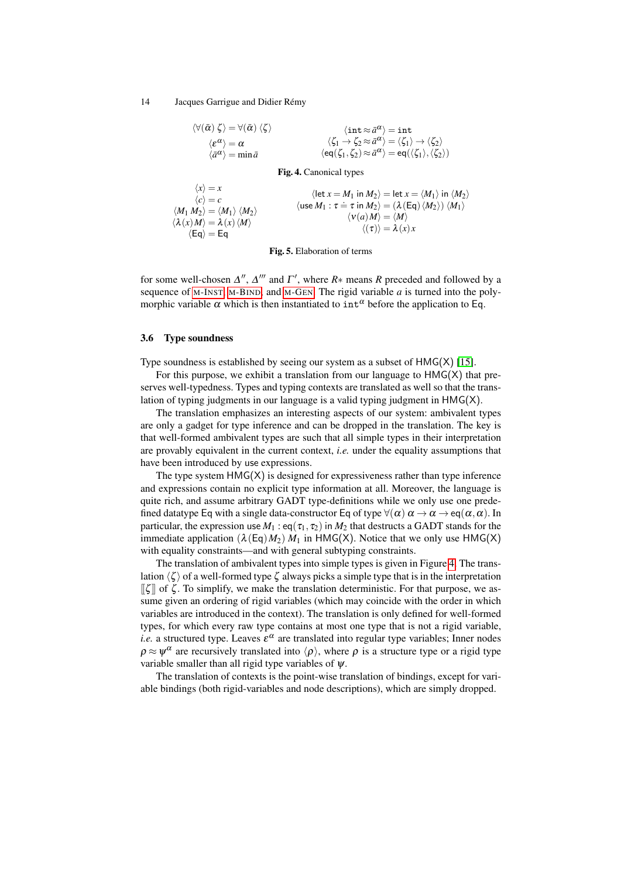$$\langle \forall(\bar\alpha)\,\zeta\rangle = \forall(\bar\alpha)\,\langle\zeta\rangle \qquad \langle \mathtt{int} \approx \bar a^{\alpha}\rangle = \mathtt{int}$$

$$\langle \varepsilon^{\alpha}\rangle = \alpha \qquad \langle \zeta_1 \to \zeta_2 \approx \bar a^{\alpha}\rangle = \langle\zeta_1\rangle \to \langle\zeta_2\rangle$$

$$\langle \bar a^{\alpha}\rangle = \min \bar a \qquad \langle \mathsf{eq}(\zeta_1,\zeta_2) \approx \bar a^{\alpha}\rangle = \mathsf{eq}(\langle\zeta_1\rangle,\langle\zeta_2\rangle)$$

**Fig. 4.** Canonical types

$$\langle x\rangle = x \qquad \langle \mathsf{let}\ x = M_1\ \mathsf{in}\ M_2\rangle = \mathsf{let}\ x = \langle M_1\rangle\ \mathsf{in}\ \langle M_2\rangle$$

$$\langle c\rangle = c \qquad \langle \mathsf{use}\ M_1 : \tau \doteq \tau\ \mathsf{in}\ M_2\rangle = (\lambda(\mathsf{Eq})\,\langle M_2\rangle)\ \langle M_1\rangle$$

$$\langle M_1\ M_2\rangle = \langle M_1\rangle\ \langle M_2\rangle \qquad \langle \nu(a)\,M\rangle = \langle M\rangle$$

$$\langle \lambda(x)\,M\rangle = \lambda(x)\,\langle M\rangle \qquad \langle (\tau)\rangle = \lambda(x)\,x$$

$$\langle \mathsf{Eq}\rangle = \mathsf{Eq}$$

**Fig. 5.** Elaboration of terms

for some well-chosen $\Delta''$, $\Delta'''$ and $\Gamma'$, where $R*$ means $R$ preceded and followed by a sequence of M-INST, M-BIND, and M-GEN. The rigid variable $a$ is turned into the polymorphic variable $\alpha$ which is then instantiated to $\mathtt{int}^{\alpha}$ before the application to $\mathsf{Eq}$.

### 3.6 Type soundness

Type soundness is established by seeing our system as a subset of HMG(X) [15].

For this purpose, we exhibit a translation from our language to HMG(X) that preserves well-typedness. Types and typing contexts are translated as well so that the translation of typing judgments in our language is a valid typing judgment in HMG(X).

The translation emphasizes an interesting aspects of our system: ambivalent types are only a gadget for type inference and can be dropped in the translation. The key is that well-formed ambivalent types are such that all simple types in their interpretation are provably equivalent in the current context, *i.e.* under the equality assumptions that have been introduced by use expressions.

The type system HMG(X) is designed for expressiveness rather than type inference and expressions contain no explicit type information at all. Moreover, the language is quite rich, and assume arbitrary GADT type-definitions while we only use one predefined datatype $\mathsf{Eq}$ with a single data-constructor $\mathsf{Eq}$ of type $\forall(\alpha)\ \alpha \to \alpha \to \mathsf{eq}(\alpha,\alpha)$. In particular, the expression $\mathsf{use}\ M_1 : \mathsf{eq}(\tau_1,\tau_2)\ \mathsf{in}\ M_2$ that destructs a GADT stands for the immediate application $(\lambda(\mathsf{Eq})\,M_2)\ M_1$ in HMG(X). Notice that we only use HMG(X) with equality constraints—and with general subtyping constraints.

The translation of ambivalent types into simple types is given in Figure 4. The translation $\langle\zeta\rangle$ of a well-formed type $\zeta$ always picks a simple type that is in the interpretation $[\![\zeta]\!]$ of $\zeta$. To simplify, we make the translation deterministic. For that purpose, we assume given an ordering of rigid variables (which may coincide with the order in which variables are introduced in the context). The translation is only defined for well-formed types, for which every raw type contains at most one type that is not a rigid variable, *i.e.* a structured type. Leaves $\varepsilon^{\alpha}$ are translated into regular type variables; Inner nodes $\rho \approx \psi^{\alpha}$ are recursively translated into $\langle\rho\rangle$, where $\rho$ is a structure type or a rigid type variable smaller than all rigid type variables of $\psi$.

The translation of contexts is the point-wise translation of bindings, except for variable bindings (both rigid-variables and node descriptions), which are simply dropped.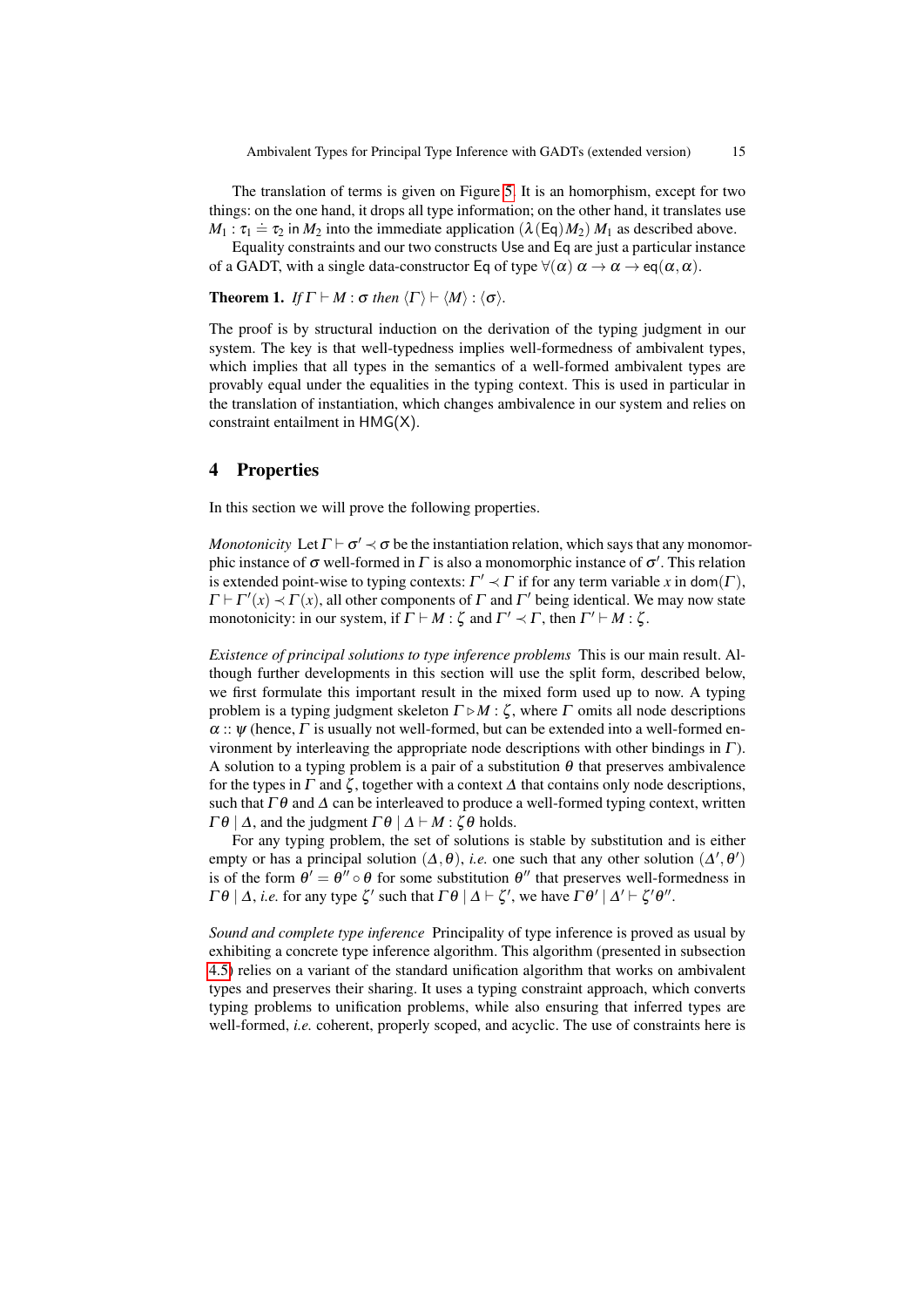The translation of terms is given on Figure 5. It is an homorphism, except for two things: on the one hand, it drops all type information; on the other hand, it translates use $M_1 : \tau_1 \doteq \tau_2$ in $M_2$ into the immediate application $(\lambda(\mathsf{Eq})M_2)\, M_1$ as described above.

Equality constraints and our two constructs Use and Eq are just a particular instance of a GADT, with a single data-constructor Eq of type $\forall(\alpha)\ \alpha \to \alpha \to \mathsf{eq}(\alpha, \alpha)$.

**Theorem 1.** *If $\Gamma \vdash M : \sigma$ then $\langle \Gamma \rangle \vdash \langle M \rangle : \langle \sigma \rangle$.*

The proof is by structural induction on the derivation of the typing judgment in our system. The key is that well-typedness implies well-formedness of ambivalent types, which implies that all types in the semantics of a well-formed ambivalent types are provably equal under the equalities in the typing context. This is used in particular in the translation of instantiation, which changes ambivalence in our system and relies on constraint entailment in HMG(X).

## 4 Properties

In this section we will prove the following properties.

*Monotonicity* Let $\Gamma \vdash \sigma' \prec \sigma$ be the instantiation relation, which says that any monomorphic instance of $\sigma$ well-formed in $\Gamma$ is also a monomorphic instance of $\sigma'$. This relation is extended point-wise to typing contexts: $\Gamma' \prec \Gamma$ if for any term variable $x$ in $\mathsf{dom}(\Gamma)$, $\Gamma \vdash \Gamma'(x) \prec \Gamma(x)$, all other components of $\Gamma$ and $\Gamma'$ being identical. We may now state monotonicity: in our system, if $\Gamma \vdash M : \zeta$ and $\Gamma' \prec \Gamma$, then $\Gamma' \vdash M : \zeta$.

*Existence of principal solutions to type inference problems* This is our main result. Although further developments in this section will use the split form, described below, we first formulate this important result in the mixed form used up to now. A typing problem is a typing judgment skeleton $\Gamma \triangleright M : \zeta$, where $\Gamma$ omits all node descriptions $\alpha :: \psi$ (hence, $\Gamma$ is usually not well-formed, but can be extended into a well-formed environment by interleaving the appropriate node descriptions with other bindings in $\Gamma$). A solution to a typing problem is a pair of a substitution $\theta$ that preserves ambivalence for the types in $\Gamma$ and $\zeta$, together with a context $\Delta$ that contains only node descriptions, such that $\Gamma\theta$ and $\Delta$ can be interleaved to produce a well-formed typing context, written $\Gamma\theta \mid \Delta$, and the judgment $\Gamma\theta \mid \Delta \vdash M : \zeta\theta$ holds.

For any typing problem, the set of solutions is stable by substitution and is either empty or has a principal solution $(\Delta, \theta)$, *i.e.* one such that any other solution $(\Delta', \theta')$ is of the form $\theta' = \theta'' \circ \theta$ for some substitution $\theta''$ that preserves well-formedness in $\Gamma\theta \mid \Delta$, *i.e.* for any type $\zeta'$ such that $\Gamma\theta \mid \Delta \vdash \zeta'$, we have $\Gamma\theta' \mid \Delta' \vdash \zeta'\theta''$.

*Sound and complete type inference* Principality of type inference is proved as usual by exhibiting a concrete type inference algorithm. This algorithm (presented in subsection 4.5) relies on a variant of the standard unification algorithm that works on ambivalent types and preserves their sharing. It uses a typing constraint approach, which converts typing problems to unification problems, while also ensuring that inferred types are well-formed, *i.e.* coherent, properly scoped, and acyclic. The use of constraints here is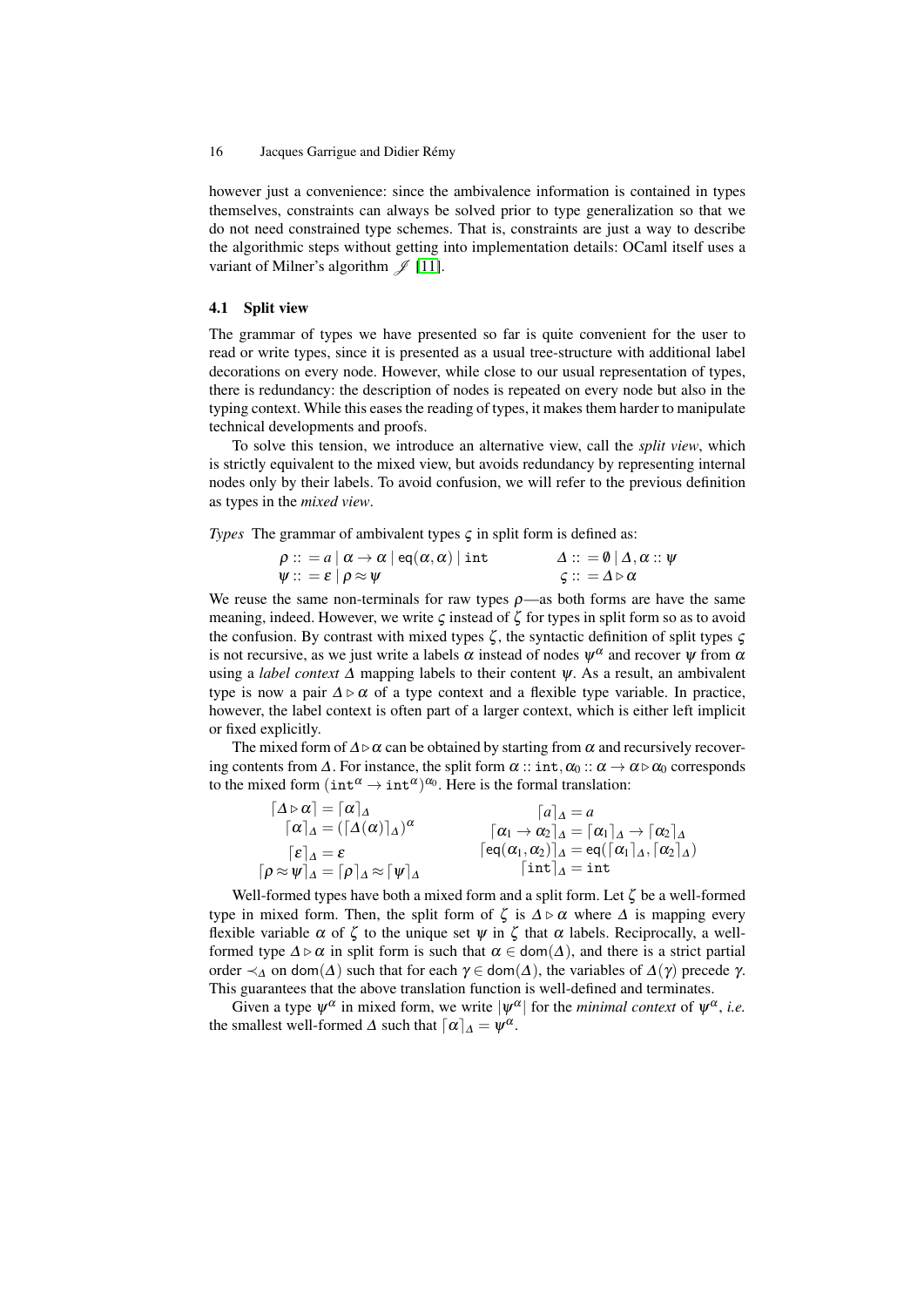however just a convenience: since the ambivalence information is contained in types themselves, constraints can always be solved prior to type generalization so that we do not need constrained type schemes. That is, constraints are just a way to describe the algorithmic steps without getting into implementation details: OCaml itself uses a variant of Milner's algorithm $\mathscr{J}$ [11].

### 4.1 Split view

The grammar of types we have presented so far is quite convenient for the user to read or write types, since it is presented as a usual tree-structure with additional label decorations on every node. However, while close to our usual representation of types, there is redundancy: the description of nodes is repeated on every node but also in the typing context. While this eases the reading of types, it makes them harder to manipulate technical developments and proofs.

To solve this tension, we introduce an alternative view, call the *split view*, which is strictly equivalent to the mixed view, but avoids redundancy by representing internal nodes only by their labels. To avoid confusion, we will refer to the previous definition as types in the *mixed view*.

*Types* The grammar of ambivalent types $\varsigma$ in split form is defined as:

$$\rho ::= a \mid \alpha \to \alpha \mid \mathsf{eq}(\alpha, \alpha) \mid \mathtt{int} \qquad \Delta ::= \emptyset \mid \Delta, \alpha :: \psi$$
$$\psi ::= \varepsilon \mid \rho \approx \psi \qquad \varsigma ::= \Delta \triangleright \alpha$$

We reuse the same non-terminals for raw types $\rho$—as both forms are have the same meaning, indeed. However, we write $\varsigma$ instead of $\zeta$ for types in split form so as to avoid the confusion. By contrast with mixed types $\zeta$, the syntactic definition of split types $\varsigma$ is not recursive, as we just write a labels $\alpha$ instead of nodes $\psi^\alpha$ and recover $\psi$ from $\alpha$ using a *label context* $\Delta$ mapping labels to their content $\psi$. As a result, an ambivalent type is now a pair $\Delta \triangleright \alpha$ of a type context and a flexible type variable. In practice, however, the label context is often part of a larger context, which is either left implicit or fixed explicitly.

The mixed form of $\Delta \triangleright \alpha$ can be obtained by starting from $\alpha$ and recursively recovering contents from $\Delta$. For instance, the split form $\alpha :: \mathtt{int}, \alpha_0 :: \alpha \to \alpha \triangleright \alpha_0$ corresponds to the mixed form $(\mathtt{int}^\alpha \to \mathtt{int}^\alpha)^{\alpha_0}$. Here is the formal translation:

$$\lceil \Delta \triangleright \alpha \rceil = \lceil \alpha \rceil_\Delta \qquad \lceil a \rceil_\Delta = a$$
$$\lceil \alpha \rceil_\Delta = (\lceil \Delta(\alpha) \rceil_\Delta)^\alpha \qquad \lceil \alpha_1 \to \alpha_2 \rceil_\Delta = \lceil \alpha_1 \rceil_\Delta \to \lceil \alpha_2 \rceil_\Delta$$
$$\lceil \varepsilon \rceil_\Delta = \varepsilon \qquad \lceil \mathsf{eq}(\alpha_1, \alpha_2) \rceil_\Delta = \mathsf{eq}(\lceil \alpha_1 \rceil_\Delta, \lceil \alpha_2 \rceil_\Delta)$$
$$\lceil \rho \approx \psi \rceil_\Delta = \lceil \rho \rceil_\Delta \approx \lceil \psi \rceil_\Delta \qquad \lceil \mathtt{int} \rceil_\Delta = \mathtt{int}$$

Well-formed types have both a mixed form and a split form. Let $\zeta$ be a well-formed type in mixed form. Then, the split form of $\zeta$ is $\Delta \triangleright \alpha$ where $\Delta$ is mapping every flexible variable $\alpha$ of $\zeta$ to the unique set $\psi$ in $\zeta$ that $\alpha$ labels. Reciprocally, a well-formed type $\Delta \triangleright \alpha$ in split form is such that $\alpha \in \mathsf{dom}(\Delta)$, and there is a strict partial order $\prec_\Delta$ on $\mathsf{dom}(\Delta)$ such that for each $\gamma \in \mathsf{dom}(\Delta)$, the variables of $\Delta(\gamma)$ precede $\gamma$. This guarantees that the above translation function is well-defined and terminates.

Given a type $\psi^\alpha$ in mixed form, we write $|\psi^\alpha|$ for the *minimal context* of $\psi^\alpha$, *i.e.* the smallest well-formed $\Delta$ such that $\lceil \alpha \rceil_\Delta = \psi^\alpha$.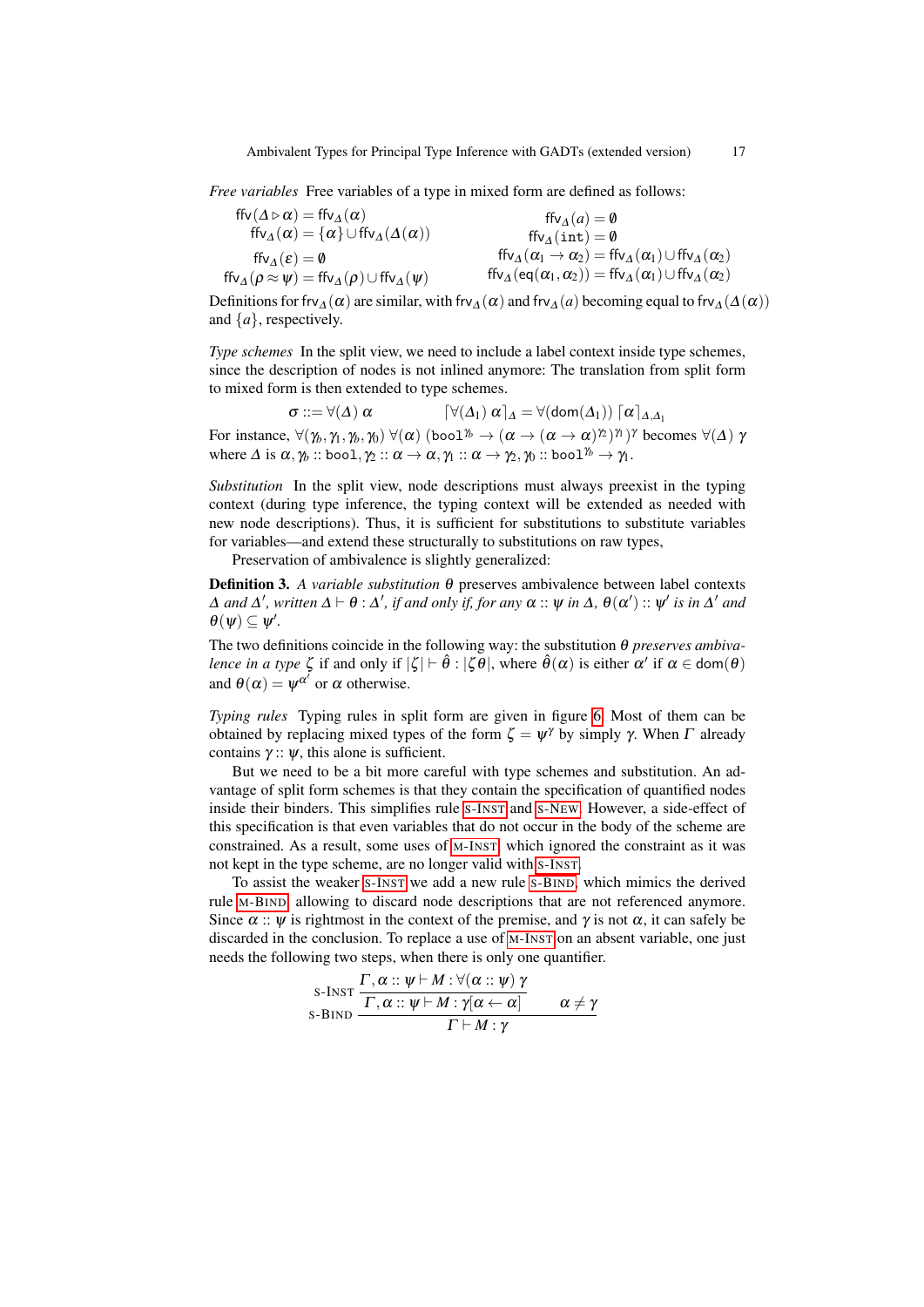*Free variables* Free variables of a type in mixed form are defined as follows:

$$
\begin{array}{rlrl}
\mathsf{ffv}(\Delta \triangleright \alpha) &= \mathsf{ffv}_\Delta(\alpha) & \mathsf{ffv}_\Delta(a) &= \emptyset \\
\mathsf{ffv}_\Delta(\alpha) &= \{\alpha\} \cup \mathsf{ffv}_\Delta(\Delta(\alpha)) & \mathsf{ffv}_\Delta(\mathtt{int}) &= \emptyset \\
\mathsf{ffv}_\Delta(\varepsilon) &= \emptyset & \mathsf{ffv}_\Delta(\alpha_1 \to \alpha_2) &= \mathsf{ffv}_\Delta(\alpha_1) \cup \mathsf{ffv}_\Delta(\alpha_2) \\
\mathsf{ffv}_\Delta(\rho \approx \psi) &= \mathsf{ffv}_\Delta(\rho) \cup \mathsf{ffv}_\Delta(\psi) & \mathsf{ffv}_\Delta(\mathsf{eq}(\alpha_1, \alpha_2)) &= \mathsf{ffv}_\Delta(\alpha_1) \cup \mathsf{ffv}_\Delta(\alpha_2)
\end{array}
$$

Definitions for $\mathsf{frv}_\Delta(\alpha)$ are similar, with $\mathsf{frv}_\Delta(\alpha)$ and $\mathsf{frv}_\Delta(a)$ becoming equal to $\mathsf{frv}_\Delta(\Delta(\alpha))$ and $\{a\}$, respectively.

*Type schemes* In the split view, we need to include a label context inside type schemes, since the description of nodes is not inlined anymore: The translation from split form to mixed form is then extended to type schemes.

$$
\sigma ::= \forall(\Delta)\ \alpha \qquad\qquad \lceil \forall(\Delta_1)\ \alpha \rceil_\Delta = \forall(\mathsf{dom}(\Delta_1))\ \lceil \alpha \rceil_{\Delta,\Delta_1}
$$

For instance, $\forall(\gamma_b, \gamma_1, \gamma_b, \gamma_0)\ \forall(\alpha)\ (\mathtt{bool}^{\gamma_b} \to (\alpha \to (\alpha \to \alpha)^{\gamma_2})^{\gamma_1})^{\gamma}$ becomes $\forall(\Delta)\ \gamma$ where $\Delta$ is $\alpha, \gamma_b :: \mathtt{bool}, \gamma_2 :: \alpha \to \alpha, \gamma_1 :: \alpha \to \gamma_2, \gamma_0 :: \mathtt{bool}^{\gamma_b} \to \gamma_1$.

*Substitution* In the split view, node descriptions must always preexist in the typing context (during type inference, the typing context will be extended as needed with new node descriptions). Thus, it is sufficient for substitutions to substitute variables for variables—and extend these structurally to substitutions on raw types,

Preservation of ambivalence is slightly generalized:

**Definition 3.** *A variable substitution $\theta$ preserves ambivalence between label contexts $\Delta$ and $\Delta'$, written $\Delta \vdash \theta : \Delta'$, if and only if, for any $\alpha :: \psi$ in $\Delta$, $\theta(\alpha') :: \psi'$ is in $\Delta'$ and $\theta(\psi) \subseteq \psi'$.*

The two definitions coincide in the following way: the substitution $\theta$ *preserves ambivalence in a type* $\zeta$ if and only if $|\zeta| \vdash \hat{\theta} : |\zeta\theta|$, where $\hat{\theta}(\alpha)$ is either $\alpha'$ if $\alpha \in \mathsf{dom}(\theta)$ and $\theta(\alpha) = \psi^{\alpha'}$ or $\alpha$ otherwise.

*Typing rules* Typing rules in split form are given in figure 6. Most of them can be obtained by replacing mixed types of the form $\zeta = \psi^\gamma$ by simply $\gamma$. When $\Gamma$ already contains $\gamma :: \psi$, this alone is sufficient.

But we need to be a bit more careful with type schemes and substitution. An advantage of split form schemes is that they contain the specification of quantified nodes inside their binders. This simplifies rule S-INST and S-NEW. However, a side-effect of this specification is that even variables that do not occur in the body of the scheme are constrained. As a result, some uses of M-INST which ignored the constraint as it was not kept in the type scheme, are no longer valid with S-INST.

To assist the weaker S-INST we add a new rule S-BIND, which mimics the derived rule M-BIND allowing to discard node descriptions that are not referenced anymore. Since $\alpha :: \psi$ is rightmost in the context of the premise, and $\gamma$ is not $\alpha$, it can safely be discarded in the conclusion. To replace a use of M-INST on an absent variable, one just needs the following two steps, when there is only one quantifier.

$$
\textsc{S-Bind}\ \dfrac{\textsc{S-Inst}\ \dfrac{\Gamma, \alpha :: \psi \vdash M : \forall(\alpha :: \psi)\ \gamma}{\Gamma, \alpha :: \psi \vdash M : \gamma[\alpha \leftarrow \alpha]} \qquad \alpha \neq \gamma}{\Gamma \vdash M : \gamma}
$$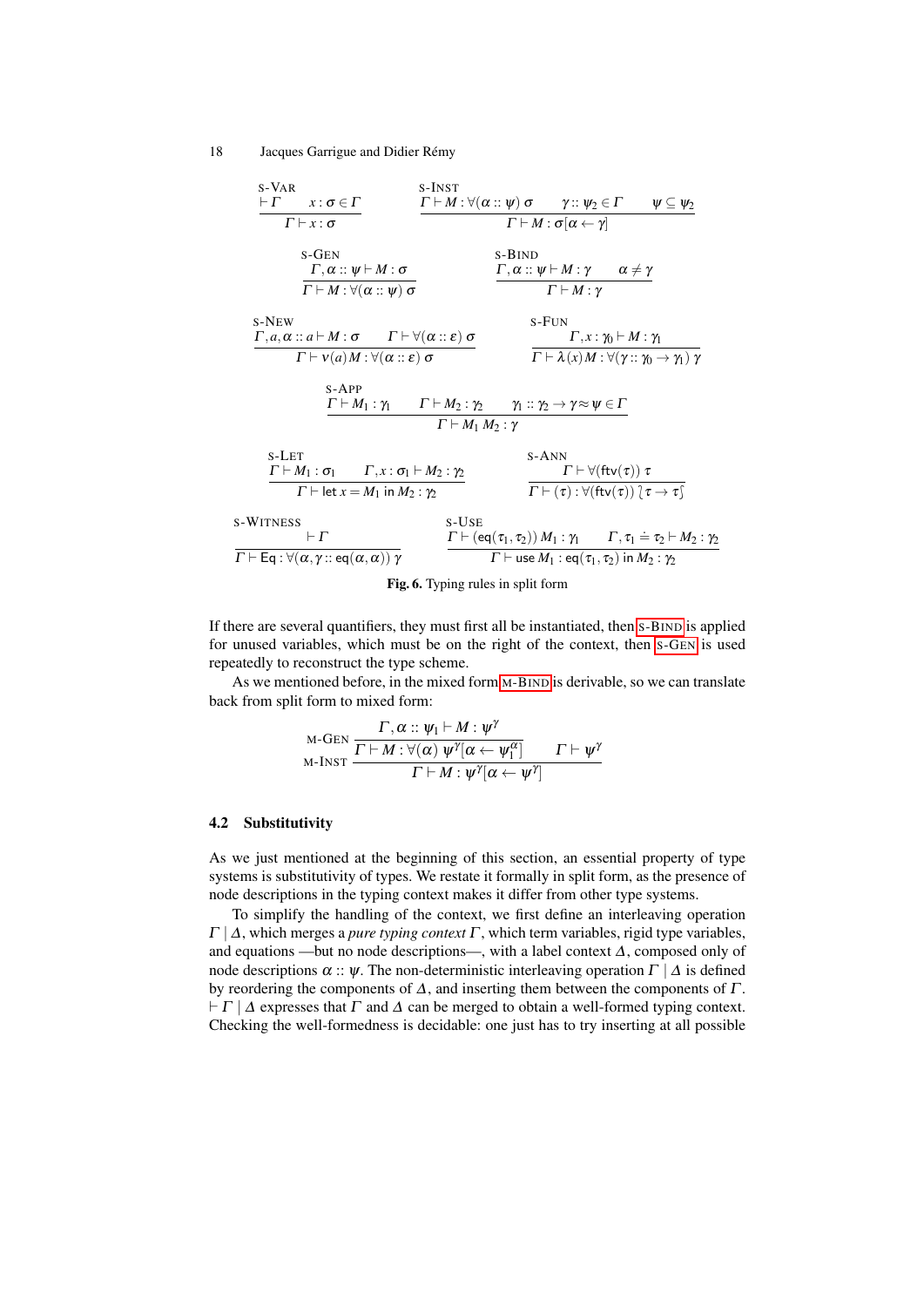$$\text{S-VAR}\ \frac{\vdash \Gamma \qquad x : \sigma \in \Gamma}{\Gamma \vdash x : \sigma} \qquad \text{S-INST}\ \frac{\Gamma \vdash M : \forall(\alpha :: \psi)\ \sigma \qquad \gamma :: \psi_2 \in \Gamma \qquad \psi \subseteq \psi_2}{\Gamma \vdash M : \sigma[\alpha \leftarrow \gamma]}$$

$$\text{S-GEN}\ \frac{\Gamma, \alpha :: \psi \vdash M : \sigma}{\Gamma \vdash M : \forall(\alpha :: \psi)\ \sigma} \qquad \text{S-BIND}\ \frac{\Gamma, \alpha :: \psi \vdash M : \gamma \qquad \alpha \neq \gamma}{\Gamma \vdash M : \gamma}$$

$$\text{S-NEW}\ \frac{\Gamma, a, \alpha :: a \vdash M : \sigma \qquad \Gamma \vdash \forall(\alpha :: \varepsilon)\ \sigma}{\Gamma \vdash \nu(a) M : \forall(\alpha :: \varepsilon)\ \sigma} \qquad \text{S-FUN}\ \frac{\Gamma, x : \gamma_0 \vdash M : \gamma_1}{\Gamma \vdash \lambda(x) M : \forall(\gamma :: \gamma_0 \to \gamma_1)\ \gamma}$$

$$\text{S-APP}\ \frac{\Gamma \vdash M_1 : \gamma_1 \qquad \Gamma \vdash M_2 : \gamma_2 \qquad \gamma_1 :: \gamma_2 \to \gamma \approx \psi \in \Gamma}{\Gamma \vdash M_1\ M_2 : \gamma}$$

$$\text{S-LET}\ \frac{\Gamma \vdash M_1 : \sigma_1 \qquad \Gamma, x : \sigma_1 \vdash M_2 : \gamma_2}{\Gamma \vdash \mathsf{let}\ x = M_1\ \mathsf{in}\ M_2 : \gamma_2} \qquad \text{S-ANN}\ \frac{\Gamma \vdash \forall(\mathsf{ftv}(\tau))\ \tau}{\Gamma \vdash (\tau) : \forall(\mathsf{ftv}(\tau))\ \wr \tau \to \tau \wr}$$

$$\text{S-WITNESS}\ \frac{\vdash \Gamma}{\Gamma \vdash \mathsf{Eq} : \forall(\alpha, \gamma :: \mathsf{eq}(\alpha, \alpha))\ \gamma} \qquad \text{S-USE}\ \frac{\Gamma \vdash (\mathsf{eq}(\tau_1, \tau_2))\ M_1 : \gamma_1 \qquad \Gamma, \tau_1 \doteq \tau_2 \vdash M_2 : \gamma_2}{\Gamma \vdash \mathsf{use}\ M_1 : \mathsf{eq}(\tau_1, \tau_2)\ \mathsf{in}\ M_2 : \gamma_2}$$

**Fig. 6.** Typing rules in split form

If there are several quantifiers, they must first all be instantiated, then S-BIND is applied for unused variables, which must be on the right of the context, then S-GEN is used repeatedly to reconstruct the type scheme.

As we mentioned before, in the mixed form M-BIND is derivable, so we can translate back from split form to mixed form:

$$\text{M-INST}\ \frac{\text{M-GEN}\ \dfrac{\Gamma, \alpha :: \psi_1 \vdash M : \psi^\gamma}{\Gamma \vdash M : \forall(\alpha)\ \psi^\gamma[\alpha \leftarrow \psi_1^\alpha]} \qquad \Gamma \vdash \psi^\gamma}{\Gamma \vdash M : \psi^\gamma[\alpha \leftarrow \psi^\gamma]}$$

### 4.2 Substitutivity

As we just mentioned at the beginning of this section, an essential property of type systems is substitutivity of types. We restate it formally in split form, as the presence of node descriptions in the typing context makes it differ from other type systems.

To simplify the handling of the context, we first define an interleaving operation $\Gamma \mid \Delta$, which merges a *pure typing context* $\Gamma$, which term variables, rigid type variables, and equations —but no node descriptions—, with a label context $\Delta$, composed only of node descriptions $\alpha :: \psi$. The non-deterministic interleaving operation $\Gamma \mid \Delta$ is defined by reordering the components of $\Delta$, and inserting them between the components of $\Gamma$. $\vdash \Gamma \mid \Delta$ expresses that $\Gamma$ and $\Delta$ can be merged to obtain a well-formed typing context. Checking the well-formedness is decidable: one just has to try inserting at all possible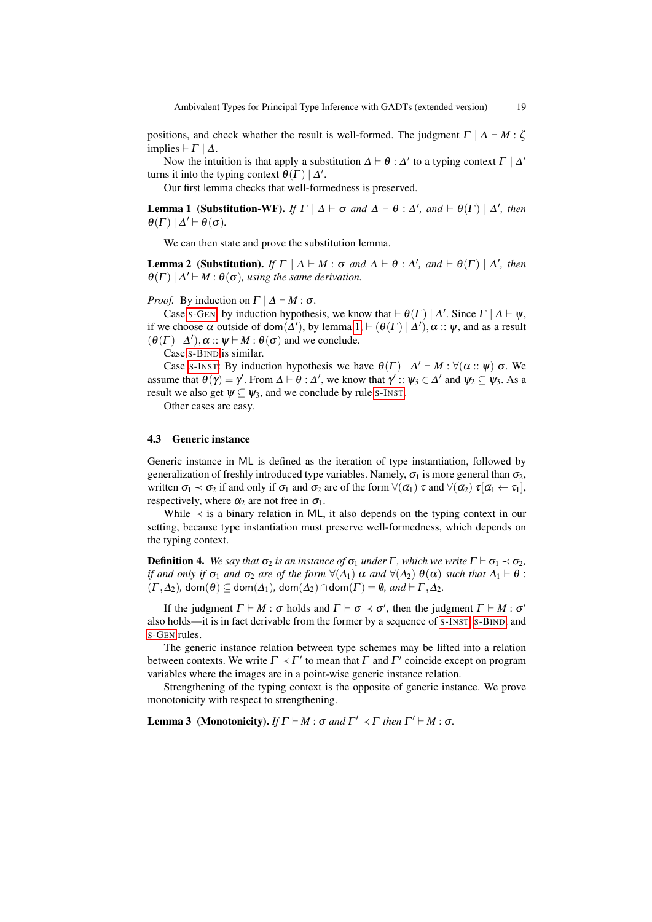positions, and check whether the result is well-formed. The judgment $\Gamma \mid \Delta \vdash M : \zeta$ implies $\vdash \Gamma \mid \Delta$.

Now the intuition is that apply a substitution $\Delta \vdash \theta : \Delta'$ to a typing context $\Gamma \mid \Delta'$ turns it into the typing context $\theta(\Gamma) \mid \Delta'$.

Our first lemma checks that well-formedness is preserved.

**Lemma 1 (Substitution-WF).** *If $\Gamma \mid \Delta \vdash \sigma$ and $\Delta \vdash \theta : \Delta'$, and $\vdash \theta(\Gamma) \mid \Delta'$, then $\theta(\Gamma) \mid \Delta' \vdash \theta(\sigma)$.*

We can then state and prove the substitution lemma.

**Lemma 2 (Substitution).** *If $\Gamma \mid \Delta \vdash M : \sigma$ and $\Delta \vdash \theta : \Delta'$, and $\vdash \theta(\Gamma) \mid \Delta'$, then $\theta(\Gamma) \mid \Delta' \vdash M : \theta(\sigma)$, using the same derivation.*

*Proof.* By induction on $\Gamma \mid \Delta \vdash M : \sigma$.

Case S-GEN: by induction hypothesis, we know that $\vdash \theta(\Gamma) \mid \Delta'$. Since $\Gamma \mid \Delta \vdash \psi$, if we choose $\alpha$ outside of $\mathsf{dom}(\Delta')$, by lemma 1 $\vdash (\theta(\Gamma) \mid \Delta'), \alpha :: \psi$, and as a result $(\theta(\Gamma) \mid \Delta'), \alpha :: \psi \vdash M : \theta(\sigma)$ and we conclude.

Case S-BIND is similar.

Case S-INST: By induction hypothesis we have $\theta(\Gamma) \mid \Delta' \vdash M : \forall(\alpha :: \psi)\ \sigma$. We assume that $\theta(\gamma) = \gamma'$. From $\Delta \vdash \theta : \Delta'$, we know that $\gamma' :: \psi_3 \in \Delta'$ and $\psi_2 \subseteq \psi_3$. As a result we also get $\psi \subseteq \psi_3$, and we conclude by rule S-INST.

Other cases are easy.

### 4.3 Generic instance

Generic instance in ML is defined as the iteration of type instantiation, followed by generalization of freshly introduced type variables. Namely, $\sigma_1$ is more general than $\sigma_2$, written $\sigma_1 \prec \sigma_2$ if and only if $\sigma_1$ and $\sigma_2$ are of the form $\forall(\bar{\alpha}_1)\ \tau$ and $\forall(\bar{\alpha}_2)\ \tau[\bar{\alpha}_1 \leftarrow \bar{\tau}_1]$, respectively, where $\bar{\alpha}_2$ are not free in $\sigma_1$.

While $\prec$ is a binary relation in ML, it also depends on the typing context in our setting, because type instantiation must preserve well-formedness, which depends on the typing context.

**Definition 4.** *We say that $\sigma_2$ is an instance of $\sigma_1$ under $\Gamma$, which we write $\Gamma \vdash \sigma_1 \prec \sigma_2$, if and only if $\sigma_1$ and $\sigma_2$ are of the form $\forall(\Delta_1)\ \alpha$ and $\forall(\Delta_2)\ \theta(\alpha)$ such that $\Delta_1 \vdash \theta : (\Gamma, \Delta_2)$, $\mathsf{dom}(\theta) \subseteq \mathsf{dom}(\Delta_1)$, $\mathsf{dom}(\Delta_2) \cap \mathsf{dom}(\Gamma) = \emptyset$, and $\vdash \Gamma, \Delta_2$.*

If the judgment $\Gamma \vdash M : \sigma$ holds and $\Gamma \vdash \sigma \prec \sigma'$, then the judgment $\Gamma \vdash M : \sigma'$ also holds—it is in fact derivable from the former by a sequence of S-INST, S-BIND, and S-GEN rules.

The generic instance relation between type schemes may be lifted into a relation between contexts. We write $\Gamma \prec \Gamma'$ to mean that $\Gamma$ and $\Gamma'$ coincide except on program variables where the images are in a point-wise generic instance relation.

Strengthening of the typing context is the opposite of generic instance. We prove monotonicity with respect to strengthening.

**Lemma 3 (Monotonicity).** *If $\Gamma \vdash M : \sigma$ and $\Gamma' \prec \Gamma$ then $\Gamma' \vdash M : \sigma$.*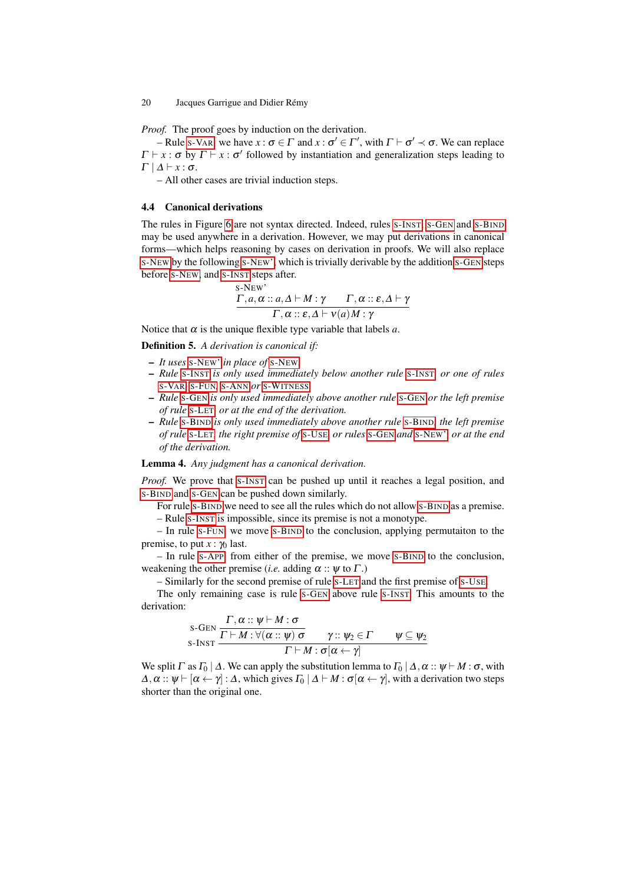*Proof.* The proof goes by induction on the derivation.

– Rule S-VAR we have $x : \sigma \in \Gamma$ and $x : \sigma' \in \Gamma'$, with $\Gamma \vdash \sigma' \prec \sigma$. We can replace $\Gamma \vdash x : \sigma$ by $\Gamma \vdash x : \sigma'$ followed by instantiation and generalization steps leading to $\Gamma \mid \Delta \vdash x : \sigma$.

– All other cases are trivial induction steps.

### 4.4 Canonical derivations

The rules in Figure 6 are not syntax directed. Indeed, rules S-INST, S-GEN and S-BIND may be used anywhere in a derivation. However, we may put derivations in canonical forms—which helps reasoning by cases on derivation in proofs. We will also replace S-NEW by the following S-NEW', which is trivially derivable by the addition S-GEN steps before S-NEW, and S-INST steps after.

$$\text{S-NEW'}\ \frac{\Gamma, a, \alpha :: a, \Delta \vdash M : \gamma \qquad \Gamma, \alpha :: \varepsilon, \Delta \vdash \gamma}{\Gamma, \alpha :: \varepsilon, \Delta \vdash \nu(a)\, M : \gamma}$$

Notice that $\alpha$ is the unique flexible type variable that labels $a$.

**Definition 5.** *A derivation is canonical if:*

- *It uses* S-NEW' *in place of* S-NEW*.*
- *Rule* S-INST *is only used immediately below another rule* S-INST *or one of rules* S-VAR*,* S-FUN*,* S-ANN *or* S-WITNESS*.*
- *Rule* S-GEN *is only used immediately above another rule* S-GEN *or the left premise of rule* S-LET *or at the end of the derivation.*
- *Rule* S-BIND *is only used immediately above another rule* S-BIND*, the left premise of rule* S-LET*, the right premise of* S-USE *or rules* S-GEN *and* S-NEW' *or at the end of the derivation.*

**Lemma 4.** *Any judgment has a canonical derivation.*

*Proof.* We prove that S-INST can be pushed up until it reaches a legal position, and S-BIND and S-GEN can be pushed down similarly.

For rule S-BIND we need to see all the rules which do not allow S-BIND as a premise.

– Rule S-INST is impossible, since its premise is not a monotype.

– In rule S-FUN we move S-BIND to the conclusion, applying permutaiton to the premise, to put $x : \gamma_0$ last.

– In rule S-APP from either of the premise, we move S-BIND to the conclusion, weakening the other premise (*i.e.* adding $\alpha :: \psi$ to $\Gamma$.)

– Similarly for the second premise of rule S-LET and the first premise of S-USE.

The only remaining case is rule S-GEN above rule S-INST. This amounts to the derivation:

$$\text{S-INST}\ \frac{\text{S-GEN}\ \dfrac{\Gamma, \alpha :: \psi \vdash M : \sigma}{\Gamma \vdash M : \forall(\alpha :: \psi)\ \sigma} \qquad \gamma :: \psi_2 \in \Gamma \qquad \psi \subseteq \psi_2}{\Gamma \vdash M : \sigma[\alpha \leftarrow \gamma]}$$

We split $\Gamma$ as $\Gamma_0 \mid \Delta$. We can apply the substitution lemma to $\Gamma_0 \mid \Delta, \alpha :: \psi \vdash M : \sigma$, with $\Delta, \alpha :: \psi \vdash [\alpha \leftarrow \gamma] : \Delta$, which gives $\Gamma_0 \mid \Delta \vdash M : \sigma[\alpha \leftarrow \gamma]$, with a derivation two steps shorter than the original one.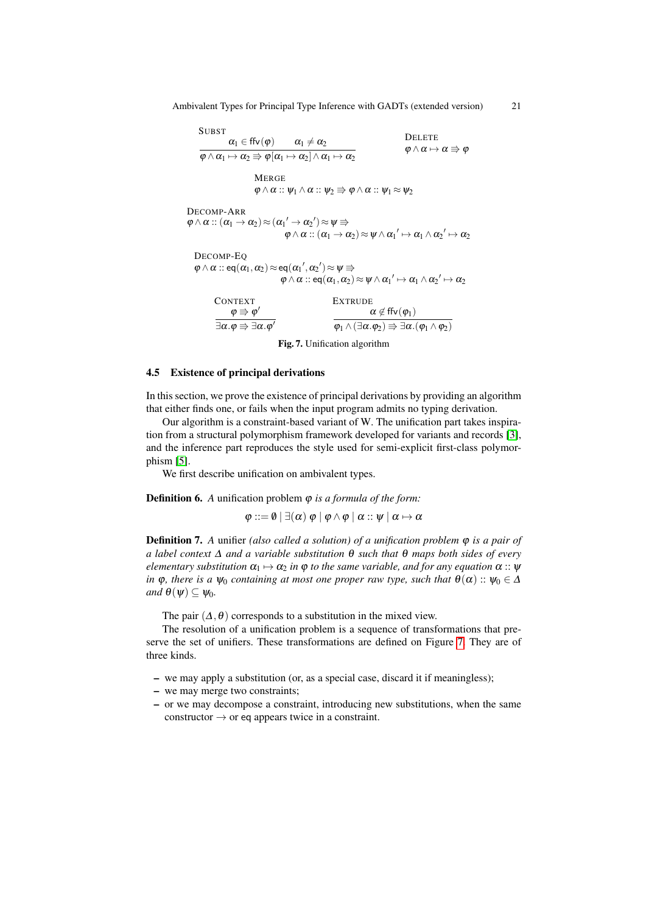**SUBST**

$$\frac{\alpha_1 \in \mathsf{ffv}(\varphi) \qquad \alpha_1 \neq \alpha_2}{\varphi \wedge \alpha_1 \mapsto \alpha_2 \Rightarrow \varphi[\alpha_1 \mapsto \alpha_2] \wedge \alpha_1 \mapsto \alpha_2}$$

**DELETE**

$$\varphi \wedge \alpha \mapsto \alpha \Rightarrow \varphi$$

**MERGE**

$$\varphi \wedge \alpha :: \psi_1 \wedge \alpha :: \psi_2 \Rightarrow \varphi \wedge \alpha :: \psi_1 \approx \psi_2$$

**DECOMP-ARR**

$$\varphi \wedge \alpha :: (\alpha_1 \to \alpha_2) \approx (\alpha_1{}' \to \alpha_2{}') \approx \psi \Rightarrow \varphi \wedge \alpha :: (\alpha_1 \to \alpha_2) \approx \psi \wedge \alpha_1{}' \mapsto \alpha_1 \wedge \alpha_2{}' \mapsto \alpha_2$$

**DECOMP-EQ**

$$\varphi \wedge \alpha :: \mathsf{eq}(\alpha_1, \alpha_2) \approx \mathsf{eq}(\alpha_1{}', \alpha_2{}') \approx \psi \Rightarrow \varphi \wedge \alpha :: \mathsf{eq}(\alpha_1, \alpha_2) \approx \psi \wedge \alpha_1{}' \mapsto \alpha_1 \wedge \alpha_2{}' \mapsto \alpha_2$$

**CONTEXT**

$$\frac{\varphi \Rightarrow \varphi'}{\exists \alpha.\varphi \Rightarrow \exists \alpha.\varphi'}$$

**EXTRUDE**

$$\frac{\alpha \notin \mathsf{ffv}(\varphi_1)}{\varphi_1 \wedge (\exists \alpha.\varphi_2) \Rightarrow \exists \alpha.(\varphi_1 \wedge \varphi_2)}$$

**Fig. 7.** Unification algorithm

### 4.5 Existence of principal derivations

In this section, we prove the existence of principal derivations by providing an algorithm that either finds one, or fails when the input program admits no typing derivation.

Our algorithm is a constraint-based variant of W. The unification part takes inspiration from a structural polymorphism framework developed for variants and records [3], and the inference part reproduces the style used for semi-explicit first-class polymorphism [5].

We first describe unification on ambivalent types.

**Definition 6.** *A* unification problem $\varphi$ *is a formula of the form:*

$$\varphi ::= \emptyset \mid \exists(\alpha)\ \varphi \mid \varphi \wedge \varphi \mid \alpha :: \psi \mid \alpha \mapsto \alpha$$

**Definition 7.** *A* unifier *(also called a solution) of a unification problem $\varphi$ is a pair of a label context $\Delta$ and a variable substitution $\theta$ such that $\theta$ maps both sides of every elementary substitution $\alpha_1 \mapsto \alpha_2$ in $\varphi$ to the same variable, and for any equation $\alpha :: \psi$ in $\varphi$, there is a $\psi_0$ containing at most one proper raw type, such that $\theta(\alpha) :: \psi_0 \in \Delta$ and $\theta(\psi) \subseteq \psi_0$.*

The pair $(\Delta, \theta)$ corresponds to a substitution in the mixed view.

The resolution of a unification problem is a sequence of transformations that preserve the set of unifiers. These transformations are defined on Figure 7. They are of three kinds.

- we may apply a substitution (or, as a special case, discard it if meaningless);
- we may merge two constraints;
- or we may decompose a constraint, introducing new substitutions, when the same constructor $\to$ or $\mathsf{eq}$ appears twice in a constraint.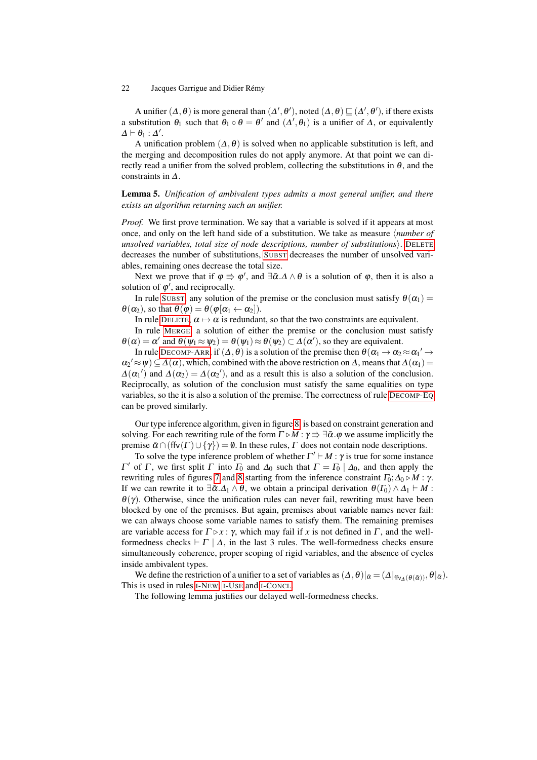A unifier $(\Delta, \theta)$ is more general than $(\Delta', \theta')$, noted $(\Delta, \theta) \sqsubseteq (\Delta', \theta')$, if there exists a substitution $\theta_1$ such that $\theta_1 \circ \theta = \theta'$ and $(\Delta', \theta_1)$ is a unifier of $\Delta$, or equivalently $\Delta \vdash \theta_1 : \Delta'$.

A unification problem $(\Delta, \theta)$ is solved when no applicable substitution is left, and the merging and decomposition rules do not apply anymore. At that point we can directly read a unifier from the solved problem, collecting the substitutions in $\theta$, and the constraints in $\Delta$.

**Lemma 5.** *Unification of ambivalent types admits a most general unifier, and there exists an algorithm returning such an unifier.*

*Proof.* We first prove termination. We say that a variable is solved if it appears at most once, and only on the left hand side of a substitution. We take as measure $\langle$*number of unsolved variables, total size of node descriptions, number of substitutions*$\rangle$. DELETE decreases the number of substitutions, SUBST decreases the number of unsolved variables, remaining ones decrease the total size.

Next we prove that if $\varphi \Rrightarrow \varphi'$, and $\exists \bar{\alpha}.\Delta \wedge \theta$ is a solution of $\varphi$, then it is also a solution of $\varphi'$, and reciprocally.

In rule SUBST, any solution of the premise or the conclusion must satisfy $\theta(\alpha_1) = \theta(\alpha_2)$, so that $\theta(\varphi) = \theta(\varphi[\alpha_1 \leftarrow \alpha_2])$.

In rule DELETE, $\alpha \mapsto \alpha$ is redundant, so that the two constraints are equivalent.

In rule MERGE, a solution of either the premise or the conclusion must satisfy $\theta(\alpha) = \alpha'$ and $\theta(\psi_1 \approx \psi_2) = \theta(\psi_1) \approx \theta(\psi_2) \subset \Delta(\alpha')$, so they are equivalent.

In rule DECOMP-ARR, if $(\Delta, \theta)$ is a solution of the premise then $\theta(\alpha_1 \to \alpha_2 \approx {\alpha_1}' \to {\alpha_2}' \approx \psi) \subseteq \Delta(\alpha)$, which, combined with the above restriction on $\Delta$, means that $\Delta(\alpha_1) = \Delta({\alpha_1}')$ and $\Delta(\alpha_2) = \Delta({\alpha_2}')$, and as a result this is also a solution of the conclusion. Reciprocally, as solution of the conclusion must satisfy the same equalities on type variables, so the it is also a solution of the premise. The correctness of rule DECOMP-EQ can be proved similarly.

Our type inference algorithm, given in figure 8, is based on constraint generation and solving. For each rewriting rule of the form $\Gamma \triangleright M : \gamma \Rrightarrow \exists \bar{\alpha}.\varphi$ we assume implicitly the premise $\bar{\alpha} \cap (\mathsf{ffv}(\Gamma) \cup \{\gamma\}) = \emptyset$. In these rules, $\Gamma$ does not contain node descriptions.

To solve the type inference problem of whether $\Gamma' \vdash M : \gamma$ is true for some instance $\Gamma'$ of $\Gamma$, we first split $\Gamma$ into $\Gamma_0$ and $\Delta_0$ such that $\Gamma = \Gamma_0 \mid \Delta_0$, and then apply the rewriting rules of figures 7 and 8 starting from the inference constraint $\Gamma_0; \Delta_0 \triangleright M : \gamma$. If we can rewrite it to $\exists \bar{\alpha}.\Delta_1 \wedge \theta$, we obtain a principal derivation $\theta(\Gamma_0) \wedge \Delta_1 \vdash M : \theta(\gamma)$. Otherwise, since the unification rules can never fail, rewriting must have been blocked by one of the premises. But again, premises about variable names never fail: we can always choose some variable names to satisfy them. The remaining premises are variable access for $\Gamma \triangleright x : \gamma$, which may fail if $x$ is not defined in $\Gamma$, and the well-formedness checks $\vdash \Gamma \mid \Delta$, in the last 3 rules. The well-formedness checks ensure simultaneously coherence, proper scoping of rigid variables, and the absence of cycles inside ambivalent types.

We define the restriction of a unifier to a set of variables as $(\Delta, \theta)|_{\bar{\alpha}} = (\Delta|_{\mathsf{ffv}_\Delta(\theta(\bar{\alpha}))}, \theta|_{\bar{\alpha}})$. This is used in rules I-NEW, I-USE and I-CONCL.

The following lemma justifies our delayed well-formedness checks.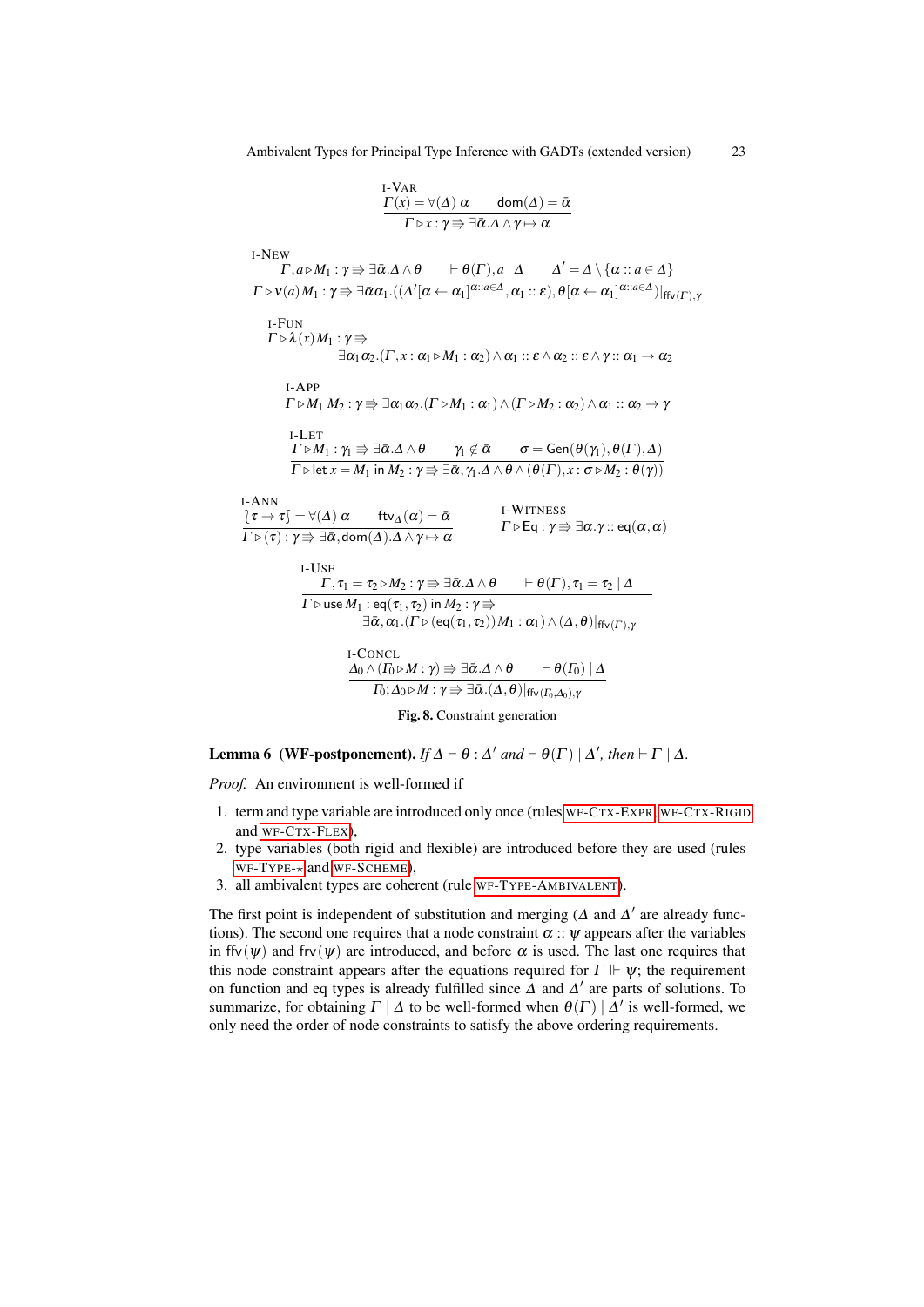I-VAR

$$\frac{\Gamma(x) = \forall(\Delta)\ \alpha \qquad \mathsf{dom}(\Delta) = \bar{\alpha}}{\Gamma \triangleright x : \gamma \Rrightarrow \exists \bar{\alpha}.\Delta \wedge \gamma \mapsto \alpha}$$

I-NEW

$$\frac{\Gamma, a \triangleright M_1 : \gamma \Rrightarrow \exists \bar{\alpha}.\Delta \wedge \theta \qquad \vdash \theta(\Gamma), a \mid \Delta \qquad \Delta' = \Delta \setminus \{\alpha :: a \in \Delta\}}{\Gamma \triangleright \nu(a)\, M_1 : \gamma \Rrightarrow \exists \bar{\alpha}\alpha_1.((\Delta'[\alpha \leftarrow \alpha_1]^{\alpha::a\in\Delta}, \alpha_1 :: \varepsilon), \theta[\alpha \leftarrow \alpha_1]^{\alpha::a\in\Delta})|_{\mathsf{ffv}(\Gamma),\gamma}}$$

I-FUN

$$\Gamma \triangleright \lambda(x)\, M_1 : \gamma \Rrightarrow \exists \alpha_1 \alpha_2.(\Gamma, x : \alpha_1 \triangleright M_1 : \alpha_2) \wedge \alpha_1 :: \varepsilon \wedge \alpha_2 :: \varepsilon \wedge \gamma :: \alpha_1 \to \alpha_2$$

I-APP

$$\Gamma \triangleright M_1\ M_2 : \gamma \Rrightarrow \exists \alpha_1 \alpha_2.(\Gamma \triangleright M_1 : \alpha_1) \wedge (\Gamma \triangleright M_2 : \alpha_2) \wedge \alpha_1 :: \alpha_2 \to \gamma$$

I-LET

$$\frac{\Gamma \triangleright M_1 : \gamma_1 \Rrightarrow \exists \bar{\alpha}.\Delta \wedge \theta \qquad \gamma_1 \notin \bar{\alpha} \qquad \sigma = \mathsf{Gen}(\theta(\gamma_1), \theta(\Gamma), \Delta)}{\Gamma \triangleright \mathsf{let}\ x = M_1\ \mathsf{in}\ M_2 : \gamma \Rrightarrow \exists \bar{\alpha}, \gamma_1.\Delta \wedge \theta \wedge (\theta(\Gamma), x : \sigma \triangleright M_2 : \theta(\gamma))}$$

I-ANN

$$\frac{\wr \tau \to \tau \int = \forall(\Delta)\ \alpha \qquad \mathsf{ftv}_\Delta(\alpha) = \bar{\alpha}}{\Gamma \triangleright (\tau) : \gamma \Rrightarrow \exists \bar{\alpha}, \mathsf{dom}(\Delta).\Delta \wedge \gamma \mapsto \alpha}$$

I-WITNESS

$$\Gamma \triangleright \mathsf{Eq} : \gamma \Rrightarrow \exists \alpha.\gamma :: \mathsf{eq}(\alpha, \alpha)$$

I-USE

$$\frac{\Gamma, \tau_1 = \tau_2 \triangleright M_2 : \gamma \Rrightarrow \exists \bar{\alpha}.\Delta \wedge \theta \qquad \vdash \theta(\Gamma), \tau_1 = \tau_2 \mid \Delta}{\begin{array}{l}\Gamma \triangleright \mathsf{use}\ M_1 : \mathsf{eq}(\tau_1, \tau_2)\ \mathsf{in}\ M_2 : \gamma \Rrightarrow \\ \qquad \exists \bar{\alpha}, \alpha_1.(\Gamma \triangleright (\mathsf{eq}(\tau_1, \tau_2))\, M_1 : \alpha_1) \wedge (\Delta, \theta)|_{\mathsf{ffv}(\Gamma),\gamma}\end{array}}$$

I-CONCL

$$\frac{\Delta_0 \wedge (\Gamma_0 \triangleright M : \gamma) \Rrightarrow \exists \bar{\alpha}.\Delta \wedge \theta \qquad \vdash \theta(\Gamma_0) \mid \Delta}{\Gamma_0; \Delta_0 \triangleright M : \gamma \Rrightarrow \exists \bar{\alpha}.(\Delta, \theta)|_{\mathsf{ffv}(\Gamma_0, \Delta_0),\gamma}}$$

**Fig. 8.** Constraint generation

**Lemma 6 (WF-postponement).** *If $\Delta \vdash \theta : \Delta'$ and $\vdash \theta(\Gamma) \mid \Delta'$, then $\vdash \Gamma \mid \Delta$.*

*Proof.* An environment is well-formed if

1. term and type variable are introduced only once (rules WF-CTX-EXPR, WF-CTX-RIGID and WF-CTX-FLEX),
2. type variables (both rigid and flexible) are introduced before they are used (rules WF-TYPE-$\star$ and WF-SCHEME),
3. all ambivalent types are coherent (rule WF-TYPE-AMBIVALENT).

The first point is independent of substitution and merging ($\Delta$ and $\Delta'$ are already functions). The second one requires that a node constraint $\alpha :: \psi$ appears after the variables in $\mathsf{ffv}(\psi)$ and $\mathsf{frv}(\psi)$ are introduced, and before $\alpha$ is used. The last one requires that this node constraint appears after the equations required for $\Gamma \Vdash \psi$; the requirement on function and eq types is already fulfilled since $\Delta$ and $\Delta'$ are parts of solutions. To summarize, for obtaining $\Gamma \mid \Delta$ to be well-formed when $\theta(\Gamma) \mid \Delta'$ is well-formed, we only need the order of node constraints to satisfy the above ordering requirements.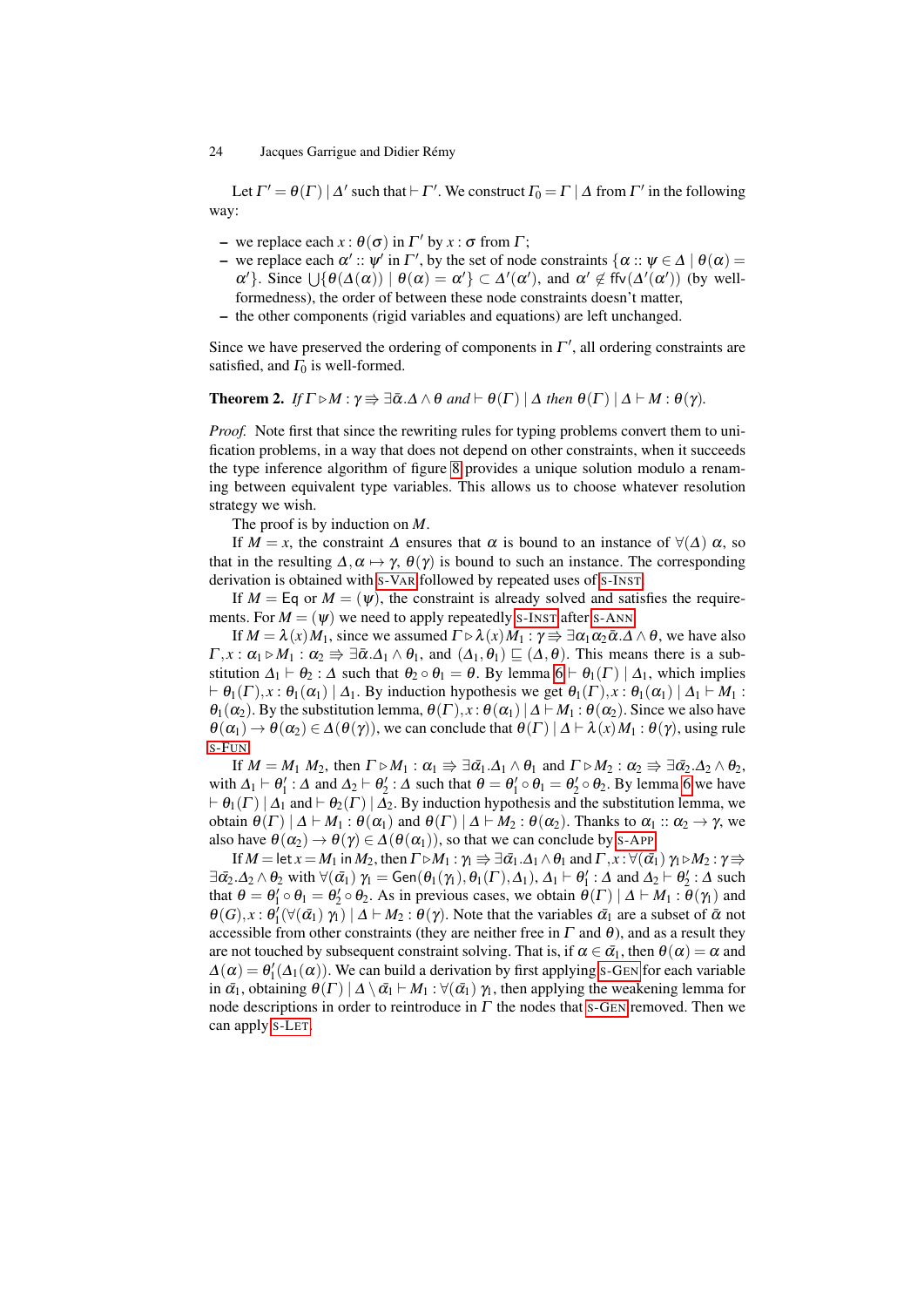Let $\Gamma' = \theta(\Gamma) \mid \Delta'$ such that $\vdash \Gamma'$. We construct $\Gamma_0 = \Gamma \mid \Delta$ from $\Gamma'$ in the following way:

- we replace each $x : \theta(\sigma)$ in $\Gamma'$ by $x : \sigma$ from $\Gamma$;
- we replace each $\alpha' :: \psi'$ in $\Gamma'$, by the set of node constraints $\{\alpha :: \psi \in \Delta \mid \theta(\alpha) = \alpha'\}$. Since $\bigcup\{\theta(\Delta(\alpha)) \mid \theta(\alpha) = \alpha'\} \subset \Delta'(\alpha')$, and $\alpha' \notin \mathsf{ffv}(\Delta'(\alpha'))$ (by well-formedness), the order of between these node constraints doesn't matter,
- the other components (rigid variables and equations) are left unchanged.

Since we have preserved the ordering of components in $\Gamma'$, all ordering constraints are satisfied, and $\Gamma_0$ is well-formed.

**Theorem 2.** *If $\Gamma \triangleright M : \gamma \Rrightarrow \exists\bar{\alpha}.\Delta \wedge \theta$ and $\vdash \theta(\Gamma) \mid \Delta$ then $\theta(\Gamma) \mid \Delta \vdash M : \theta(\gamma)$.*

*Proof.* Note first that since the rewriting rules for typing problems convert them to unification problems, in a way that does not depend on other constraints, when it succeeds the type inference algorithm of figure 8 provides a unique solution modulo a renaming between equivalent type variables. This allows us to choose whatever resolution strategy we wish.

The proof is by induction on $M$.

If $M = x$, the constraint $\Delta$ ensures that $\alpha$ is bound to an instance of $\forall(\Delta)\ \alpha$, so that in the resulting $\Delta, \alpha \mapsto \gamma$, $\theta(\gamma)$ is bound to such an instance. The corresponding derivation is obtained with S-VAR followed by repeated uses of S-INST.

If $M = \mathsf{Eq}$ or $M = (\psi)$, the constraint is already solved and satisfies the requirements. For $M = (\psi)$ we need to apply repeatedly S-INST after S-ANN.

If $M = \lambda(x) M_1$, since we assumed $\Gamma \triangleright \lambda(x) M_1 : \gamma \Rrightarrow \exists\alpha_1\alpha_2\bar{\alpha}.\Delta \wedge \theta$, we have also $\Gamma, x : \alpha_1 \triangleright M_1 : \alpha_2 \Rrightarrow \exists\bar{\alpha}.\Delta_1 \wedge \theta_1$, and $(\Delta_1, \theta_1) \sqsubseteq (\Delta, \theta)$. This means there is a substitution $\Delta_1 \vdash \theta_2 : \Delta$ such that $\theta_2 \circ \theta_1 = \theta$. By lemma 6 $\vdash \theta_1(\Gamma) \mid \Delta_1$, which implies $\vdash \theta_1(\Gamma), x : \theta_1(\alpha_1) \mid \Delta_1$. By induction hypothesis we get $\theta_1(\Gamma), x : \theta_1(\alpha_1) \mid \Delta_1 \vdash M_1 : \theta_1(\alpha_2)$. By the substitution lemma, $\theta(\Gamma), x : \theta(\alpha_1) \mid \Delta \vdash M_1 : \theta(\alpha_2)$. Since we also have $\theta(\alpha_1) \to \theta(\alpha_2) \in \Delta(\theta(\gamma))$, we can conclude that $\theta(\Gamma) \mid \Delta \vdash \lambda(x) M_1 : \theta(\gamma)$, using rule S-FUN.

If $M = M_1\ M_2$, then $\Gamma \triangleright M_1 : \alpha_1 \Rrightarrow \exists\bar{\alpha}_1.\Delta_1 \wedge \theta_1$ and $\Gamma \triangleright M_2 : \alpha_2 \Rrightarrow \exists\bar{\alpha}_2.\Delta_2 \wedge \theta_2$, with $\Delta_1 \vdash \theta'_1 : \Delta$ and $\Delta_2 \vdash \theta'_2 : \Delta$ such that $\theta = \theta'_1 \circ \theta_1 = \theta'_2 \circ \theta_2$. By lemma 6 we have $\vdash \theta_1(\Gamma) \mid \Delta_1$ and $\vdash \theta_2(\Gamma) \mid \Delta_2$. By induction hypothesis and the substitution lemma, we obtain $\theta(\Gamma) \mid \Delta \vdash M_1 : \theta(\alpha_1)$ and $\theta(\Gamma) \mid \Delta \vdash M_2 : \theta(\alpha_2)$. Thanks to $\alpha_1 :: \alpha_2 \to \gamma$, we also have $\theta(\alpha_2) \to \theta(\gamma) \in \Delta(\theta(\alpha_1))$, so that we can conclude by S-APP.

If $M = \mathsf{let}\, x = M_1 \,\mathsf{in}\, M_2$, then $\Gamma \triangleright M_1 : \gamma_1 \Rrightarrow \exists\bar{\alpha}_1.\Delta_1 \wedge \theta_1$ and $\Gamma, x : \forall(\bar{\alpha}_1)\ \gamma_1 \triangleright M_2 : \gamma \Rrightarrow \exists\bar{\alpha}_2.\Delta_2 \wedge \theta_2$ with $\forall(\bar{\alpha}_1)\ \gamma_1 = \mathsf{Gen}(\theta_1(\gamma_1), \theta_1(\Gamma), \Delta_1)$, $\Delta_1 \vdash \theta'_1 : \Delta$ and $\Delta_2 \vdash \theta'_2 : \Delta$ such that $\theta = \theta'_1 \circ \theta_1 = \theta'_2 \circ \theta_2$. As in previous cases, we obtain $\theta(\Gamma) \mid \Delta \vdash M_1 : \theta(\gamma_1)$ and $\theta(G), x : \theta'_1(\forall(\bar{\alpha}_1)\ \gamma_1) \mid \Delta \vdash M_2 : \theta(\gamma)$. Note that the variables $\bar{\alpha}_1$ are a subset of $\bar{\alpha}$ not accessible from other constraints (they are neither free in $\Gamma$ and $\theta$), and as a result they are not touched by subsequent constraint solving. That is, if $\alpha \in \bar{\alpha}_1$, then $\theta(\alpha) = \alpha$ and $\Delta(\alpha) = \theta'_1(\Delta_1(\alpha))$. We can build a derivation by first applying S-GEN for each variable in $\bar{\alpha}_1$, obtaining $\theta(\Gamma) \mid \Delta \setminus \bar{\alpha}_1 \vdash M_1 : \forall(\bar{\alpha}_1)\ \gamma_1$, then applying the weakening lemma for node descriptions in order to reintroduce in $\Gamma$ the nodes that S-GEN removed. Then we can apply S-LET.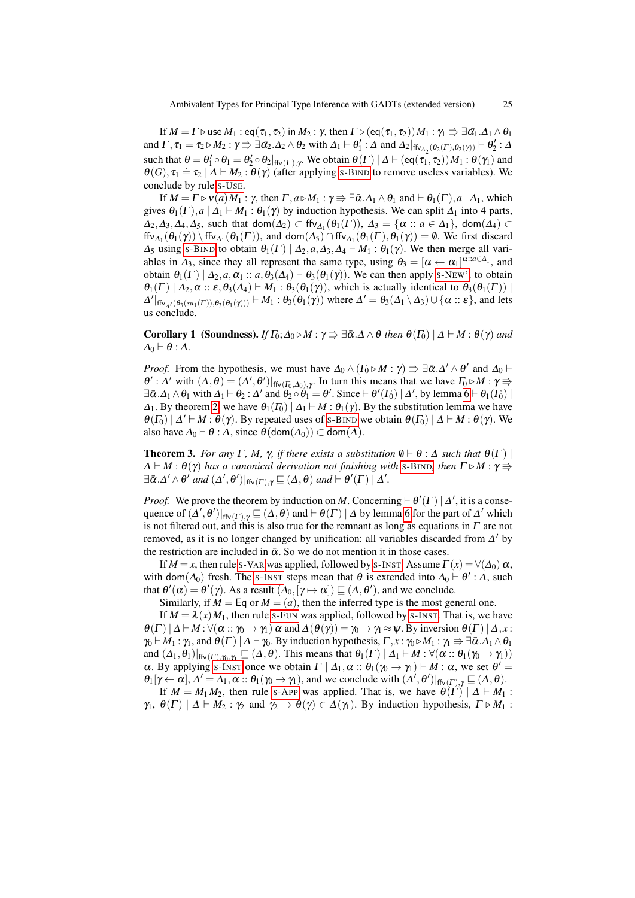If $M = \Gamma \triangleright \mathsf{use}\ M_1 : \mathsf{eq}(\tau_1, \tau_2)\ \mathsf{in}\ M_2 : \gamma$, then $\Gamma \triangleright (\mathsf{eq}(\tau_1, \tau_2))M_1 : \gamma_1 \Rrightarrow \exists\bar{\alpha}_1.\Delta_1 \wedge \theta_1$ and $\Gamma, \tau_1 = \tau_2 \triangleright M_2 : \gamma \Rrightarrow \exists\bar{\alpha}_2.\Delta_2 \wedge \theta_2$ with $\Delta_1 \vdash \theta_1' : \Delta$ and $\Delta_2|_{\mathsf{ffv}_{\Delta_2}(\theta_2(\Gamma),\theta_2(\gamma))} \vdash \theta_2' : \Delta$ such that $\theta = \theta_1' \circ \theta_1 = \theta_2' \circ \theta_2|_{\mathsf{ffv}(\Gamma),\gamma}$. We obtain $\theta(\Gamma) \mid \Delta \vdash (\mathsf{eq}(\tau_1, \tau_2))M_1 : \theta(\gamma_1)$ and $\theta(G), \tau_1 \doteq \tau_2 \mid \Delta \vdash M_2 : \theta(\gamma)$ (after applying S-BIND to remove useless variables). We conclude by rule S-USE.

If $M = \Gamma \triangleright \nu(a) M_1 : \gamma$, then $\Gamma, a \triangleright M_1 : \gamma \Rrightarrow \exists\bar{\alpha}.\Delta_1 \wedge \theta_1$ and $\vdash \theta_1(\Gamma), a \mid \Delta_1$, which gives $\theta_1(\Gamma), a \mid \Delta_1 \vdash M_1 : \theta_1(\gamma)$ by induction hypothesis. We can split $\Delta_1$ into 4 parts, $\Delta_2, \Delta_3, \Delta_4, \Delta_5$, such that $\mathsf{dom}(\Delta_2) \subset \mathsf{ffv}_{\Delta_1}(\theta_1(\Gamma))$, $\Delta_3 = \{\alpha :: a \in \Delta_1\}$, $\mathsf{dom}(\Delta_4) \subset \mathsf{ffv}_{\Delta_1}(\theta_1(\gamma)) \setminus \mathsf{ffv}_{\Delta_1}(\theta_1(\Gamma))$, and $\mathsf{dom}(\Delta_5) \cap \mathsf{ffv}_{\Delta_1}(\theta_1(\Gamma), \theta_1(\gamma)) = \emptyset$. We first discard $\Delta_5$ using S-BIND to obtain $\theta_1(\Gamma) \mid \Delta_2, a, \Delta_3, \Delta_4 \vdash M_1 : \theta_1(\gamma)$. We then merge all variables in $\Delta_3$, since they all represent the same type, using $\theta_3 = [\alpha \leftarrow \alpha_1]^{\alpha::a\in\Delta_1}$, and obtain $\theta_1(\Gamma) \mid \Delta_2, a, \alpha_1 :: a, \theta_3(\Delta_4) \vdash \theta_3(\theta_1(\gamma))$. We can then apply S-NEW' to obtain $\theta_1(\Gamma) \mid \Delta_2, \alpha :: \varepsilon, \theta_3(\Delta_4) \vdash M_1 : \theta_3(\theta_1(\gamma))$, which is actually identical to $\theta_3(\theta_1(\Gamma)) \mid \Delta'|_{\mathsf{ffv}_{\Delta'}(\theta_3(su_1(\Gamma)),\theta_3(\theta_1(\gamma)))} \vdash M_1 : \theta_3(\theta_1(\gamma))$ where $\Delta' = \theta_3(\Delta_1 \setminus \Delta_3) \cup \{\alpha :: \varepsilon\}$, and lets us conclude.

**Corollary 1 (Soundness).** *If $\Gamma_0; \Delta_0 \triangleright M : \gamma \Rrightarrow \exists\bar{\alpha}.\Delta \wedge \theta$ then $\theta(\Gamma_0) \mid \Delta \vdash M : \theta(\gamma)$ and $\Delta_0 \vdash \theta : \Delta$.*

*Proof.* From the hypothesis, we must have $\Delta_0 \wedge (\Gamma_0 \triangleright M : \gamma) \Rrightarrow \exists\bar{\alpha}.\Delta' \wedge \theta'$ and $\Delta_0 \vdash \theta' : \Delta'$ with $(\Delta, \theta) = (\Delta', \theta')|_{\mathsf{ffv}(\Gamma_0,\Delta_0),\gamma}$. In turn this means that we have $\Gamma_0 \triangleright M : \gamma \Rrightarrow \exists\bar{\alpha}.\Delta_1 \wedge \theta_1$ with $\Delta_1 \vdash \theta_2 : \Delta'$ and $\theta_2 \circ \theta_1 = \theta'$. Since $\vdash \theta'(\Gamma_0) \mid \Delta'$, by lemma 6 $\vdash \theta_1(\Gamma_0) \mid \Delta_1$. By theorem 2, we have $\theta_1(\Gamma_0) \mid \Delta_1 \vdash M : \theta_1(\gamma)$. By the substitution lemma we have $\theta(\Gamma_0) \mid \Delta' \vdash M : \theta(\gamma)$. By repeated uses of S-BIND we obtain $\theta(\Gamma_0) \mid \Delta \vdash M : \theta(\gamma)$. We also have $\Delta_0 \vdash \theta : \Delta$, since $\theta(\mathsf{dom}(\Delta_0)) \subset \mathsf{dom}(\Delta)$.

**Theorem 3.** *For any $\Gamma$, $M$, $\gamma$, if there exists a substitution $\emptyset \vdash \theta : \Delta$ such that $\theta(\Gamma) \mid \Delta \vdash M : \theta(\gamma)$ has a canonical derivation not finishing with S-BIND, then $\Gamma \triangleright M : \gamma \Rrightarrow \exists\bar{\alpha}.\Delta' \wedge \theta'$ and $(\Delta', \theta')|_{\mathsf{ffv}(\Gamma),\gamma} \sqsubseteq (\Delta, \theta)$ and $\vdash \theta'(\Gamma) \mid \Delta'$.*

*Proof.* We prove the theorem by induction on $M$. Concerning $\vdash \theta'(\Gamma) \mid \Delta'$, it is a consequence of $(\Delta', \theta')|_{\mathsf{ffv}(\Gamma),\gamma} \sqsubseteq (\Delta, \theta)$ and $\vdash \theta(\Gamma) \mid \Delta$ by lemma 6 for the part of $\Delta'$ which is not filtered out, and this is also true for the remnant as long as equations in $\Gamma$ are not removed, as it is no longer changed by unification: all variables discarded from $\Delta'$ by the restriction are included in $\bar{\alpha}$. So we do not mention it in those cases.

If $M = x$, then rule S-VAR was applied, followed by S-INST. Assume $\Gamma(x) = \forall(\Delta_0)\ \alpha$, with $\mathsf{dom}(\Delta_0)$ fresh. The S-INST steps mean that $\theta$ is extended into $\Delta_0 \vdash \theta' : \Delta$, such that $\theta'(\alpha) = \theta'(\gamma)$. As a result $(\Delta_0, [\gamma \mapsto \alpha]) \sqsubseteq (\Delta, \theta')$, and we conclude.

Similarly, if $M = \mathsf{Eq}$ or $M = (a)$, then the inferred type is the most general one.

If $M = \lambda(x) M_1$, then rule S-FUN was applied, followed by S-INST. That is, we have $\theta(\Gamma) \mid \Delta \vdash M : \forall(\alpha :: \gamma_0 \to \gamma_1)\ \alpha$ and $\Delta(\theta(\gamma)) = \gamma_0 \to \gamma_1 \approx \psi$. By inversion $\theta(\Gamma) \mid \Delta, x : \gamma_0 \vdash M_1 : \gamma_1$, and $\theta(\Gamma) \mid \Delta \vdash \gamma_0$. By induction hypothesis, $\Gamma, x : \gamma_0 \triangleright M_1 : \gamma_1 \Rrightarrow \exists\bar{\alpha}.\Delta_1 \wedge \theta_1$ and $(\Delta_1, \theta_1)|_{\mathsf{ffv}(\Gamma),\gamma_0,\gamma_1} \sqsubseteq (\Delta, \theta)$. This means that $\theta_1(\Gamma) \mid \Delta_1 \vdash M : \forall(\alpha :: \theta_1(\gamma_0 \to \gamma_1))\ \alpha$. By applying S-INST once we obtain $\Gamma \mid \Delta_1, \alpha :: \theta_1(\gamma_0 \to \gamma_1) \vdash M : \alpha$, we set $\theta' = \theta_1[\gamma \leftarrow \alpha]$, $\Delta' = \Delta_1, \alpha :: \theta_1(\gamma_0 \to \gamma_1)$, and we conclude with $(\Delta', \theta')|_{\mathsf{ffv}(\Gamma),\gamma} \sqsubseteq (\Delta, \theta)$.

If $M = M_1 M_2$, then rule S-APP was applied. That is, we have $\theta(\Gamma) \mid \Delta \vdash M_1 : \gamma_1$, $\theta(\Gamma) \mid \Delta \vdash M_2 : \gamma_2$ and $\gamma_2 \to \theta(\gamma) \in \Delta(\gamma_1)$. By induction hypothesis, $\Gamma \triangleright M_1 :$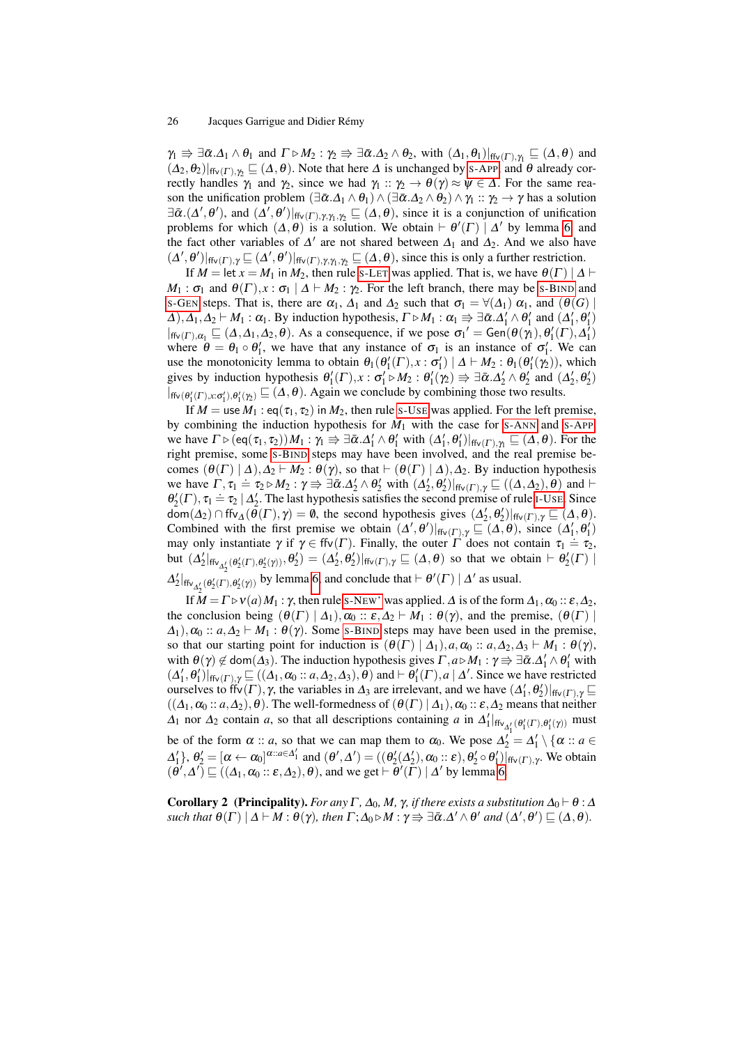$\gamma_1 \Rightarrow \exists\bar{\alpha}.\Delta_1 \wedge \theta_1$ and $\Gamma \triangleright M_2 : \gamma_2 \Rightarrow \exists\bar{\alpha}.\Delta_2 \wedge \theta_2$, with $(\Delta_1, \theta_1)|_{\mathsf{ffv}(\Gamma),\gamma_1} \sqsubseteq (\Delta, \theta)$ and $(\Delta_2, \theta_2)|_{\mathsf{ffv}(\Gamma),\gamma_2} \sqsubseteq (\Delta, \theta)$. Note that here $\Delta$ is unchanged by S-APP and $\theta$ already correctly handles $\gamma_1$ and $\gamma_2$, since we had $\gamma_1 :: \gamma_2 \to \theta(\gamma) \approx \psi \in \Delta$. For the same reason the unification problem $(\exists\bar{\alpha}.\Delta_1 \wedge \theta_1) \wedge (\exists\bar{\alpha}.\Delta_2 \wedge \theta_2) \wedge \gamma_1 :: \gamma_2 \to \gamma$ has a solution $\exists\bar{\alpha}.(\Delta', \theta')$, and $(\Delta', \theta')|_{\mathsf{ffv}(\Gamma),\gamma,\gamma_1,\gamma_2} \sqsubseteq (\Delta, \theta)$, since it is a conjunction of unification problems for which $(\Delta, \theta)$ is a solution. We obtain $\vdash \theta'(\Gamma) \mid \Delta'$ by lemma 6 and the fact other variables of $\Delta'$ are not shared between $\Delta_1$ and $\Delta_2$. And we also have $(\Delta', \theta')|_{\mathsf{ffv}(\Gamma),\gamma} \sqsubseteq (\Delta', \theta')|_{\mathsf{ffv}(\Gamma),\gamma,\gamma_1,\gamma_2} \sqsubseteq (\Delta, \theta)$, since this is only a further restriction.

If $M = \mathsf{let}\ x = M_1\ \mathsf{in}\ M_2$, then rule S-LET was applied. That is, we have $\theta(\Gamma) \mid \Delta \vdash M_1 : \sigma_1$ and $\theta(\Gamma), x : \sigma_1 \mid \Delta \vdash M_2 : \gamma_2$. For the left branch, there may be S-BIND and S-GEN steps. That is, there are $\alpha_1$, $\Delta_1$ and $\Delta_2$ such that $\sigma_1 = \forall(\Delta_1)\ \alpha_1$, and $(\theta(G) \mid \Delta), \Delta_1, \Delta_2 \vdash M_1 : \alpha_1$. By induction hypothesis, $\Gamma \triangleright M_1 : \alpha_1 \Rightarrow \exists\bar{\alpha}.\Delta_1' \wedge \theta_1'$ and $(\Delta_1', \theta_1')|_{\mathsf{ffv}(\Gamma),\alpha_1} \sqsubseteq (\Delta, \Delta_1, \Delta_2, \theta)$. As a consequence, if we pose $\sigma_1' = \mathsf{Gen}(\theta(\gamma_1), \theta_1'(\Gamma), \Delta_1')$ where $\theta = \theta_1 \circ \theta_1'$, we have that any instance of $\sigma_1$ is an instance of $\sigma_1'$. We can use the monotonicity lemma to obtain $\theta_1(\theta_1'(\Gamma), x : \sigma_1') \mid \Delta \vdash M_2 : \theta_1(\theta_1'(\gamma_2))$, which gives by induction hypothesis $\theta_1'(\Gamma), x : \sigma_1' \triangleright M_2 : \theta_1'(\gamma_2) \Rightarrow \exists\bar{\alpha}.\Delta_2' \wedge \theta_2'$ and $(\Delta_2', \theta_2')|_{\mathsf{ffv}(\theta_1'(\Gamma), x:\sigma_1'), \theta_1'(\gamma_2)} \sqsubseteq (\Delta, \theta)$. Again we conclude by combining those two results.

If $M = \mathsf{use}\ M_1 : \mathsf{eq}(\tau_1, \tau_2)\ \mathsf{in}\ M_2$, then rule S-USE was applied. For the left premise, by combining the induction hypothesis for $M_1$ with the case for S-ANN and S-APP, we have $\Gamma \triangleright (\mathsf{eq}(\tau_1, \tau_2))\, M_1 : \gamma_1 \Rightarrow \exists\bar{\alpha}.\Delta_1' \wedge \theta_1'$ with $(\Delta_1', \theta_1')|_{\mathsf{ffv}(\Gamma),\gamma_1} \sqsubseteq (\Delta, \theta)$. For the right premise, some S-BIND steps may have been involved, and the real premise becomes $(\theta(\Gamma) \mid \Delta), \Delta_2 \vdash M_2 : \theta(\gamma)$, so that $\vdash (\theta(\Gamma) \mid \Delta), \Delta_2$. By induction hypothesis we have $\Gamma, \tau_1 \doteq \tau_2 \triangleright M_2 : \gamma \Rightarrow \exists\bar{\alpha}.\Delta_2' \wedge \theta_2'$ with $(\Delta_2', \theta_2')|_{\mathsf{ffv}(\Gamma),\gamma} \sqsubseteq ((\Delta, \Delta_2), \theta)$ and $\vdash \theta_2'(\Gamma), \tau_1 \doteq \tau_2 \mid \Delta_2'$. The last hypothesis satisfies the second premise of rule I-USE. Since $\mathsf{dom}(\Delta_2) \cap \mathsf{ffv}_\Delta(\theta(\Gamma), \gamma) = \emptyset$, the second hypothesis gives $(\Delta_2', \theta_2')|_{\mathsf{ffv}(\Gamma),\gamma} \sqsubseteq (\Delta, \theta)$. Combined with the first premise we obtain $(\Delta', \theta')|_{\mathsf{ffv}(\Gamma),\gamma} \sqsubseteq (\Delta, \theta)$, since $(\Delta_1', \theta_1')$ may only instantiate $\gamma$ if $\gamma \in \mathsf{ffv}(\Gamma)$. Finally, the outer $\Gamma$ does not contain $\tau_1 \doteq \tau_2$, but $(\Delta_2'|_{\mathsf{ffv}_{\Delta_2'}(\theta_2'(\Gamma), \theta_2'(\gamma))}, \theta_2') = (\Delta_2', \theta_2')|_{\mathsf{ffv}(\Gamma),\gamma} \sqsubseteq (\Delta, \theta)$ so that we obtain $\vdash \theta_2'(\Gamma) \mid \Delta_2'|_{\mathsf{ffv}_{\Delta_2'}(\theta_2'(\Gamma), \theta_2'(\gamma))}$ by lemma 6, and conclude that $\vdash \theta'(\Gamma) \mid \Delta'$ as usual.

If $M = \Gamma \triangleright \nu(a)\, M_1 : \gamma$, then rule S-NEW' was applied. $\Delta$ is of the form $\Delta_1, \alpha_0 :: \varepsilon, \Delta_2$, the conclusion being $(\theta(\Gamma) \mid \Delta_1), \alpha_0 :: \varepsilon, \Delta_2 \vdash M_1 : \theta(\gamma)$, and the premise, $(\theta(\Gamma) \mid \Delta_1), \alpha_0 :: a, \Delta_2 \vdash M_1 : \theta(\gamma)$. Some S-BIND steps may have been used in the premise, so that our starting point for induction is $(\theta(\Gamma) \mid \Delta_1), a, \alpha_0 :: a, \Delta_2, \Delta_3 \vdash M_1 : \theta(\gamma)$, with $\theta(\gamma) \notin \mathsf{dom}(\Delta_3)$. The induction hypothesis gives $\Gamma, a \triangleright M_1 : \gamma \Rightarrow \exists\bar{\alpha}.\Delta_1' \wedge \theta_1'$ with $(\Delta_1', \theta_1')|_{\mathsf{ffv}(\Gamma),\gamma} \sqsubseteq ((\Delta_1, \alpha_0 :: a, \Delta_2, \Delta_3), \theta)$ and $\vdash \theta_1'(\Gamma), a \mid \Delta'$. Since we have restricted ourselves to $\mathsf{ffv}(\Gamma), \gamma$, the variables in $\Delta_3$ are irrelevant, and we have $(\Delta_1', \theta_2')|_{\mathsf{ffv}(\Gamma),\gamma} \sqsubseteq ((\Delta_1, \alpha_0 :: a, \Delta_2), \theta)$. The well-formedness of $(\theta(\Gamma) \mid \Delta_1), \alpha_0 :: \varepsilon, \Delta_2$ means that neither $\Delta_1$ nor $\Delta_2$ contain $a$, so that all descriptions containing $a$ in $\Delta_1'|_{\mathsf{ffv}_{\Delta_1'}(\theta_1'(\Gamma), \theta_1'(\gamma))}$ must be of the form $\alpha :: a$, so that we can map them to $\alpha_0$. We pose $\Delta_2' = \Delta_1' \setminus \{\alpha :: a \in \Delta_1'\}$, $\theta_2' = [\alpha \leftarrow \alpha_0]^{\alpha::a \in \Delta_1'}$ and $(\theta', \Delta') = ((\theta_2'(\Delta_2'), \alpha_0 :: \varepsilon), \theta_2' \circ \theta_1')|_{\mathsf{ffv}(\Gamma),\gamma}$. We obtain $(\theta', \Delta') \sqsubseteq ((\Delta_1, \alpha_0 :: \varepsilon, \Delta_2), \theta)$, and we get $\vdash \theta'(\Gamma) \mid \Delta'$ by lemma 6.

**Corollary 2 (Principality).** *For any $\Gamma$, $\Delta_0$, $M$, $\gamma$, if there exists a substitution $\Delta_0 \vdash \theta : \Delta$ such that $\theta(\Gamma) \mid \Delta \vdash M : \theta(\gamma)$, then $\Gamma; \Delta_0 \triangleright M : \gamma \Rightarrow \exists\bar{\alpha}.\Delta' \wedge \theta'$ and $(\Delta', \theta') \sqsubseteq (\Delta, \theta)$.*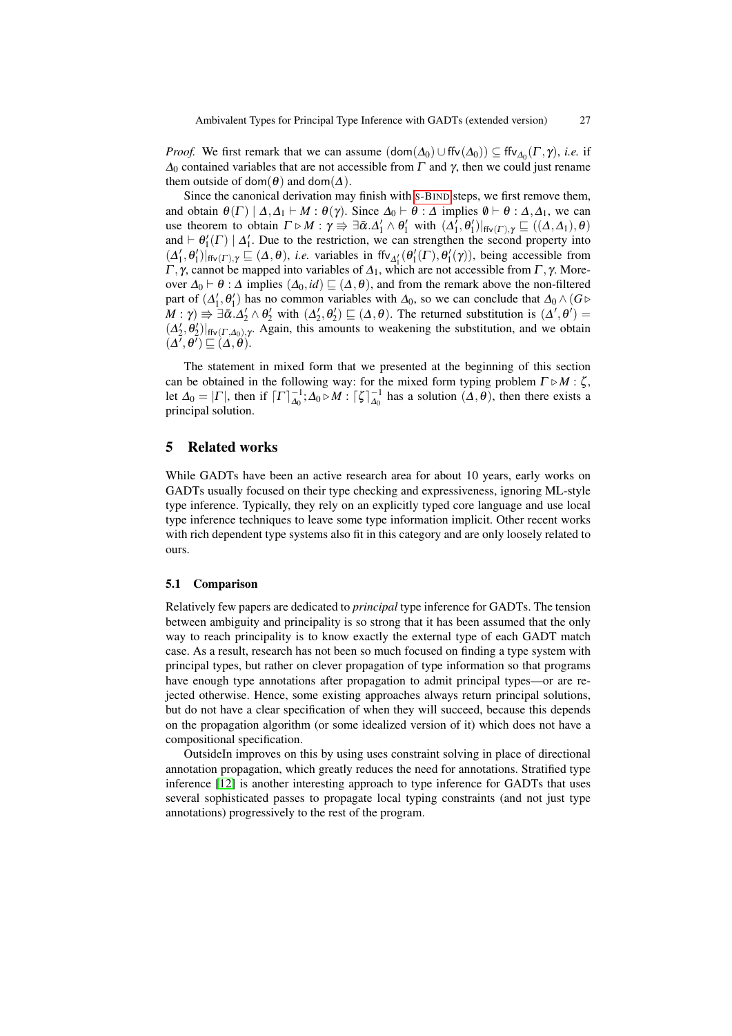*Proof.* We first remark that we can assume $(\mathsf{dom}(\Delta_0) \cup \mathsf{ffv}(\Delta_0)) \subseteq \mathsf{ffv}_{\Delta_0}(\Gamma, \gamma)$, *i.e.* if $\Delta_0$ contained variables that are not accessible from $\Gamma$ and $\gamma$, then we could just rename them outside of $\mathsf{dom}(\theta)$ and $\mathsf{dom}(\Delta)$.

Since the canonical derivation may finish with S-BIND steps, we first remove them, and obtain $\theta(\Gamma) \mid \Delta, \Delta_1 \vdash M : \theta(\gamma)$. Since $\Delta_0 \vdash \theta : \Delta$ implies $\emptyset \vdash \theta : \Delta, \Delta_1$, we can use theorem to obtain $\Gamma \triangleright M : \gamma \Rightarrow \exists \bar{\alpha}.\Delta'_1 \wedge \theta'_1$ with $(\Delta'_1, \theta'_1)|_{\mathsf{ffv}(\Gamma),\gamma} \sqsubseteq ((\Delta, \Delta_1), \theta)$ and $\vdash \theta'_1(\Gamma) \mid \Delta'_1$. Due to the restriction, we can strengthen the second property into $(\Delta'_1, \theta'_1)|_{\mathsf{ffv}(\Gamma),\gamma} \sqsubseteq (\Delta, \theta)$, *i.e.* variables in $\mathsf{ffv}_{\Delta'_1}(\theta'_1(\Gamma), \theta'_1(\gamma))$, being accessible from $\Gamma, \gamma$, cannot be mapped into variables of $\Delta_1$, which are not accessible from $\Gamma, \gamma$. Moreover $\Delta_0 \vdash \theta : \Delta$ implies $(\Delta_0, id) \sqsubseteq (\Delta, \theta)$, and from the remark above the non-filtered part of $(\Delta'_1, \theta'_1)$ has no common variables with $\Delta_0$, so we can conclude that $\Delta_0 \wedge (G \triangleright M : \gamma) \Rightarrow \exists \bar{\alpha}.\Delta'_2 \wedge \theta'_2$ with $(\Delta'_2, \theta'_2) \sqsubseteq (\Delta, \theta)$. The returned substitution is $(\Delta', \theta') = (\Delta'_2, \theta'_2)|_{\mathsf{ffv}(\Gamma, \Delta_0),\gamma}$. Again, this amounts to weakening the substitution, and we obtain $(\Delta', \theta') \sqsubseteq (\Delta, \theta)$.

The statement in mixed form that we presented at the beginning of this section can be obtained in the following way: for the mixed form typing problem $\Gamma \triangleright M : \zeta$, let $\Delta_0 = |\Gamma|$, then if $\lceil \Gamma \rceil^{-1}_{\Delta_0}; \Delta_0 \triangleright M : \lceil \zeta \rceil^{-1}_{\Delta_0}$ has a solution $(\Delta, \theta)$, then there exists a principal solution.

## 5 Related works

While GADTs have been an active research area for about 10 years, early works on GADTs usually focused on their type checking and expressiveness, ignoring ML-style type inference. Typically, they rely on an explicitly typed core language and use local type inference techniques to leave some type information implicit. Other recent works with rich dependent type systems also fit in this category and are only loosely related to ours.

### 5.1 Comparison

Relatively few papers are dedicated to *principal* type inference for GADTs. The tension between ambiguity and principality is so strong that it has been assumed that the only way to reach principality is to know exactly the external type of each GADT match case. As a result, research has not been so much focused on finding a type system with principal types, but rather on clever propagation of type information so that programs have enough type annotations after propagation to admit principal types—or are rejected otherwise. Hence, some existing approaches always return principal solutions, but do not have a clear specification of when they will succeed, because this depends on the propagation algorithm (or some idealized version of it) which does not have a compositional specification.

OutsideIn improves on this by using uses constraint solving in place of directional annotation propagation, which greatly reduces the need for annotations. Stratified type inference [12] is another interesting approach to type inference for GADTs that uses several sophisticated passes to propagate local typing constraints (and not just type annotations) progressively to the rest of the program.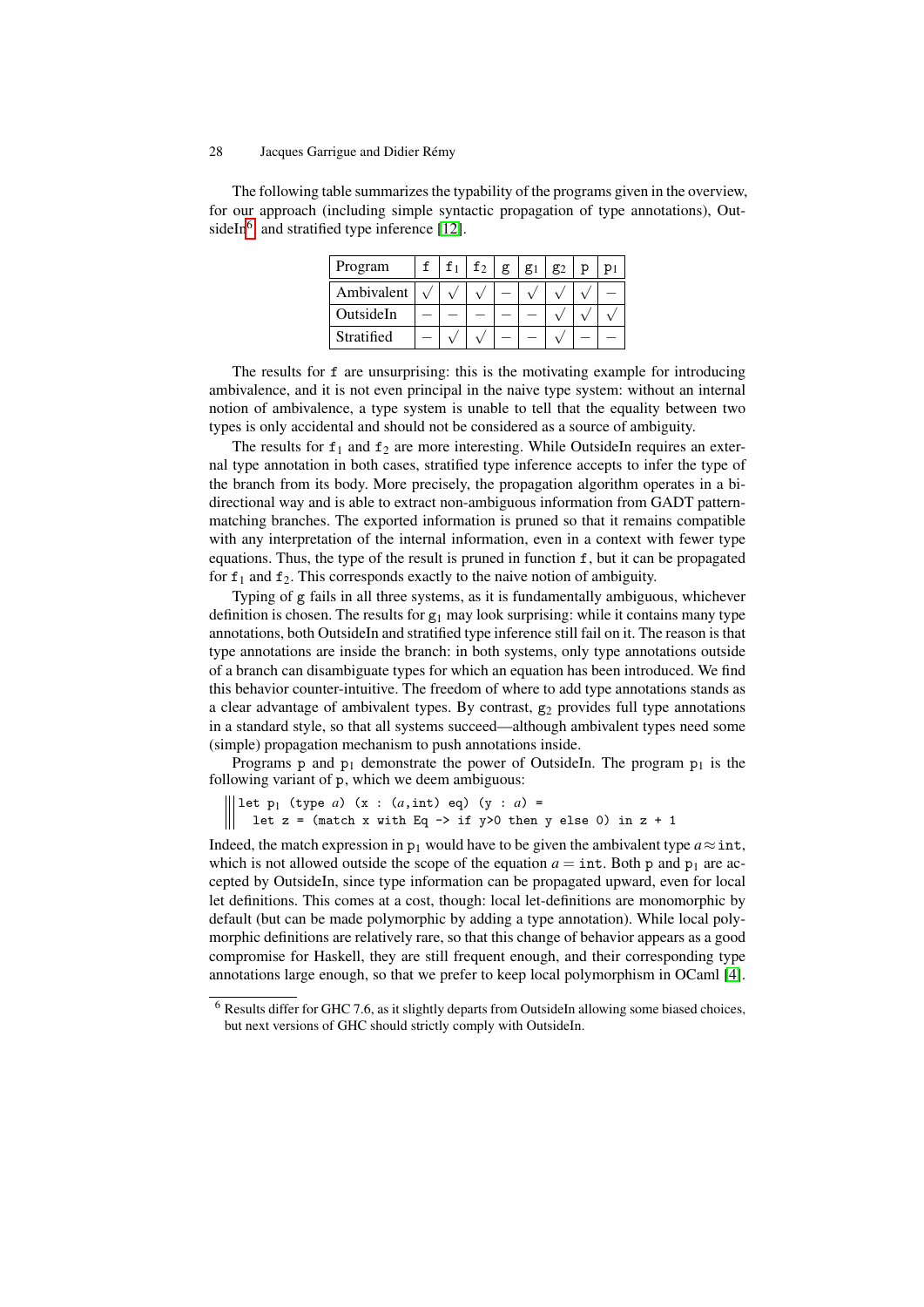The following table summarizes the typability of the programs given in the overview, for our approach (including simple syntactic propagation of type annotations), OutsideIn[6] and stratified type inference [12].

| Program | f | $f_1$ | $f_2$ | g | $g_1$ | $g_2$ | p | $p_1$ |
|---|---|---|---|---|---|---|---|---|
| Ambivalent | √ | √ | √ | – | √ | √ | √ | – |
| OutsideIn | – | – | – | – | – | √ | √ | √ |
| Stratified | – | √ | √ | – | – | √ | – | – |

The results for f are unsurprising: this is the motivating example for introducing ambivalence, and it is not even principal in the naive type system: without an internal notion of ambivalence, a type system is unable to tell that the equality between two types is only accidental and should not be considered as a source of ambiguity.

The results for $f_1$ and $f_2$ are more interesting. While OutsideIn requires an external type annotation in both cases, stratified type inference accepts to infer the type of the branch from its body. More precisely, the propagation algorithm operates in a bi-directional way and is able to extract non-ambiguous information from GADT pattern-matching branches. The exported information is pruned so that it remains compatible with any interpretation of the internal information, even in a context with fewer type equations. Thus, the type of the result is pruned in function f, but it can be propagated for $f_1$ and $f_2$. This corresponds exactly to the naive notion of ambiguity.

Typing of g fails in all three systems, as it is fundamentally ambiguous, whichever definition is chosen. The results for $g_1$ may look surprising: while it contains many type annotations, both OutsideIn and stratified type inference still fail on it. The reason is that type annotations are inside the branch: in both systems, only type annotations outside of a branch can disambiguate types for which an equation has been introduced. We find this behavior counter-intuitive. The freedom of where to add type annotations stands as a clear advantage of ambivalent types. By contrast, $g_2$ provides full type annotations in a standard style, so that all systems succeed—although ambivalent types need some (simple) propagation mechanism to push annotations inside.

Programs p and $p_1$ demonstrate the power of OutsideIn. The program $p_1$ is the following variant of p, which we deem ambiguous:

```
let p1 (type a) (x : (a,int) eq) (y : a) =
  let z = (match x with Eq -> if y>0 then y else 0) in z + 1
```

Indeed, the match expression in $p_1$ would have to be given the ambivalent type $a \approx \texttt{int}$, which is not allowed outside the scope of the equation $a = \texttt{int}$. Both p and $p_1$ are accepted by OutsideIn, since type information can be propagated upward, even for local let definitions. This comes at a cost, though: local let-definitions are monomorphic by default (but can be made polymorphic by adding a type annotation). While local polymorphic definitions are relatively rare, so that this change of behavior appears as a good compromise for Haskell, they are still frequent enough, and their corresponding type annotations large enough, so that we prefer to keep local polymorphism in OCaml [4].

[6] Results differ for GHC 7.6, as it slightly departs from OutsideIn allowing some biased choices, but next versions of GHC should strictly comply with OutsideIn.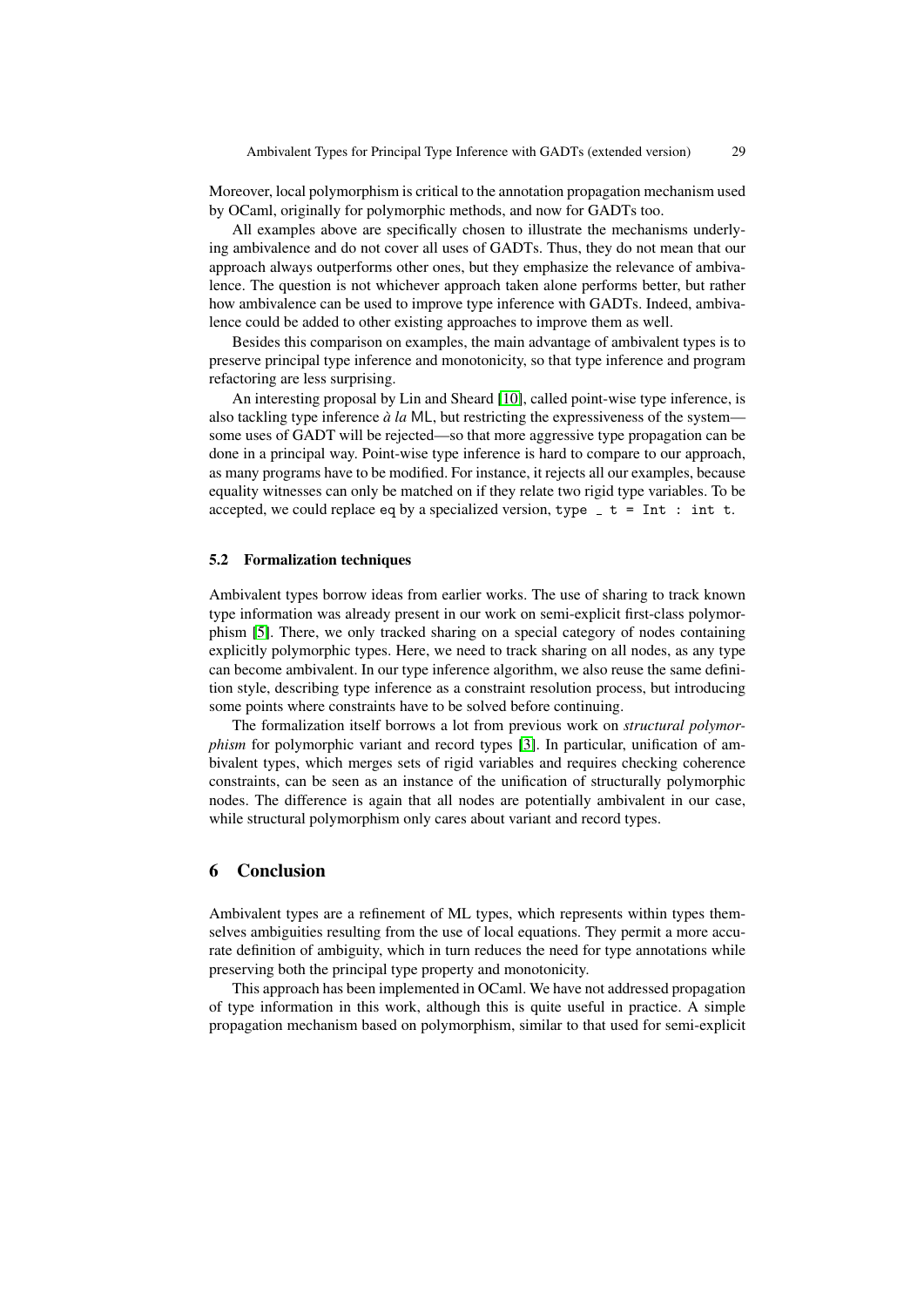Moreover, local polymorphism is critical to the annotation propagation mechanism used by OCaml, originally for polymorphic methods, and now for GADTs too.

All examples above are specifically chosen to illustrate the mechanisms underlying ambivalence and do not cover all uses of GADTs. Thus, they do not mean that our approach always outperforms other ones, but they emphasize the relevance of ambivalence. The question is not whichever approach taken alone performs better, but rather how ambivalence can be used to improve type inference with GADTs. Indeed, ambivalence could be added to other existing approaches to improve them as well.

Besides this comparison on examples, the main advantage of ambivalent types is to preserve principal type inference and monotonicity, so that type inference and program refactoring are less surprising.

An interesting proposal by Lin and Sheard [10], called point-wise type inference, is also tackling type inference *à la* ML, but restricting the expressiveness of the system—some uses of GADT will be rejected—so that more aggressive type propagation can be done in a principal way. Point-wise type inference is hard to compare to our approach, as many programs have to be modified. For instance, it rejects all our examples, because equality witnesses can only be matched on if they relate two rigid type variables. To be accepted, we could replace `eq` by a specialized version, `type _ t = Int : int t`.

### 5.2 Formalization techniques

Ambivalent types borrow ideas from earlier works. The use of sharing to track known type information was already present in our work on semi-explicit first-class polymorphism [5]. There, we only tracked sharing on a special category of nodes containing explicitly polymorphic types. Here, we need to track sharing on all nodes, as any type can become ambivalent. In our type inference algorithm, we also reuse the same definition style, describing type inference as a constraint resolution process, but introducing some points where constraints have to be solved before continuing.

The formalization itself borrows a lot from previous work on *structural polymorphism* for polymorphic variant and record types [3]. In particular, unification of ambivalent types, which merges sets of rigid variables and requires checking coherence constraints, can be seen as an instance of the unification of structurally polymorphic nodes. The difference is again that all nodes are potentially ambivalent in our case, while structural polymorphism only cares about variant and record types.

## 6 Conclusion

Ambivalent types are a refinement of ML types, which represents within types themselves ambiguities resulting from the use of local equations. They permit a more accurate definition of ambiguity, which in turn reduces the need for type annotations while preserving both the principal type property and monotonicity.

This approach has been implemented in OCaml. We have not addressed propagation of type information in this work, although this is quite useful in practice. A simple propagation mechanism based on polymorphism, similar to that used for semi-explicit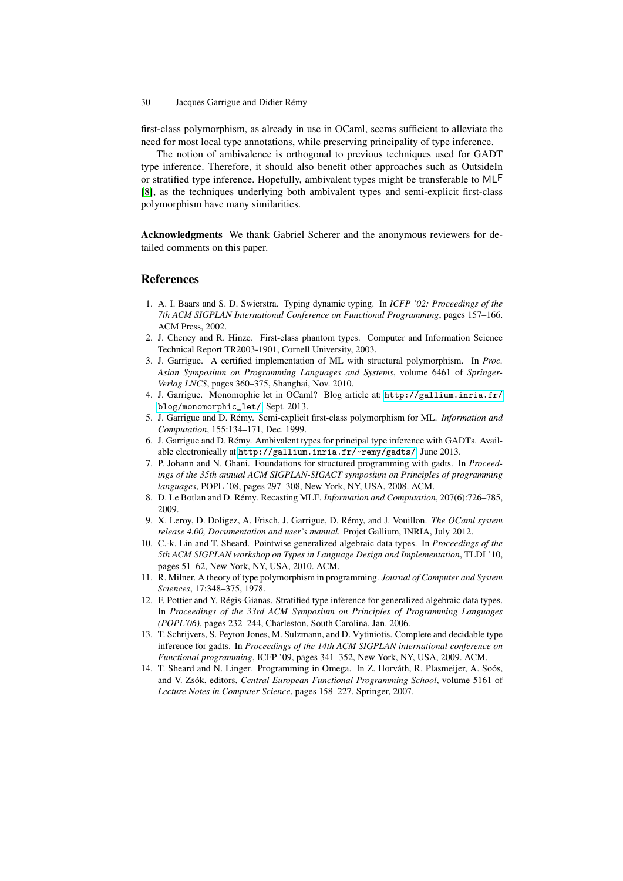first-class polymorphism, as already in use in OCaml, seems sufficient to alleviate the need for most local type annotations, while preserving principality of type inference.

The notion of ambivalence is orthogonal to previous techniques used for GADT type inference. Therefore, it should also benefit other approaches such as OutsideIn or stratified type inference. Hopefully, ambivalent types might be transferable to $\mathsf{ML}^{\mathsf{F}}$ [8], as the techniques underlying both ambivalent types and semi-explicit first-class polymorphism have many similarities.

**Acknowledgments** We thank Gabriel Scherer and the anonymous reviewers for detailed comments on this paper.

## References

1. A. I. Baars and S. D. Swierstra. Typing dynamic typing. In *ICFP '02: Proceedings of the 7th ACM SIGPLAN International Conference on Functional Programming*, pages 157–166. ACM Press, 2002.
2. J. Cheney and R. Hinze. First-class phantom types. Computer and Information Science Technical Report TR2003-1901, Cornell University, 2003.
3. J. Garrigue. A certified implementation of ML with structural polymorphism. In *Proc. Asian Symposium on Programming Languages and Systems*, volume 6461 of *Springer-Verlag LNCS*, pages 360–375, Shanghai, Nov. 2010.
4. J. Garrigue. Monomophic let in OCaml? Blog article at: `http://gallium.inria.fr/blog/monomorphic_let/`, Sept. 2013.
5. J. Garrigue and D. Rémy. Semi-explicit first-class polymorphism for ML. *Information and Computation*, 155:134–171, Dec. 1999.
6. J. Garrigue and D. Rémy. Ambivalent types for principal type inference with GADTs. Available electronically at `http://gallium.inria.fr/~remy/gadts/`, June 2013.
7. P. Johann and N. Ghani. Foundations for structured programming with gadts. In *Proceedings of the 35th annual ACM SIGPLAN-SIGACT symposium on Principles of programming languages*, POPL '08, pages 297–308, New York, NY, USA, 2008. ACM.
8. D. Le Botlan and D. Rémy. Recasting MLF. *Information and Computation*, 207(6):726–785, 2009.
9. X. Leroy, D. Doligez, A. Frisch, J. Garrigue, D. Rémy, and J. Vouillon. *The OCaml system release 4.00, Documentation and user's manual*. Projet Gallium, INRIA, July 2012.
10. C.-k. Lin and T. Sheard. Pointwise generalized algebraic data types. In *Proceedings of the 5th ACM SIGPLAN workshop on Types in Language Design and Implementation*, TLDI '10, pages 51–62, New York, NY, USA, 2010. ACM.
11. R. Milner. A theory of type polymorphism in programming. *Journal of Computer and System Sciences*, 17:348–375, 1978.
12. F. Pottier and Y. Régis-Gianas. Stratified type inference for generalized algebraic data types. In *Proceedings of the 33rd ACM Symposium on Principles of Programming Languages (POPL'06)*, pages 232–244, Charleston, South Carolina, Jan. 2006.
13. T. Schrijvers, S. Peyton Jones, M. Sulzmann, and D. Vytiniotis. Complete and decidable type inference for gadts. In *Proceedings of the 14th ACM SIGPLAN international conference on Functional programming*, ICFP '09, pages 341–352, New York, NY, USA, 2009. ACM.
14. T. Sheard and N. Linger. Programming in Omega. In Z. Horváth, R. Plasmeijer, A. Soós, and V. Zsók, editors, *Central European Functional Programming School*, volume 5161 of *Lecture Notes in Computer Science*, pages 158–227. Springer, 2007.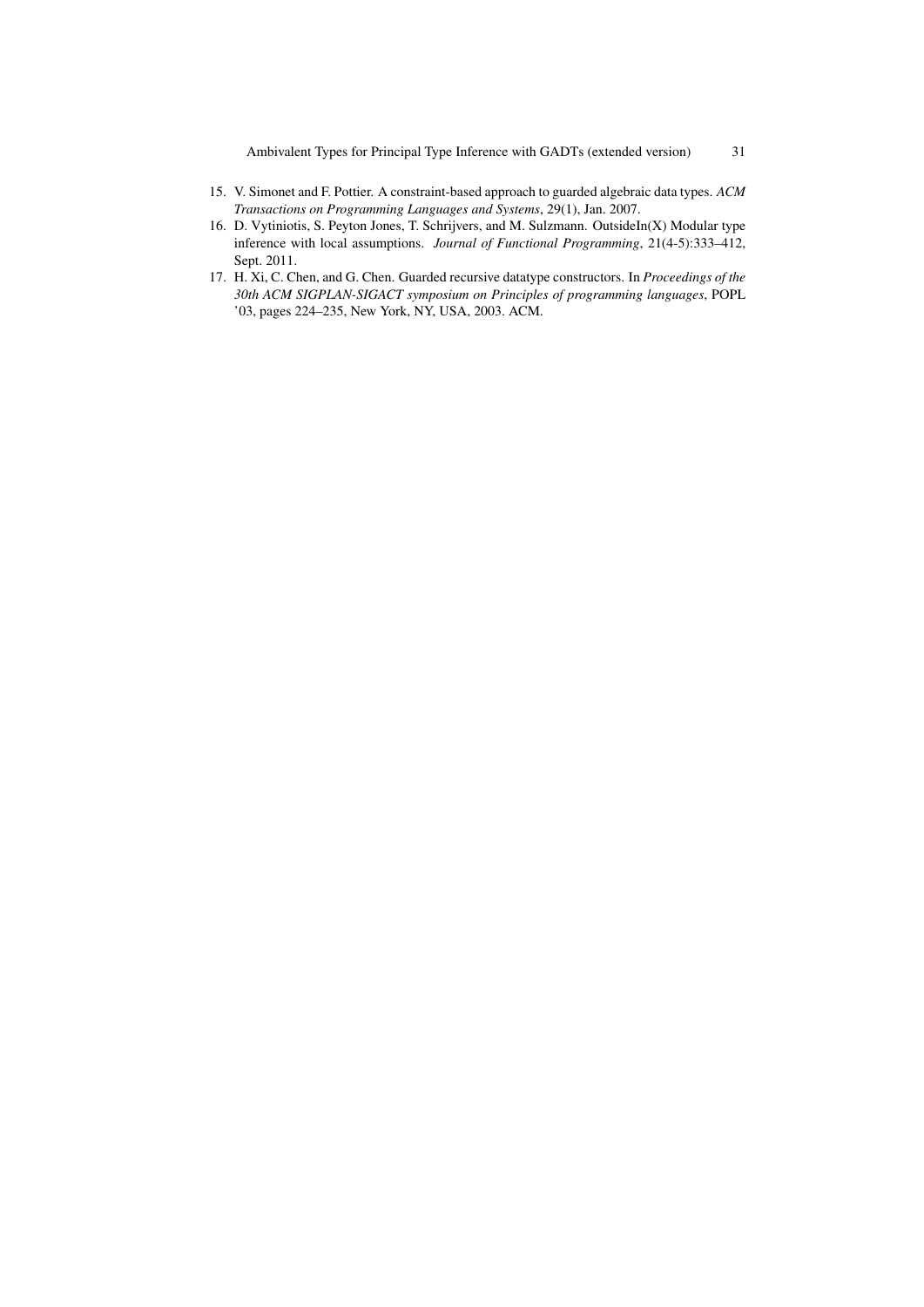15. V. Simonet and F. Pottier. A constraint-based approach to guarded algebraic data types. *ACM Transactions on Programming Languages and Systems*, 29(1), Jan. 2007.
16. D. Vytiniotis, S. Peyton Jones, T. Schrijvers, and M. Sulzmann. OutsideIn(X) Modular type inference with local assumptions. *Journal of Functional Programming*, 21(4-5):333–412, Sept. 2011.
17. H. Xi, C. Chen, and G. Chen. Guarded recursive datatype constructors. In *Proceedings of the 30th ACM SIGPLAN-SIGACT symposium on Principles of programming languages*, POPL '03, pages 224–235, New York, NY, USA, 2003. ACM.